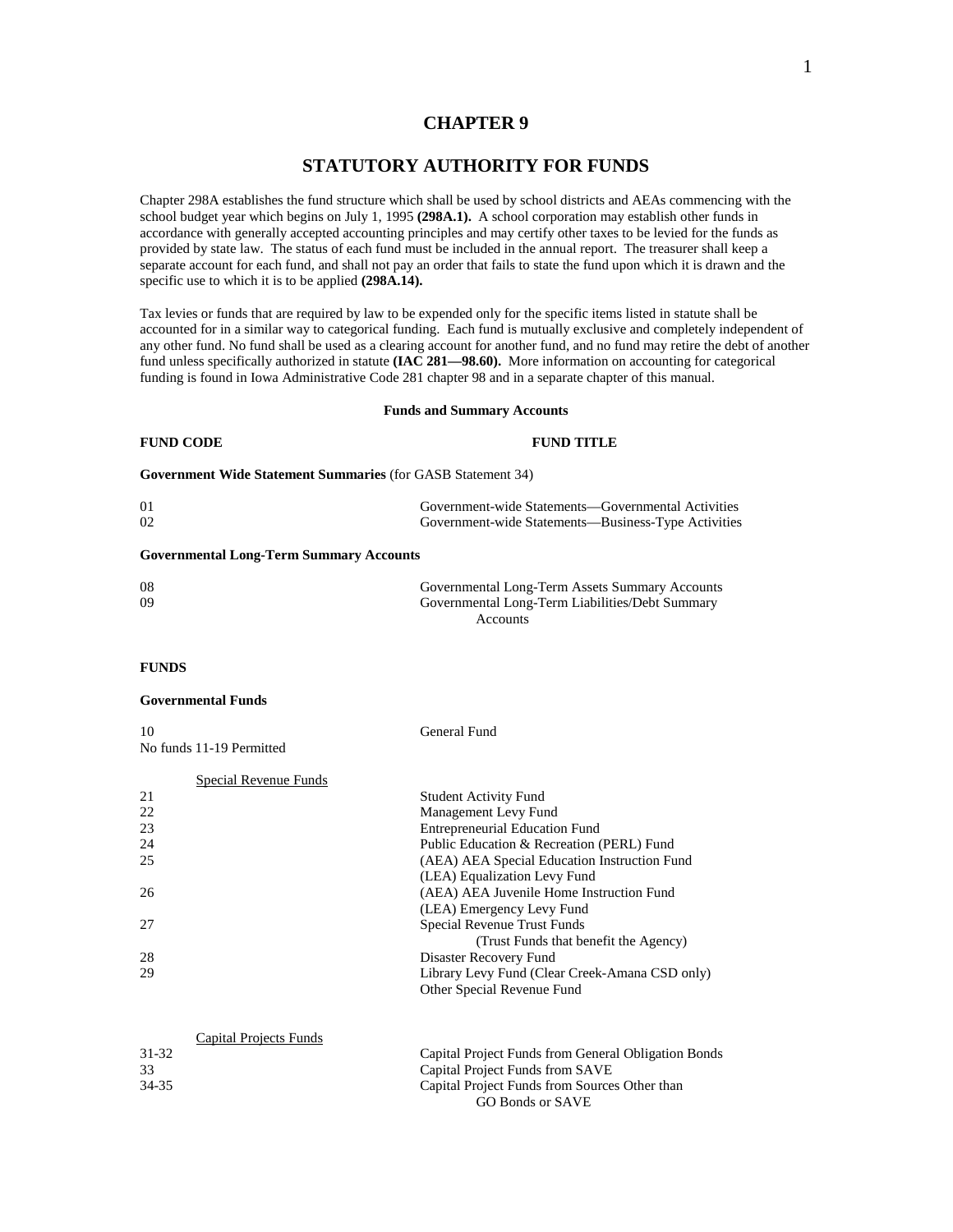# CHAPTER 9

## STATUTORY AUTHORITY FOR FUNDS

Chapter 298A establishes the fund structure which shall be used by school districts and AEAs commencing with the school budget year which begins on July 1, 1995 **(298A.1).** A school corporation may establish other funds in accordance with generally accepted accounting principles and may certify other taxes to be levied for the funds as provided by state law. The status of each fund must be included in the annual report. The treasurer shall keep a separate account for each fund, and shall not pay an order that fails to state the fund upon which it is drawn and the specific use to which it is to be applied **(298A.14).**

Tax levies or funds that are required by law to be expended only for the specific items listed in statute shall be accounted for in a similar way to categorical funding. Each fund is mutually exclusive and completely independent of any other fund. No fund shall be used as a clearing account for another fund, and no fund may retire the debt of another fund unless specifically authorized in statute **(IAC 281—98.60).** More information on accounting for categorical funding is found in Iowa Administrative Code 281 chapter 98 and in a separate chapter of this manual.

**Funds and Summary Accounts**

| FUND CODE | FUND TITLE |
|---|---|
| **Government Wide Statement Summaries** (for GASB Statement 34) | |
| 01 | Government-wide Statements—Governmental Activities |
| 02 | Government-wide Statements—Business-Type Activities |
| **Governmental Long-Term Summary Accounts** | |
| 08 | Governmental Long-Term Assets Summary Accounts |
| 09 | Governmental Long-Term Liabilities/Debt Summary Accounts |
| **FUNDS** | |
| **Governmental Funds** | |
| 10 | General Fund |
| No funds 11-19 Permitted | |
| Special Revenue Funds | |
| 21 | Student Activity Fund |
| 22 | Management Levy Fund |
| 23 | Entrepreneurial Education Fund |
| 24 | Public Education & Recreation (PERL) Fund |
| 25 | (AEA) AEA Special Education Instruction Fund<br>(LEA) Equalization Levy Fund |
| 26 | (AEA) AEA Juvenile Home Instruction Fund<br>(LEA) Emergency Levy Fund |
| 27 | Special Revenue Trust Funds<br>(Trust Funds that benefit the Agency) |
| 28 | Disaster Recovery Fund |
| 29 | Library Levy Fund (Clear Creek-Amana CSD only)<br>Other Special Revenue Fund |
| Capital Projects Funds | |
| 31-32 | Capital Project Funds from General Obligation Bonds |
| 33 | Capital Project Funds from SAVE |
| 34-35 | Capital Project Funds from Sources Other than GO Bonds or SAVE |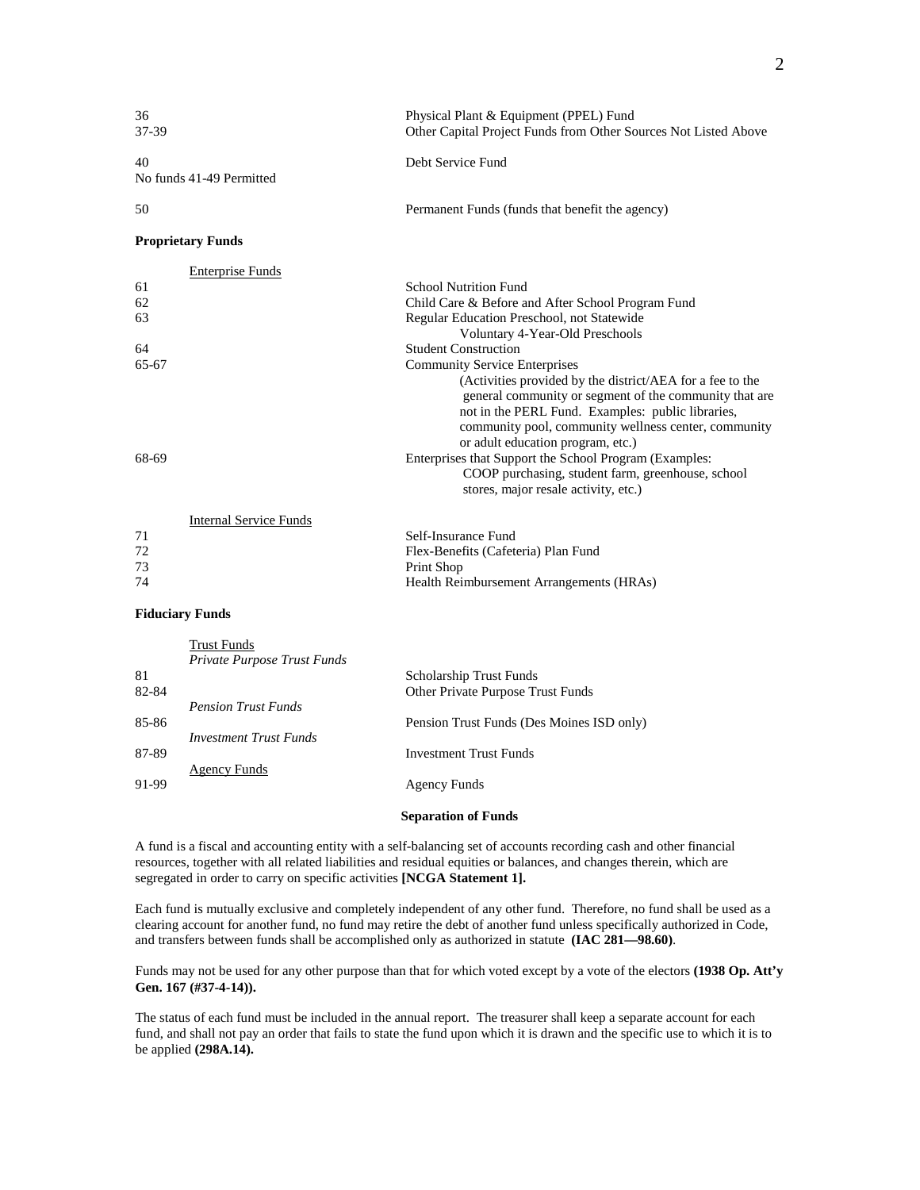| | |
|---|---|
| 36 | Physical Plant & Equipment (PPEL) Fund |
| 37-39 | Other Capital Project Funds from Other Sources Not Listed Above |
| 40 | Debt Service Fund |
| No funds 41-49 Permitted | |
| 50 | Permanent Funds (funds that benefit the agency) |

**Proprietary Funds**

| Enterprise Funds | |
|---|---|
| 61 | School Nutrition Fund |
| 62 | Child Care & Before and After School Program Fund |
| 63 | Regular Education Preschool, not Statewide Voluntary 4-Year-Old Preschools |
| 64 | Student Construction |
| 65-67 | Community Service Enterprises (Activities provided by the district/AEA for a fee to the general community or segment of the community that are not in the PERL Fund. Examples: public libraries, community pool, community wellness center, community or adult education program, etc.) |
| 68-69 | Enterprises that Support the School Program (Examples: COOP purchasing, student farm, greenhouse, school stores, major resale activity, etc.) |

| Internal Service Funds | |
|---|---|
| 71 | Self-Insurance Fund |
| 72 | Flex-Benefits (Cafeteria) Plan Fund |
| 73 | Print Shop |
| 74 | Health Reimbursement Arrangements (HRAs) |

**Fiduciary Funds**

| Trust Funds | |
|---|---|
| *Private Purpose Trust Funds* | |
| 81 | Scholarship Trust Funds |
| 82-84 | Other Private Purpose Trust Funds |
| *Pension Trust Funds* | |
| 85-86 | Pension Trust Funds (Des Moines ISD only) |
| *Investment Trust Funds* | |
| 87-89 | Investment Trust Funds |
| Agency Funds | |
| 91-99 | Agency Funds |

## Separation of Funds

A fund is a fiscal and accounting entity with a self-balancing set of accounts recording cash and other financial resources, together with all related liabilities and residual equities or balances, and changes therein, which are segregated in order to carry on specific activities **[NCGA Statement 1].**

Each fund is mutually exclusive and completely independent of any other fund. Therefore, no fund shall be used as a clearing account for another fund, no fund may retire the debt of another fund unless specifically authorized in Code, and transfers between funds shall be accomplished only as authorized in statute **(IAC 281—98.60)**.

Funds may not be used for any other purpose than that for which voted except by a vote of the electors **(1938 Op. Att'y Gen. 167 (#37-4-14)).**

The status of each fund must be included in the annual report. The treasurer shall keep a separate account for each fund, and shall not pay an order that fails to state the fund upon which it is drawn and the specific use to which it is to be applied **(298A.14).**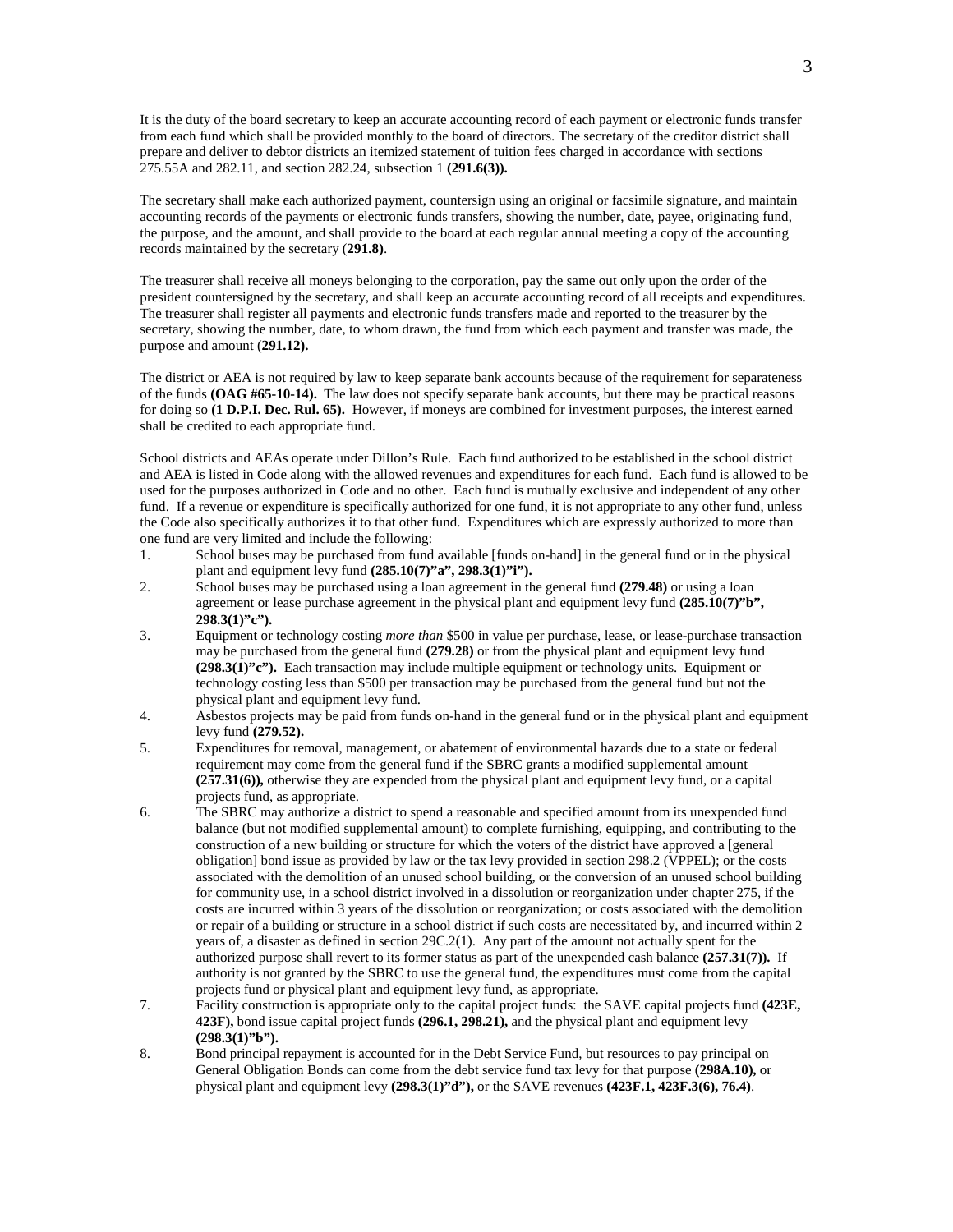It is the duty of the board secretary to keep an accurate accounting record of each payment or electronic funds transfer from each fund which shall be provided monthly to the board of directors. The secretary of the creditor district shall prepare and deliver to debtor districts an itemized statement of tuition fees charged in accordance with sections 275.55A and 282.11, and section 282.24, subsection 1 **(291.6(3)).**

The secretary shall make each authorized payment, countersign using an original or facsimile signature, and maintain accounting records of the payments or electronic funds transfers, showing the number, date, payee, originating fund, the purpose, and the amount, and shall provide to the board at each regular annual meeting a copy of the accounting records maintained by the secretary (**291.8**).

The treasurer shall receive all moneys belonging to the corporation, pay the same out only upon the order of the president countersigned by the secretary, and shall keep an accurate accounting record of all receipts and expenditures. The treasurer shall register all payments and electronic funds transfers made and reported to the treasurer by the secretary, showing the number, date, to whom drawn, the fund from which each payment and transfer was made, the purpose and amount (**291.12).**

The district or AEA is not required by law to keep separate bank accounts because of the requirement for separateness of the funds **(OAG #65-10-14).** The law does not specify separate bank accounts, but there may be practical reasons for doing so **(1 D.P.I. Dec. Rul. 65).** However, if moneys are combined for investment purposes, the interest earned shall be credited to each appropriate fund.

School districts and AEAs operate under Dillon's Rule. Each fund authorized to be established in the school district and AEA is listed in Code along with the allowed revenues and expenditures for each fund. Each fund is allowed to be used for the purposes authorized in Code and no other. Each fund is mutually exclusive and independent of any other fund. If a revenue or expenditure is specifically authorized for one fund, it is not appropriate to any other fund, unless the Code also specifically authorizes it to that other fund. Expenditures which are expressly authorized to more than one fund are very limited and include the following:

1. School buses may be purchased from fund available [funds on-hand] in the general fund or in the physical plant and equipment levy fund **(285.10(7)"a", 298.3(1)"i").**
2. School buses may be purchased using a loan agreement in the general fund **(279.48)** or using a loan agreement or lease purchase agreement in the physical plant and equipment levy fund **(285.10(7)"b", 298.3(1)"c").**
3. Equipment or technology costing *more than* $500 in value per purchase, lease, or lease-purchase transaction may be purchased from the general fund **(279.28)** or from the physical plant and equipment levy fund **(298.3(1)"c").** Each transaction may include multiple equipment or technology units. Equipment or technology costing less than $500 per transaction may be purchased from the general fund but not the physical plant and equipment levy fund.
4. Asbestos projects may be paid from funds on-hand in the general fund or in the physical plant and equipment levy fund **(279.52).**
5. Expenditures for removal, management, or abatement of environmental hazards due to a state or federal requirement may come from the general fund if the SBRC grants a modified supplemental amount **(257.31(6)),** otherwise they are expended from the physical plant and equipment levy fund, or a capital projects fund, as appropriate.
6. The SBRC may authorize a district to spend a reasonable and specified amount from its unexpended fund balance (but not modified supplemental amount) to complete furnishing, equipping, and contributing to the construction of a new building or structure for which the voters of the district have approved a [general obligation] bond issue as provided by law or the tax levy provided in section 298.2 (VPPEL); or the costs associated with the demolition of an unused school building, or the conversion of an unused school building for community use, in a school district involved in a dissolution or reorganization under chapter 275, if the costs are incurred within 3 years of the dissolution or reorganization; or costs associated with the demolition or repair of a building or structure in a school district if such costs are necessitated by, and incurred within 2 years of, a disaster as defined in section 29C.2(1). Any part of the amount not actually spent for the authorized purpose shall revert to its former status as part of the unexpended cash balance **(257.31(7)).** If authority is not granted by the SBRC to use the general fund, the expenditures must come from the capital projects fund or physical plant and equipment levy fund, as appropriate.
7. Facility construction is appropriate only to the capital project funds: the SAVE capital projects fund **(423E, 423F),** bond issue capital project funds **(296.1, 298.21),** and the physical plant and equipment levy **(298.3(1)"b").**
8. Bond principal repayment is accounted for in the Debt Service Fund, but resources to pay principal on General Obligation Bonds can come from the debt service fund tax levy for that purpose **(298A.10),** or physical plant and equipment levy **(298.3(1)"d"),** or the SAVE revenues **(423F.1, 423F.3(6), 76.4)**.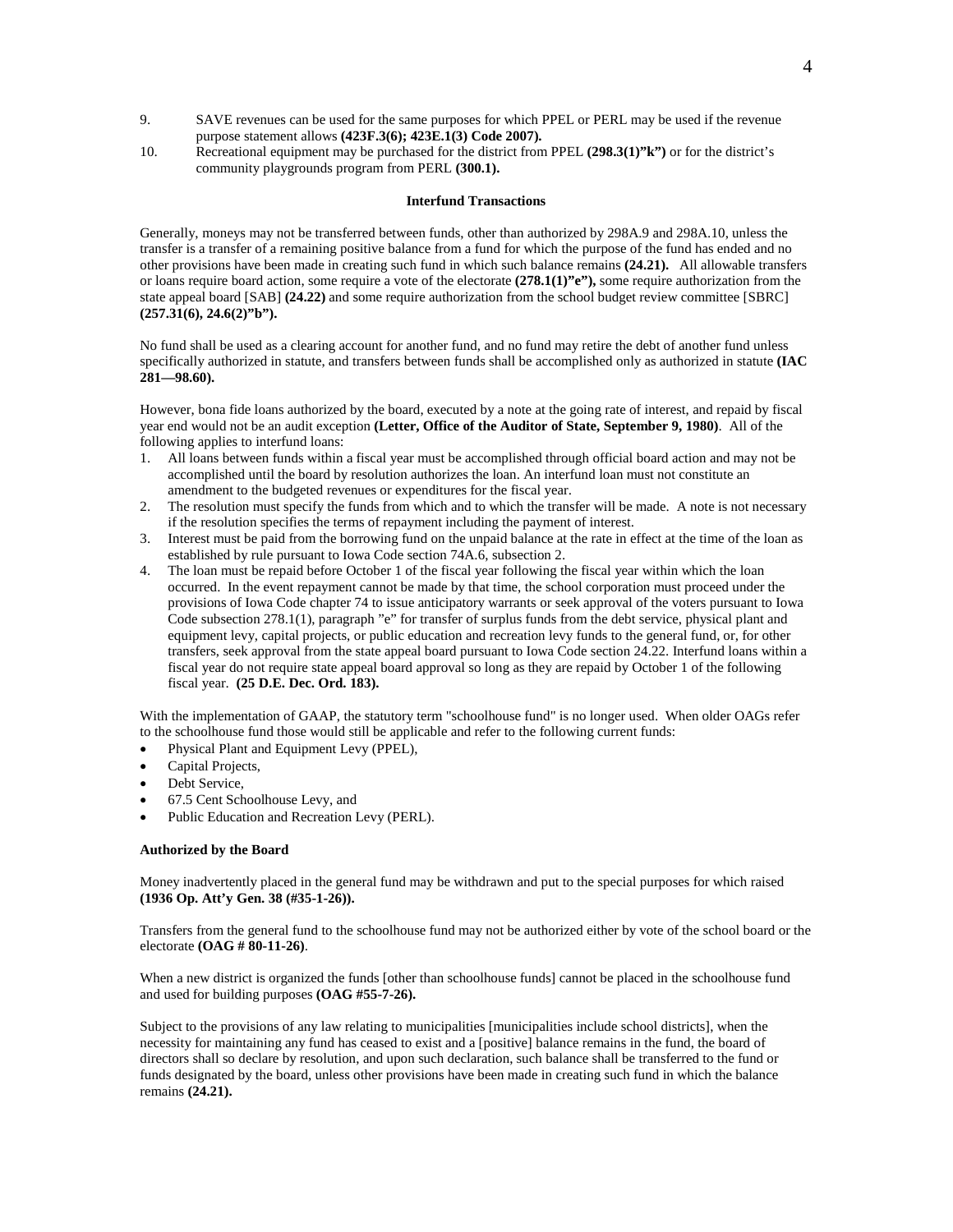9. SAVE revenues can be used for the same purposes for which PPEL or PERL may be used if the revenue purpose statement allows **(423F.3(6); 423E.1(3) Code 2007).**
10. Recreational equipment may be purchased for the district from PPEL **(298.3(1)"k")** or for the district's community playgrounds program from PERL **(300.1).**

### Interfund Transactions

Generally, moneys may not be transferred between funds, other than authorized by 298A.9 and 298A.10, unless the transfer is a transfer of a remaining positive balance from a fund for which the purpose of the fund has ended and no other provisions have been made in creating such fund in which such balance remains **(24.21).** All allowable transfers or loans require board action, some require a vote of the electorate **(278.1(1)"e"),** some require authorization from the state appeal board [SAB] **(24.22)** and some require authorization from the school budget review committee [SBRC] **(257.31(6), 24.6(2)"b").**

No fund shall be used as a clearing account for another fund, and no fund may retire the debt of another fund unless specifically authorized in statute, and transfers between funds shall be accomplished only as authorized in statute **(IAC 281—98.60).**

However, bona fide loans authorized by the board, executed by a note at the going rate of interest, and repaid by fiscal year end would not be an audit exception **(Letter, Office of the Auditor of State, September 9, 1980)**. All of the following applies to interfund loans:

1. All loans between funds within a fiscal year must be accomplished through official board action and may not be accomplished until the board by resolution authorizes the loan. An interfund loan must not constitute an amendment to the budgeted revenues or expenditures for the fiscal year.
2. The resolution must specify the funds from which and to which the transfer will be made. A note is not necessary if the resolution specifies the terms of repayment including the payment of interest.
3. Interest must be paid from the borrowing fund on the unpaid balance at the rate in effect at the time of the loan as established by rule pursuant to Iowa Code section 74A.6, subsection 2.
4. The loan must be repaid before October 1 of the fiscal year following the fiscal year within which the loan occurred. In the event repayment cannot be made by that time, the school corporation must proceed under the provisions of Iowa Code chapter 74 to issue anticipatory warrants or seek approval of the voters pursuant to Iowa Code subsection 278.1(1), paragraph "e" for transfer of surplus funds from the debt service, physical plant and equipment levy, capital projects, or public education and recreation levy funds to the general fund, or, for other transfers, seek approval from the state appeal board pursuant to Iowa Code section 24.22. Interfund loans within a fiscal year do not require state appeal board approval so long as they are repaid by October 1 of the following fiscal year. **(25 D.E. Dec. Ord. 183).**

With the implementation of GAAP, the statutory term "schoolhouse fund" is no longer used. When older OAGs refer to the schoolhouse fund those would still be applicable and refer to the following current funds:

- Physical Plant and Equipment Levy (PPEL),
- Capital Projects,
- Debt Service,
- 67.5 Cent Schoolhouse Levy, and
- Public Education and Recreation Levy (PERL).

#### Authorized by the Board

Money inadvertently placed in the general fund may be withdrawn and put to the special purposes for which raised **(1936 Op. Att'y Gen. 38 (#35-1-26)).**

Transfers from the general fund to the schoolhouse fund may not be authorized either by vote of the school board or the electorate **(OAG # 80-11-26)**.

When a new district is organized the funds [other than schoolhouse funds] cannot be placed in the schoolhouse fund and used for building purposes **(OAG #55-7-26).**

Subject to the provisions of any law relating to municipalities [municipalities include school districts], when the necessity for maintaining any fund has ceased to exist and a [positive] balance remains in the fund, the board of directors shall so declare by resolution, and upon such declaration, such balance shall be transferred to the fund or funds designated by the board, unless other provisions have been made in creating such fund in which the balance remains **(24.21).**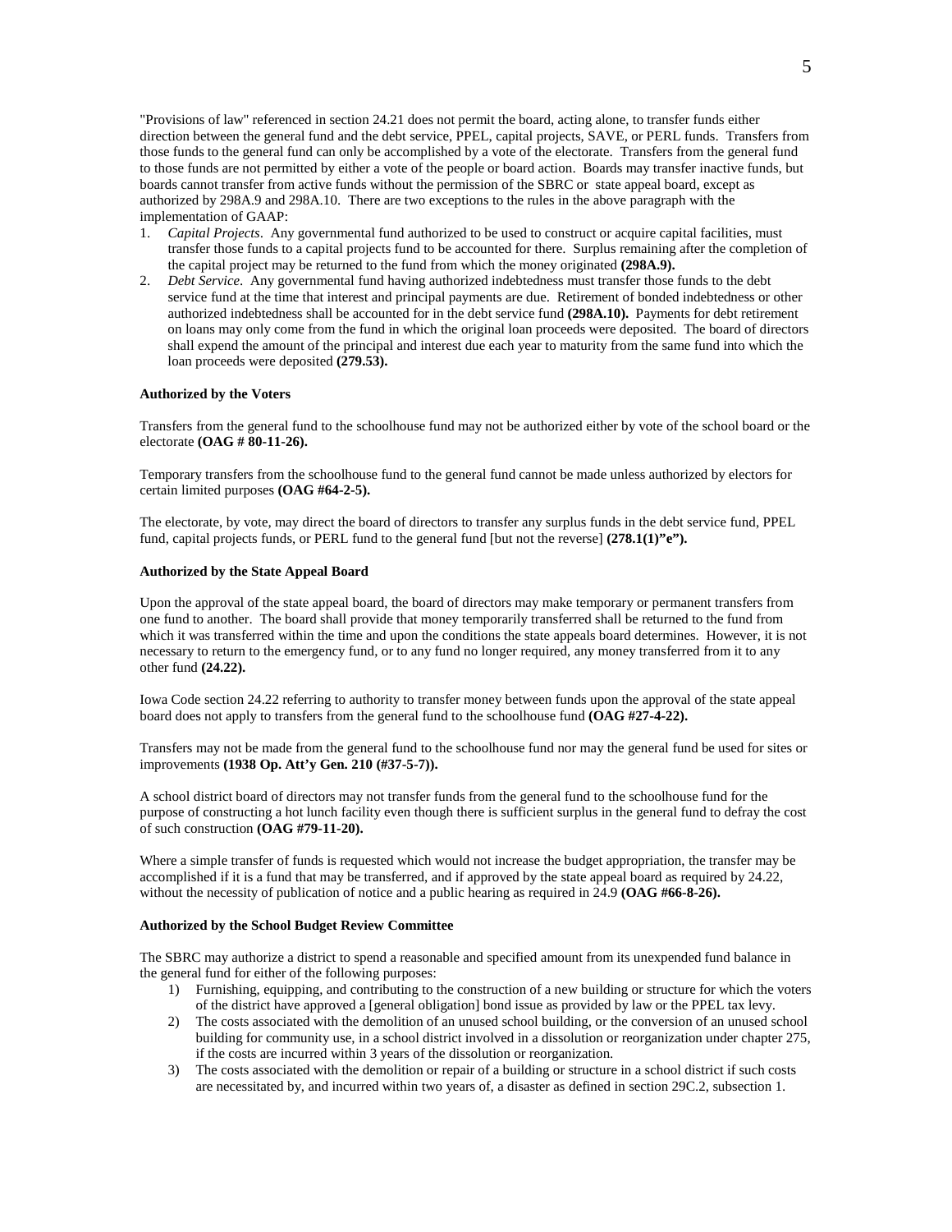"Provisions of law" referenced in section 24.21 does not permit the board, acting alone, to transfer funds either direction between the general fund and the debt service, PPEL, capital projects, SAVE, or PERL funds. Transfers from those funds to the general fund can only be accomplished by a vote of the electorate. Transfers from the general fund to those funds are not permitted by either a vote of the people or board action. Boards may transfer inactive funds, but boards cannot transfer from active funds without the permission of the SBRC or state appeal board, except as authorized by 298A.9 and 298A.10. There are two exceptions to the rules in the above paragraph with the implementation of GAAP:

1. *Capital Projects*. Any governmental fund authorized to be used to construct or acquire capital facilities, must transfer those funds to a capital projects fund to be accounted for there. Surplus remaining after the completion of the capital project may be returned to the fund from which the money originated **(298A.9).**
2. *Debt Service*. Any governmental fund having authorized indebtedness must transfer those funds to the debt service fund at the time that interest and principal payments are due. Retirement of bonded indebtedness or other authorized indebtedness shall be accounted for in the debt service fund **(298A.10).** Payments for debt retirement on loans may only come from the fund in which the original loan proceeds were deposited. The board of directors shall expend the amount of the principal and interest due each year to maturity from the same fund into which the loan proceeds were deposited **(279.53).**

**Authorized by the Voters**

Transfers from the general fund to the schoolhouse fund may not be authorized either by vote of the school board or the electorate **(OAG # 80-11-26).**

Temporary transfers from the schoolhouse fund to the general fund cannot be made unless authorized by electors for certain limited purposes **(OAG #64-2-5).**

The electorate, by vote, may direct the board of directors to transfer any surplus funds in the debt service fund, PPEL fund, capital projects funds, or PERL fund to the general fund [but not the reverse] **(278.1(1)"e").**

**Authorized by the State Appeal Board**

Upon the approval of the state appeal board, the board of directors may make temporary or permanent transfers from one fund to another. The board shall provide that money temporarily transferred shall be returned to the fund from which it was transferred within the time and upon the conditions the state appeals board determines. However, it is not necessary to return to the emergency fund, or to any fund no longer required, any money transferred from it to any other fund **(24.22).**

Iowa Code section 24.22 referring to authority to transfer money between funds upon the approval of the state appeal board does not apply to transfers from the general fund to the schoolhouse fund **(OAG #27-4-22).**

Transfers may not be made from the general fund to the schoolhouse fund nor may the general fund be used for sites or improvements **(1938 Op. Att'y Gen. 210 (#37-5-7)).**

A school district board of directors may not transfer funds from the general fund to the schoolhouse fund for the purpose of constructing a hot lunch facility even though there is sufficient surplus in the general fund to defray the cost of such construction **(OAG #79-11-20).**

Where a simple transfer of funds is requested which would not increase the budget appropriation, the transfer may be accomplished if it is a fund that may be transferred, and if approved by the state appeal board as required by 24.22, without the necessity of publication of notice and a public hearing as required in 24.9 **(OAG #66-8-26).**

**Authorized by the School Budget Review Committee**

The SBRC may authorize a district to spend a reasonable and specified amount from its unexpended fund balance in the general fund for either of the following purposes:

1) Furnishing, equipping, and contributing to the construction of a new building or structure for which the voters of the district have approved a [general obligation] bond issue as provided by law or the PPEL tax levy.
2) The costs associated with the demolition of an unused school building, or the conversion of an unused school building for community use, in a school district involved in a dissolution or reorganization under chapter 275, if the costs are incurred within 3 years of the dissolution or reorganization.
3) The costs associated with the demolition or repair of a building or structure in a school district if such costs are necessitated by, and incurred within two years of, a disaster as defined in section 29C.2, subsection 1.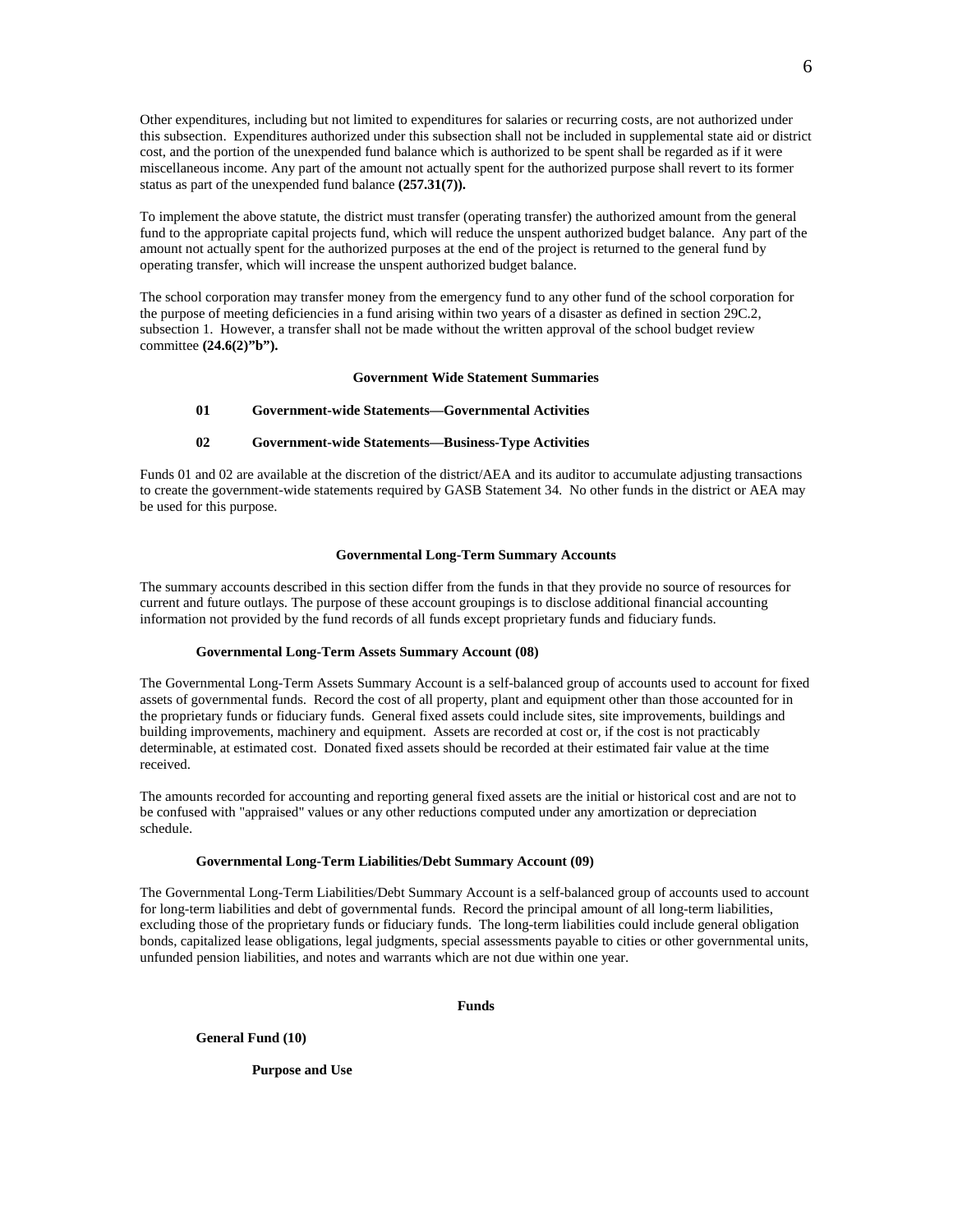Other expenditures, including but not limited to expenditures for salaries or recurring costs, are not authorized under this subsection. Expenditures authorized under this subsection shall not be included in supplemental state aid or district cost, and the portion of the unexpended fund balance which is authorized to be spent shall be regarded as if it were miscellaneous income. Any part of the amount not actually spent for the authorized purpose shall revert to its former status as part of the unexpended fund balance **(257.31(7)).**

To implement the above statute, the district must transfer (operating transfer) the authorized amount from the general fund to the appropriate capital projects fund, which will reduce the unspent authorized budget balance. Any part of the amount not actually spent for the authorized purposes at the end of the project is returned to the general fund by operating transfer, which will increase the unspent authorized budget balance.

The school corporation may transfer money from the emergency fund to any other fund of the school corporation for the purpose of meeting deficiencies in a fund arising within two years of a disaster as defined in section 29C.2, subsection 1. However, a transfer shall not be made without the written approval of the school budget review committee **(24.6(2)"b").**

## Government Wide Statement Summaries

**01 Government-wide Statements—Governmental Activities**

**02 Government-wide Statements—Business-Type Activities**

Funds 01 and 02 are available at the discretion of the district/AEA and its auditor to accumulate adjusting transactions to create the government-wide statements required by GASB Statement 34. No other funds in the district or AEA may be used for this purpose.

## Governmental Long-Term Summary Accounts

The summary accounts described in this section differ from the funds in that they provide no source of resources for current and future outlays. The purpose of these account groupings is to disclose additional financial accounting information not provided by the fund records of all funds except proprietary funds and fiduciary funds.

### Governmental Long-Term Assets Summary Account (08)

The Governmental Long-Term Assets Summary Account is a self-balanced group of accounts used to account for fixed assets of governmental funds. Record the cost of all property, plant and equipment other than those accounted for in the proprietary funds or fiduciary funds. General fixed assets could include sites, site improvements, buildings and building improvements, machinery and equipment. Assets are recorded at cost or, if the cost is not practicably determinable, at estimated cost. Donated fixed assets should be recorded at their estimated fair value at the time received.

The amounts recorded for accounting and reporting general fixed assets are the initial or historical cost and are not to be confused with "appraised" values or any other reductions computed under any amortization or depreciation schedule.

### Governmental Long-Term Liabilities/Debt Summary Account (09)

The Governmental Long-Term Liabilities/Debt Summary Account is a self-balanced group of accounts used to account for long-term liabilities and debt of governmental funds. Record the principal amount of all long-term liabilities, excluding those of the proprietary funds or fiduciary funds. The long-term liabilities could include general obligation bonds, capitalized lease obligations, legal judgments, special assessments payable to cities or other governmental units, unfunded pension liabilities, and notes and warrants which are not due within one year.

## Funds

### General Fund (10)

#### Purpose and Use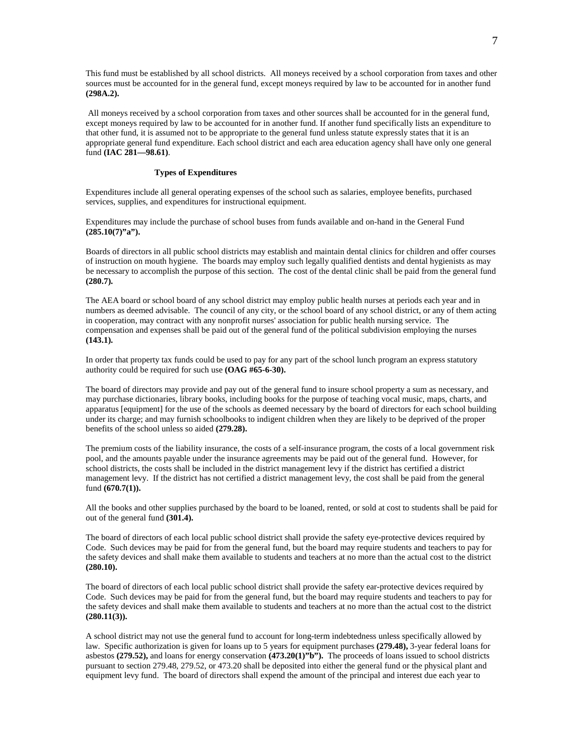This fund must be established by all school districts. All moneys received by a school corporation from taxes and other sources must be accounted for in the general fund, except moneys required by law to be accounted for in another fund **(298A.2).**

All moneys received by a school corporation from taxes and other sources shall be accounted for in the general fund, except moneys required by law to be accounted for in another fund. If another fund specifically lists an expenditure to that other fund, it is assumed not to be appropriate to the general fund unless statute expressly states that it is an appropriate general fund expenditure. Each school district and each area education agency shall have only one general fund **(IAC 281—98.61)**.

### Types of Expenditures

Expenditures include all general operating expenses of the school such as salaries, employee benefits, purchased services, supplies, and expenditures for instructional equipment.

Expenditures may include the purchase of school buses from funds available and on-hand in the General Fund **(285.10(7)"a").**

Boards of directors in all public school districts may establish and maintain dental clinics for children and offer courses of instruction on mouth hygiene. The boards may employ such legally qualified dentists and dental hygienists as may be necessary to accomplish the purpose of this section. The cost of the dental clinic shall be paid from the general fund **(280.7).**

The AEA board or school board of any school district may employ public health nurses at periods each year and in numbers as deemed advisable. The council of any city, or the school board of any school district, or any of them acting in cooperation, may contract with any nonprofit nurses' association for public health nursing service. The compensation and expenses shall be paid out of the general fund of the political subdivision employing the nurses **(143.1).**

In order that property tax funds could be used to pay for any part of the school lunch program an express statutory authority could be required for such use **(OAG #65-6-30).**

The board of directors may provide and pay out of the general fund to insure school property a sum as necessary, and may purchase dictionaries, library books, including books for the purpose of teaching vocal music, maps, charts, and apparatus [equipment] for the use of the schools as deemed necessary by the board of directors for each school building under its charge; and may furnish schoolbooks to indigent children when they are likely to be deprived of the proper benefits of the school unless so aided **(279.28).**

The premium costs of the liability insurance, the costs of a self-insurance program, the costs of a local government risk pool, and the amounts payable under the insurance agreements may be paid out of the general fund. However, for school districts, the costs shall be included in the district management levy if the district has certified a district management levy. If the district has not certified a district management levy, the cost shall be paid from the general fund **(670.7(1)).**

All the books and other supplies purchased by the board to be loaned, rented, or sold at cost to students shall be paid for out of the general fund **(301.4).**

The board of directors of each local public school district shall provide the safety eye-protective devices required by Code. Such devices may be paid for from the general fund, but the board may require students and teachers to pay for the safety devices and shall make them available to students and teachers at no more than the actual cost to the district **(280.10).**

The board of directors of each local public school district shall provide the safety ear-protective devices required by Code. Such devices may be paid for from the general fund, but the board may require students and teachers to pay for the safety devices and shall make them available to students and teachers at no more than the actual cost to the district **(280.11(3)).**

A school district may not use the general fund to account for long-term indebtedness unless specifically allowed by law. Specific authorization is given for loans up to 5 years for equipment purchases **(279.48),** 3-year federal loans for asbestos **(279.52),** and loans for energy conservation **(473.20(1)"b").** The proceeds of loans issued to school districts pursuant to section 279.48, 279.52, or 473.20 shall be deposited into either the general fund or the physical plant and equipment levy fund. The board of directors shall expend the amount of the principal and interest due each year to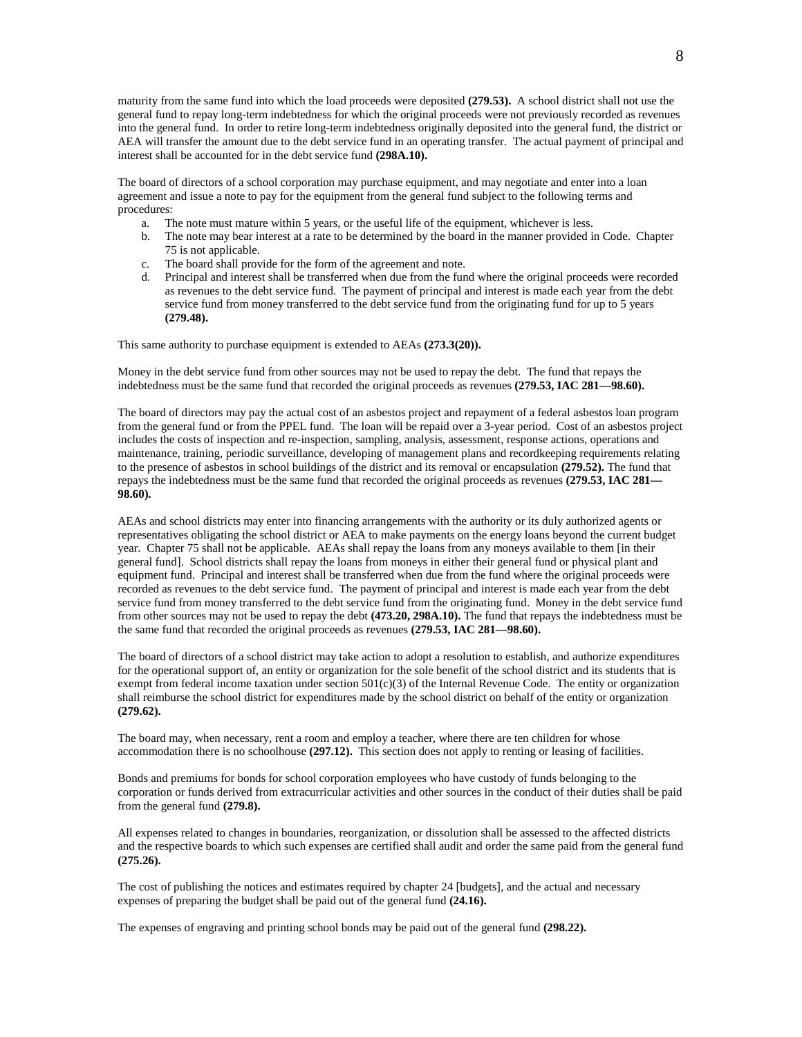maturity from the same fund into which the load proceeds were deposited **(279.53).** A school district shall not use the general fund to repay long-term indebtedness for which the original proceeds were not previously recorded as revenues into the general fund. In order to retire long-term indebtedness originally deposited into the general fund, the district or AEA will transfer the amount due to the debt service fund in an operating transfer. The actual payment of principal and interest shall be accounted for in the debt service fund **(298A.10).**

The board of directors of a school corporation may purchase equipment, and may negotiate and enter into a loan agreement and issue a note to pay for the equipment from the general fund subject to the following terms and procedures:

a. The note must mature within 5 years, or the useful life of the equipment, whichever is less.
b. The note may bear interest at a rate to be determined by the board in the manner provided in Code. Chapter 75 is not applicable.
c. The board shall provide for the form of the agreement and note.
d. Principal and interest shall be transferred when due from the fund where the original proceeds were recorded as revenues to the debt service fund. The payment of principal and interest is made each year from the debt service fund from money transferred to the debt service fund from the originating fund for up to 5 years **(279.48).**

This same authority to purchase equipment is extended to AEAs **(273.3(20)).**

Money in the debt service fund from other sources may not be used to repay the debt. The fund that repays the indebtedness must be the same fund that recorded the original proceeds as revenues **(279.53, IAC 281—98.60).**

The board of directors may pay the actual cost of an asbestos project and repayment of a federal asbestos loan program from the general fund or from the PPEL fund. The loan will be repaid over a 3-year period. Cost of an asbestos project includes the costs of inspection and re-inspection, sampling, analysis, assessment, response actions, operations and maintenance, training, periodic surveillance, developing of management plans and recordkeeping requirements relating to the presence of asbestos in school buildings of the district and its removal or encapsulation **(279.52).** The fund that repays the indebtedness must be the same fund that recorded the original proceeds as revenues **(279.53, IAC 281—98.60).**

AEAs and school districts may enter into financing arrangements with the authority or its duly authorized agents or representatives obligating the school district or AEA to make payments on the energy loans beyond the current budget year. Chapter 75 shall not be applicable. AEAs shall repay the loans from any moneys available to them [in their general fund]. School districts shall repay the loans from moneys in either their general fund or physical plant and equipment fund. Principal and interest shall be transferred when due from the fund where the original proceeds were recorded as revenues to the debt service fund. The payment of principal and interest is made each year from the debt service fund from money transferred to the debt service fund from the originating fund. Money in the debt service fund from other sources may not be used to repay the debt **(473.20, 298A.10).** The fund that repays the indebtedness must be the same fund that recorded the original proceeds as revenues **(279.53, IAC 281—98.60).**

The board of directors of a school district may take action to adopt a resolution to establish, and authorize expenditures for the operational support of, an entity or organization for the sole benefit of the school district and its students that is exempt from federal income taxation under section 501(c)(3) of the Internal Revenue Code. The entity or organization shall reimburse the school district for expenditures made by the school district on behalf of the entity or organization **(279.62).**

The board may, when necessary, rent a room and employ a teacher, where there are ten children for whose accommodation there is no schoolhouse **(297.12).** This section does not apply to renting or leasing of facilities.

Bonds and premiums for bonds for school corporation employees who have custody of funds belonging to the corporation or funds derived from extracurricular activities and other sources in the conduct of their duties shall be paid from the general fund **(279.8).**

All expenses related to changes in boundaries, reorganization, or dissolution shall be assessed to the affected districts and the respective boards to which such expenses are certified shall audit and order the same paid from the general fund **(275.26).**

The cost of publishing the notices and estimates required by chapter 24 [budgets], and the actual and necessary expenses of preparing the budget shall be paid out of the general fund **(24.16).**

The expenses of engraving and printing school bonds may be paid out of the general fund **(298.22).**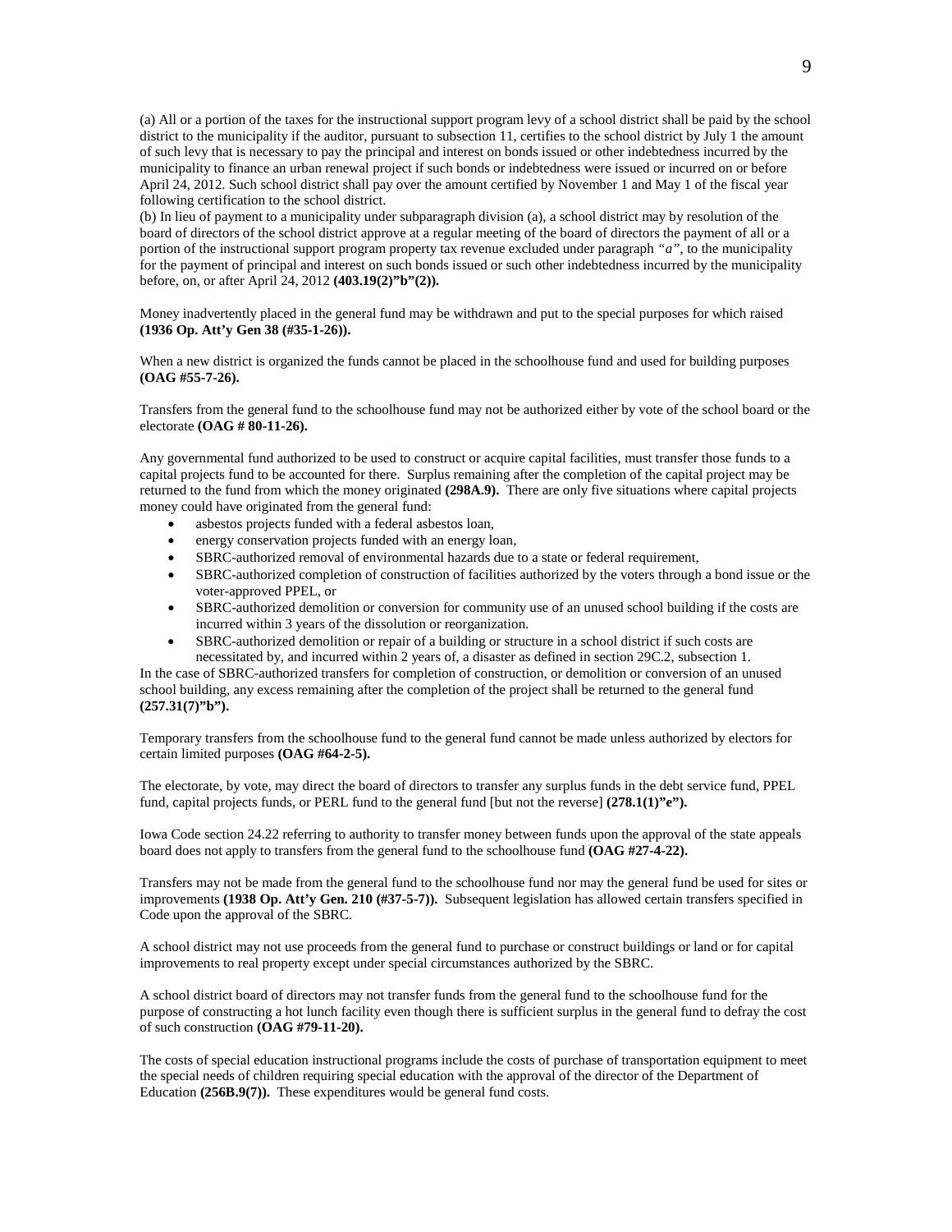(a) All or a portion of the taxes for the instructional support program levy of a school district shall be paid by the school district to the municipality if the auditor, pursuant to subsection 11, certifies to the school district by July 1 the amount of such levy that is necessary to pay the principal and interest on bonds issued or other indebtedness incurred by the municipality to finance an urban renewal project if such bonds or indebtedness were issued or incurred on or before April 24, 2012. Such school district shall pay over the amount certified by November 1 and May 1 of the fiscal year following certification to the school district.
(b) In lieu of payment to a municipality under subparagraph division (a), a school district may by resolution of the board of directors of the school district approve at a regular meeting of the board of directors the payment of all or a portion of the instructional support program property tax revenue excluded under paragraph *"a"*, to the municipality for the payment of principal and interest on such bonds issued or such other indebtedness incurred by the municipality before, on, or after April 24, 2012 **(403.19(2)"b"(2)).**

Money inadvertently placed in the general fund may be withdrawn and put to the special purposes for which raised **(1936 Op. Att'y Gen 38 (#35-1-26)).**

When a new district is organized the funds cannot be placed in the schoolhouse fund and used for building purposes **(OAG #55-7-26).**

Transfers from the general fund to the schoolhouse fund may not be authorized either by vote of the school board or the electorate **(OAG # 80-11-26).**

Any governmental fund authorized to be used to construct or acquire capital facilities, must transfer those funds to a capital projects fund to be accounted for there. Surplus remaining after the completion of the capital project may be returned to the fund from which the money originated **(298A.9).** There are only five situations where capital projects money could have originated from the general fund:

- asbestos projects funded with a federal asbestos loan,
- energy conservation projects funded with an energy loan,
- SBRC-authorized removal of environmental hazards due to a state or federal requirement,
- SBRC-authorized completion of construction of facilities authorized by the voters through a bond issue or the voter-approved PPEL, or
- SBRC-authorized demolition or conversion for community use of an unused school building if the costs are incurred within 3 years of the dissolution or reorganization.
- SBRC-authorized demolition or repair of a building or structure in a school district if such costs are necessitated by, and incurred within 2 years of, a disaster as defined in section 29C.2, subsection 1.

In the case of SBRC-authorized transfers for completion of construction, or demolition or conversion of an unused school building, any excess remaining after the completion of the project shall be returned to the general fund **(257.31(7)"b").**

Temporary transfers from the schoolhouse fund to the general fund cannot be made unless authorized by electors for certain limited purposes **(OAG #64-2-5).**

The electorate, by vote, may direct the board of directors to transfer any surplus funds in the debt service fund, PPEL fund, capital projects funds, or PERL fund to the general fund [but not the reverse] **(278.1(1)"e").**

Iowa Code section 24.22 referring to authority to transfer money between funds upon the approval of the state appeals board does not apply to transfers from the general fund to the schoolhouse fund **(OAG #27-4-22).**

Transfers may not be made from the general fund to the schoolhouse fund nor may the general fund be used for sites or improvements **(1938 Op. Att'y Gen. 210 (#37-5-7)).** Subsequent legislation has allowed certain transfers specified in Code upon the approval of the SBRC.

A school district may not use proceeds from the general fund to purchase or construct buildings or land or for capital improvements to real property except under special circumstances authorized by the SBRC.

A school district board of directors may not transfer funds from the general fund to the schoolhouse fund for the purpose of constructing a hot lunch facility even though there is sufficient surplus in the general fund to defray the cost of such construction **(OAG #79-11-20).**

The costs of special education instructional programs include the costs of purchase of transportation equipment to meet the special needs of children requiring special education with the approval of the director of the Department of Education **(256B.9(7)).** These expenditures would be general fund costs.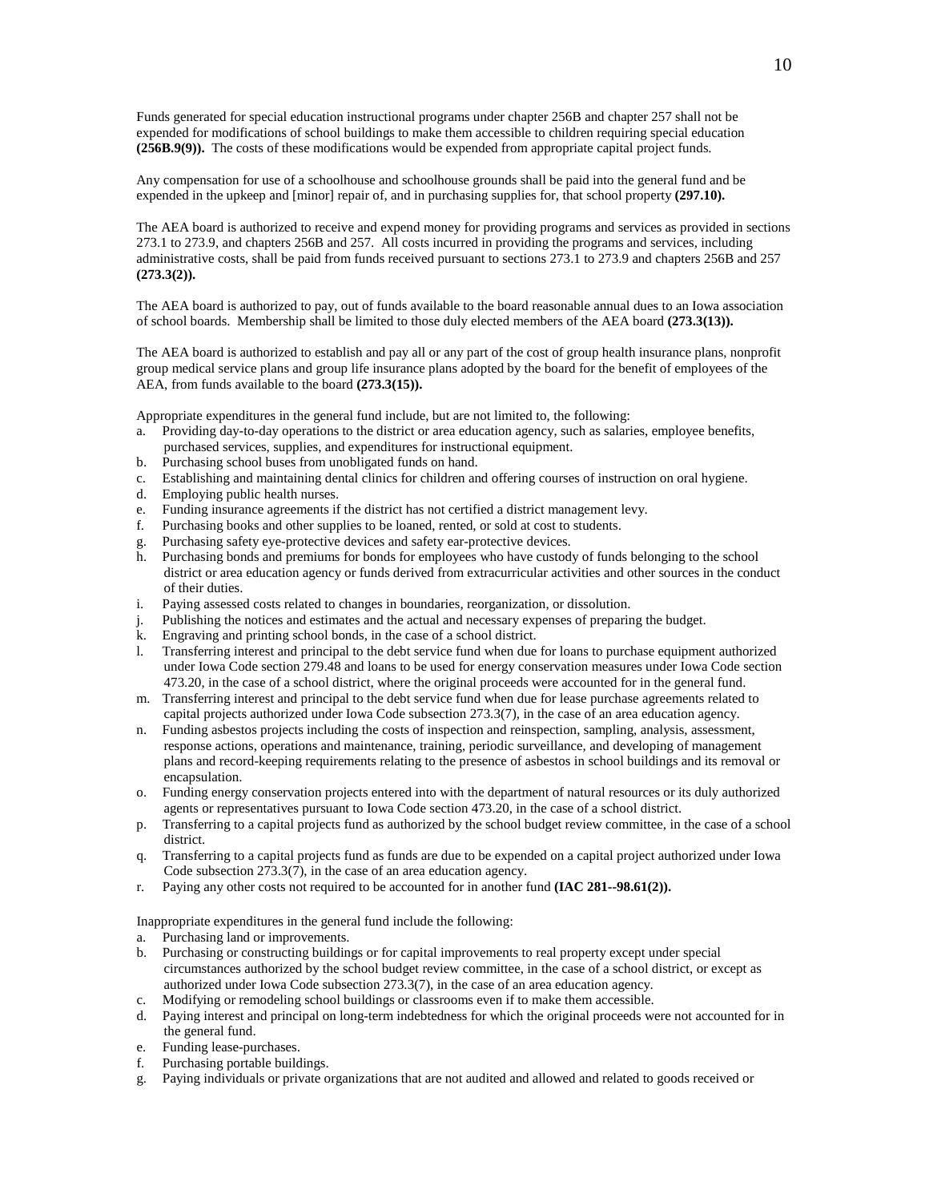Funds generated for special education instructional programs under chapter 256B and chapter 257 shall not be expended for modifications of school buildings to make them accessible to children requiring special education **(256B.9(9)).** The costs of these modifications would be expended from appropriate capital project funds.

Any compensation for use of a schoolhouse and schoolhouse grounds shall be paid into the general fund and be expended in the upkeep and [minor] repair of, and in purchasing supplies for, that school property **(297.10).**

The AEA board is authorized to receive and expend money for providing programs and services as provided in sections 273.1 to 273.9, and chapters 256B and 257. All costs incurred in providing the programs and services, including administrative costs, shall be paid from funds received pursuant to sections 273.1 to 273.9 and chapters 256B and 257 **(273.3(2)).**

The AEA board is authorized to pay, out of funds available to the board reasonable annual dues to an Iowa association of school boards. Membership shall be limited to those duly elected members of the AEA board **(273.3(13)).**

The AEA board is authorized to establish and pay all or any part of the cost of group health insurance plans, nonprofit group medical service plans and group life insurance plans adopted by the board for the benefit of employees of the AEA, from funds available to the board **(273.3(15)).**

Appropriate expenditures in the general fund include, but are not limited to, the following:

a. Providing day-to-day operations to the district or area education agency, such as salaries, employee benefits, purchased services, supplies, and expenditures for instructional equipment.
b. Purchasing school buses from unobligated funds on hand.
c. Establishing and maintaining dental clinics for children and offering courses of instruction on oral hygiene.
d. Employing public health nurses.
e. Funding insurance agreements if the district has not certified a district management levy.
f. Purchasing books and other supplies to be loaned, rented, or sold at cost to students.
g. Purchasing safety eye-protective devices and safety ear-protective devices.
h. Purchasing bonds and premiums for bonds for employees who have custody of funds belonging to the school district or area education agency or funds derived from extracurricular activities and other sources in the conduct of their duties.
i. Paying assessed costs related to changes in boundaries, reorganization, or dissolution.
j. Publishing the notices and estimates and the actual and necessary expenses of preparing the budget.
k. Engraving and printing school bonds, in the case of a school district.
l. Transferring interest and principal to the debt service fund when due for loans to purchase equipment authorized under Iowa Code section 279.48 and loans to be used for energy conservation measures under Iowa Code section 473.20, in the case of a school district, where the original proceeds were accounted for in the general fund.
m. Transferring interest and principal to the debt service fund when due for lease purchase agreements related to capital projects authorized under Iowa Code subsection 273.3(7), in the case of an area education agency.
n. Funding asbestos projects including the costs of inspection and reinspection, sampling, analysis, assessment, response actions, operations and maintenance, training, periodic surveillance, and developing of management plans and record-keeping requirements relating to the presence of asbestos in school buildings and its removal or encapsulation.
o. Funding energy conservation projects entered into with the department of natural resources or its duly authorized agents or representatives pursuant to Iowa Code section 473.20, in the case of a school district.
p. Transferring to a capital projects fund as authorized by the school budget review committee, in the case of a school district.
q. Transferring to a capital projects fund as funds are due to be expended on a capital project authorized under Iowa Code subsection 273.3(7), in the case of an area education agency.
r. Paying any other costs not required to be accounted for in another fund **(IAC 281--98.61(2)).**

Inappropriate expenditures in the general fund include the following:

a. Purchasing land or improvements.
b. Purchasing or constructing buildings or for capital improvements to real property except under special circumstances authorized by the school budget review committee, in the case of a school district, or except as authorized under Iowa Code subsection 273.3(7), in the case of an area education agency.
c. Modifying or remodeling school buildings or classrooms even if to make them accessible.
d. Paying interest and principal on long-term indebtedness for which the original proceeds were not accounted for in the general fund.
e. Funding lease-purchases.
f. Purchasing portable buildings.
g. Paying individuals or private organizations that are not audited and allowed and related to goods received or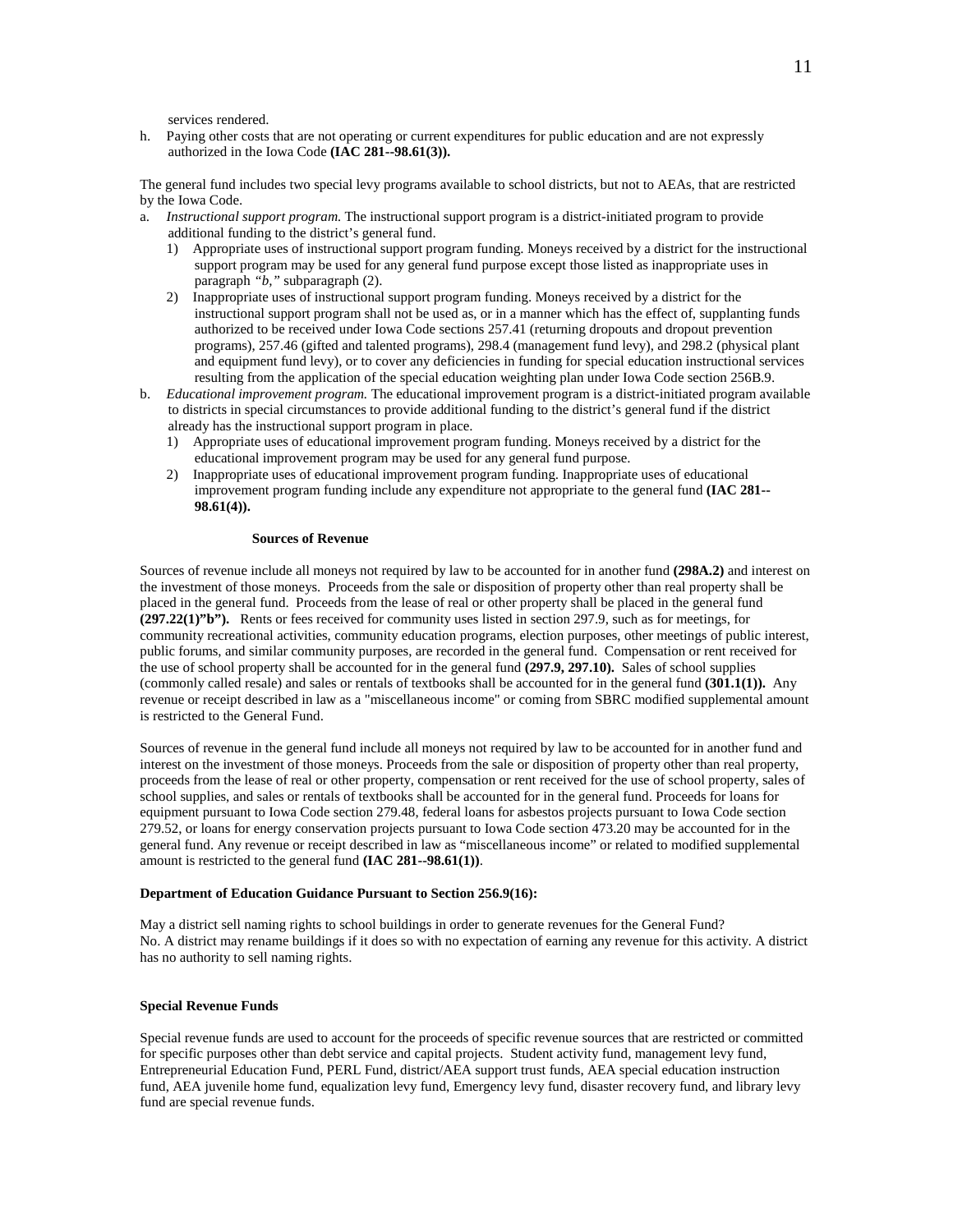services rendered.

h. Paying other costs that are not operating or current expenditures for public education and are not expressly authorized in the Iowa Code **(IAC 281--98.61(3)).**

The general fund includes two special levy programs available to school districts, but not to AEAs, that are restricted by the Iowa Code.

a. *Instructional support program.* The instructional support program is a district-initiated program to provide additional funding to the district's general fund.
   1) Appropriate uses of instructional support program funding. Moneys received by a district for the instructional support program may be used for any general fund purpose except those listed as inappropriate uses in paragraph *"b,"* subparagraph (2).
   2) Inappropriate uses of instructional support program funding. Moneys received by a district for the instructional support program shall not be used as, or in a manner which has the effect of, supplanting funds authorized to be received under Iowa Code sections 257.41 (returning dropouts and dropout prevention programs), 257.46 (gifted and talented programs), 298.4 (management fund levy), and 298.2 (physical plant and equipment fund levy), or to cover any deficiencies in funding for special education instructional services resulting from the application of the special education weighting plan under Iowa Code section 256B.9.

b. *Educational improvement program.* The educational improvement program is a district-initiated program available to districts in special circumstances to provide additional funding to the district's general fund if the district already has the instructional support program in place.
   1) Appropriate uses of educational improvement program funding. Moneys received by a district for the educational improvement program may be used for any general fund purpose.
   2) Inappropriate uses of educational improvement program funding. Inappropriate uses of educational improvement program funding include any expenditure not appropriate to the general fund **(IAC 281--98.61(4)).**

### Sources of Revenue

Sources of revenue include all moneys not required by law to be accounted for in another fund **(298A.2)** and interest on the investment of those moneys. Proceeds from the sale or disposition of property other than real property shall be placed in the general fund. Proceeds from the lease of real or other property shall be placed in the general fund **(297.22(1)"b").** Rents or fees received for community uses listed in section 297.9, such as for meetings, for community recreational activities, community education programs, election purposes, other meetings of public interest, public forums, and similar community purposes, are recorded in the general fund. Compensation or rent received for the use of school property shall be accounted for in the general fund **(297.9, 297.10).** Sales of school supplies (commonly called resale) and sales or rentals of textbooks shall be accounted for in the general fund **(301.1(1)).** Any revenue or receipt described in law as a "miscellaneous income" or coming from SBRC modified supplemental amount is restricted to the General Fund.

Sources of revenue in the general fund include all moneys not required by law to be accounted for in another fund and interest on the investment of those moneys. Proceeds from the sale or disposition of property other than real property, proceeds from the lease of real or other property, compensation or rent received for the use of school property, sales of school supplies, and sales or rentals of textbooks shall be accounted for in the general fund. Proceeds for loans for equipment pursuant to Iowa Code section 279.48, federal loans for asbestos projects pursuant to Iowa Code section 279.52, or loans for energy conservation projects pursuant to Iowa Code section 473.20 may be accounted for in the general fund. Any revenue or receipt described in law as "miscellaneous income" or related to modified supplemental amount is restricted to the general fund **(IAC 281--98.61(1))**.

**Department of Education Guidance Pursuant to Section 256.9(16):**

May a district sell naming rights to school buildings in order to generate revenues for the General Fund?
No. A district may rename buildings if it does so with no expectation of earning any revenue for this activity. A district has no authority to sell naming rights.

### Special Revenue Funds

Special revenue funds are used to account for the proceeds of specific revenue sources that are restricted or committed for specific purposes other than debt service and capital projects. Student activity fund, management levy fund, Entrepreneurial Education Fund, PERL Fund, district/AEA support trust funds, AEA special education instruction fund, AEA juvenile home fund, equalization levy fund, Emergency levy fund, disaster recovery fund, and library levy fund are special revenue funds.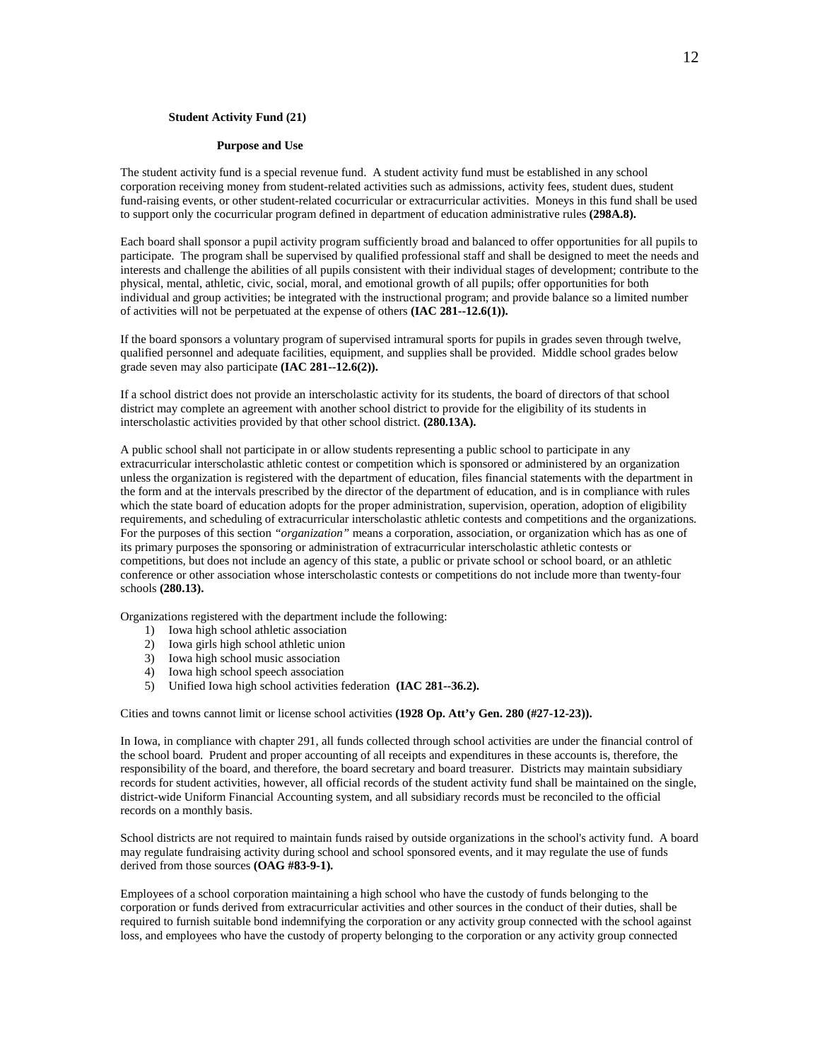### Student Activity Fund (21)

#### Purpose and Use

The student activity fund is a special revenue fund. A student activity fund must be established in any school corporation receiving money from student-related activities such as admissions, activity fees, student dues, student fund-raising events, or other student-related cocurricular or extracurricular activities. Moneys in this fund shall be used to support only the cocurricular program defined in department of education administrative rules **(298A.8).**

Each board shall sponsor a pupil activity program sufficiently broad and balanced to offer opportunities for all pupils to participate. The program shall be supervised by qualified professional staff and shall be designed to meet the needs and interests and challenge the abilities of all pupils consistent with their individual stages of development; contribute to the physical, mental, athletic, civic, social, moral, and emotional growth of all pupils; offer opportunities for both individual and group activities; be integrated with the instructional program; and provide balance so a limited number of activities will not be perpetuated at the expense of others **(IAC 281--12.6(1)).**

If the board sponsors a voluntary program of supervised intramural sports for pupils in grades seven through twelve, qualified personnel and adequate facilities, equipment, and supplies shall be provided. Middle school grades below grade seven may also participate **(IAC 281--12.6(2)).**

If a school district does not provide an interscholastic activity for its students, the board of directors of that school district may complete an agreement with another school district to provide for the eligibility of its students in interscholastic activities provided by that other school district. **(280.13A).**

A public school shall not participate in or allow students representing a public school to participate in any extracurricular interscholastic athletic contest or competition which is sponsored or administered by an organization unless the organization is registered with the department of education, files financial statements with the department in the form and at the intervals prescribed by the director of the department of education, and is in compliance with rules which the state board of education adopts for the proper administration, supervision, operation, adoption of eligibility requirements, and scheduling of extracurricular interscholastic athletic contests and competitions and the organizations. For the purposes of this section *"organization"* means a corporation, association, or organization which has as one of its primary purposes the sponsoring or administration of extracurricular interscholastic athletic contests or competitions, but does not include an agency of this state, a public or private school or school board, or an athletic conference or other association whose interscholastic contests or competitions do not include more than twenty-four schools **(280.13).**

Organizations registered with the department include the following:

1) Iowa high school athletic association
2) Iowa girls high school athletic union
3) Iowa high school music association
4) Iowa high school speech association
5) Unified Iowa high school activities federation **(IAC 281--36.2).**

Cities and towns cannot limit or license school activities **(1928 Op. Att'y Gen. 280 (#27-12-23)).**

In Iowa, in compliance with chapter 291, all funds collected through school activities are under the financial control of the school board. Prudent and proper accounting of all receipts and expenditures in these accounts is, therefore, the responsibility of the board, and therefore, the board secretary and board treasurer. Districts may maintain subsidiary records for student activities, however, all official records of the student activity fund shall be maintained on the single, district-wide Uniform Financial Accounting system, and all subsidiary records must be reconciled to the official records on a monthly basis.

School districts are not required to maintain funds raised by outside organizations in the school's activity fund. A board may regulate fundraising activity during school and school sponsored events, and it may regulate the use of funds derived from those sources **(OAG #83-9-1).**

Employees of a school corporation maintaining a high school who have the custody of funds belonging to the corporation or funds derived from extracurricular activities and other sources in the conduct of their duties, shall be required to furnish suitable bond indemnifying the corporation or any activity group connected with the school against loss, and employees who have the custody of property belonging to the corporation or any activity group connected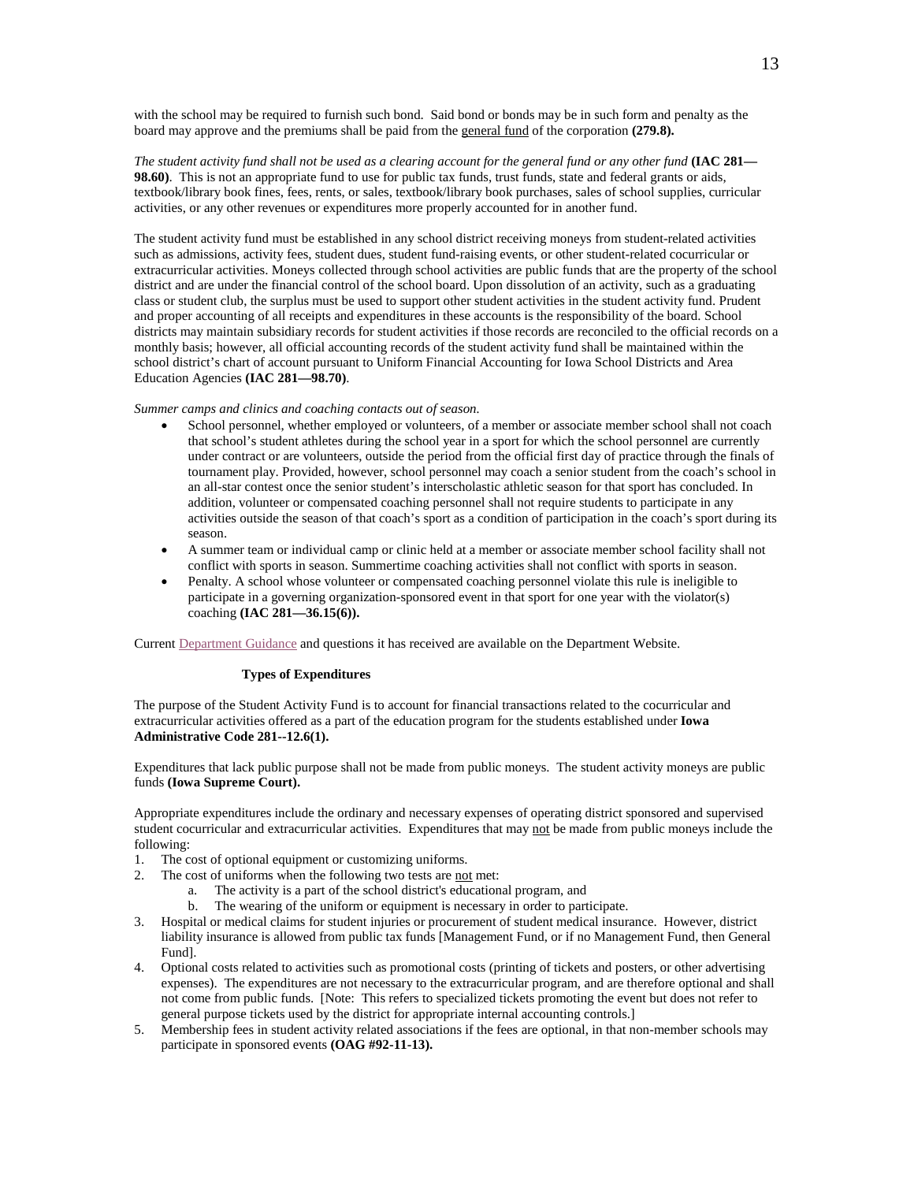with the school may be required to furnish such bond. Said bond or bonds may be in such form and penalty as the board may approve and the premiums shall be paid from the general fund of the corporation **(279.8).**

*The student activity fund shall not be used as a clearing account for the general fund or any other fund* **(IAC 281—98.60)**. This is not an appropriate fund to use for public tax funds, trust funds, state and federal grants or aids, textbook/library book fines, fees, rents, or sales, textbook/library book purchases, sales of school supplies, curricular activities, or any other revenues or expenditures more properly accounted for in another fund.

The student activity fund must be established in any school district receiving moneys from student-related activities such as admissions, activity fees, student dues, student fund-raising events, or other student-related cocurricular or extracurricular activities. Moneys collected through school activities are public funds that are the property of the school district and are under the financial control of the school board. Upon dissolution of an activity, such as a graduating class or student club, the surplus must be used to support other student activities in the student activity fund. Prudent and proper accounting of all receipts and expenditures in these accounts is the responsibility of the board. School districts may maintain subsidiary records for student activities if those records are reconciled to the official records on a monthly basis; however, all official accounting records of the student activity fund shall be maintained within the school district's chart of account pursuant to Uniform Financial Accounting for Iowa School Districts and Area Education Agencies **(IAC 281—98.70)**.

*Summer camps and clinics and coaching contacts out of season.*

- School personnel, whether employed or volunteers, of a member or associate member school shall not coach that school's student athletes during the school year in a sport for which the school personnel are currently under contract or are volunteers, outside the period from the official first day of practice through the finals of tournament play. Provided, however, school personnel may coach a senior student from the coach's school in an all-star contest once the senior student's interscholastic athletic season for that sport has concluded. In addition, volunteer or compensated coaching personnel shall not require students to participate in any activities outside the season of that coach's sport as a condition of participation in the coach's sport during its season.
- A summer team or individual camp or clinic held at a member or associate member school facility shall not conflict with sports in season. Summertime coaching activities shall not conflict with sports in season.
- Penalty. A school whose volunteer or compensated coaching personnel violate this rule is ineligible to participate in a governing organization-sponsored event in that sport for one year with the violator(s) coaching **(IAC 281—36.15(6)).**

Current Department Guidance and questions it has received are available on the Department Website.

## Types of Expenditures

The purpose of the Student Activity Fund is to account for financial transactions related to the cocurricular and extracurricular activities offered as a part of the education program for the students established under **Iowa Administrative Code 281--12.6(1).**

Expenditures that lack public purpose shall not be made from public moneys. The student activity moneys are public funds **(Iowa Supreme Court).**

Appropriate expenditures include the ordinary and necessary expenses of operating district sponsored and supervised student cocurricular and extracurricular activities. Expenditures that may not be made from public moneys include the following:

1. The cost of optional equipment or customizing uniforms.
2. The cost of uniforms when the following two tests are not met:
   a. The activity is a part of the school district's educational program, and
   b. The wearing of the uniform or equipment is necessary in order to participate.
3. Hospital or medical claims for student injuries or procurement of student medical insurance. However, district liability insurance is allowed from public tax funds [Management Fund, or if no Management Fund, then General Fund].
4. Optional costs related to activities such as promotional costs (printing of tickets and posters, or other advertising expenses). The expenditures are not necessary to the extracurricular program, and are therefore optional and shall not come from public funds. [Note: This refers to specialized tickets promoting the event but does not refer to general purpose tickets used by the district for appropriate internal accounting controls.]
5. Membership fees in student activity related associations if the fees are optional, in that non-member schools may participate in sponsored events **(OAG #92-11-13).**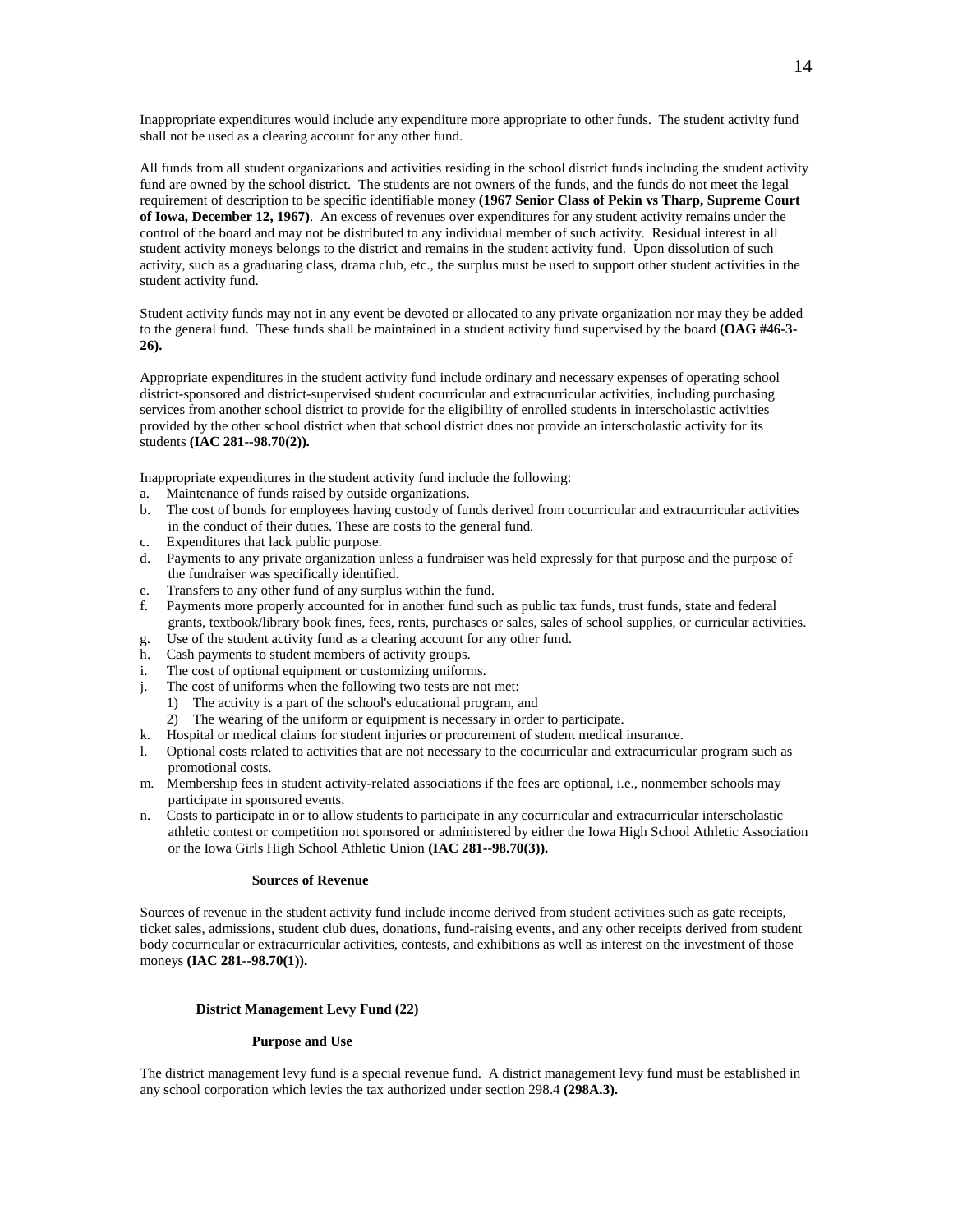Inappropriate expenditures would include any expenditure more appropriate to other funds. The student activity fund shall not be used as a clearing account for any other fund.

All funds from all student organizations and activities residing in the school district funds including the student activity fund are owned by the school district. The students are not owners of the funds, and the funds do not meet the legal requirement of description to be specific identifiable money **(1967 Senior Class of Pekin vs Tharp, Supreme Court of Iowa, December 12, 1967)**. An excess of revenues over expenditures for any student activity remains under the control of the board and may not be distributed to any individual member of such activity. Residual interest in all student activity moneys belongs to the district and remains in the student activity fund. Upon dissolution of such activity, such as a graduating class, drama club, etc., the surplus must be used to support other student activities in the student activity fund.

Student activity funds may not in any event be devoted or allocated to any private organization nor may they be added to the general fund. These funds shall be maintained in a student activity fund supervised by the board **(OAG #46-3-26).**

Appropriate expenditures in the student activity fund include ordinary and necessary expenses of operating school district-sponsored and district-supervised student cocurricular and extracurricular activities, including purchasing services from another school district to provide for the eligibility of enrolled students in interscholastic activities provided by the other school district when that school district does not provide an interscholastic activity for its students **(IAC 281--98.70(2)).**

Inappropriate expenditures in the student activity fund include the following:

a. Maintenance of funds raised by outside organizations.
b. The cost of bonds for employees having custody of funds derived from cocurricular and extracurricular activities in the conduct of their duties. These are costs to the general fund.
c. Expenditures that lack public purpose.
d. Payments to any private organization unless a fundraiser was held expressly for that purpose and the purpose of the fundraiser was specifically identified.
e. Transfers to any other fund of any surplus within the fund.
f. Payments more properly accounted for in another fund such as public tax funds, trust funds, state and federal grants, textbook/library book fines, fees, rents, purchases or sales, sales of school supplies, or curricular activities.
g. Use of the student activity fund as a clearing account for any other fund.
h. Cash payments to student members of activity groups.
i. The cost of optional equipment or customizing uniforms.
j. The cost of uniforms when the following two tests are not met:
   1) The activity is a part of the school's educational program, and
   2) The wearing of the uniform or equipment is necessary in order to participate.
k. Hospital or medical claims for student injuries or procurement of student medical insurance.
l. Optional costs related to activities that are not necessary to the cocurricular and extracurricular program such as promotional costs.
m. Membership fees in student activity-related associations if the fees are optional, i.e., nonmember schools may participate in sponsored events.
n. Costs to participate in or to allow students to participate in any cocurricular and extracurricular interscholastic athletic contest or competition not sponsored or administered by either the Iowa High School Athletic Association or the Iowa Girls High School Athletic Union **(IAC 281--98.70(3)).**

#### Sources of Revenue

Sources of revenue in the student activity fund include income derived from student activities such as gate receipts, ticket sales, admissions, student club dues, donations, fund-raising events, and any other receipts derived from student body cocurricular or extracurricular activities, contests, and exhibitions as well as interest on the investment of those moneys **(IAC 281--98.70(1)).**

### District Management Levy Fund (22)

#### Purpose and Use

The district management levy fund is a special revenue fund. A district management levy fund must be established in any school corporation which levies the tax authorized under section 298.4 **(298A.3).**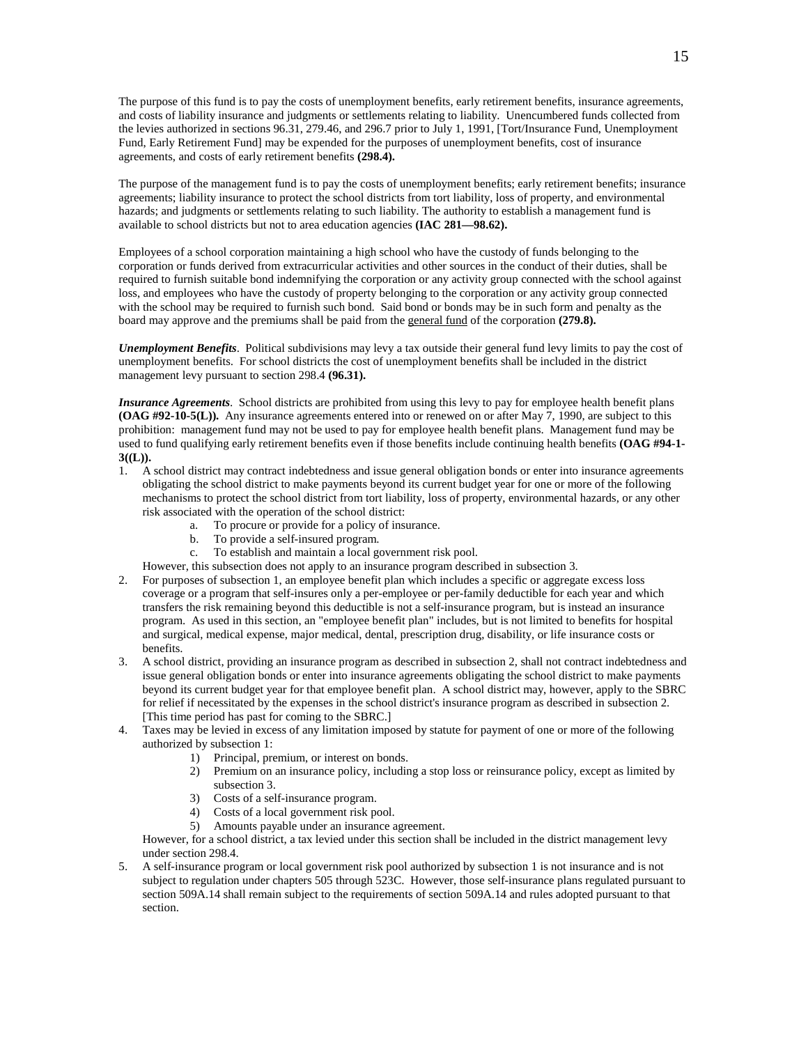The purpose of this fund is to pay the costs of unemployment benefits, early retirement benefits, insurance agreements, and costs of liability insurance and judgments or settlements relating to liability. Unencumbered funds collected from the levies authorized in sections 96.31, 279.46, and 296.7 prior to July 1, 1991, [Tort/Insurance Fund, Unemployment Fund, Early Retirement Fund] may be expended for the purposes of unemployment benefits, cost of insurance agreements, and costs of early retirement benefits **(298.4).**

The purpose of the management fund is to pay the costs of unemployment benefits; early retirement benefits; insurance agreements; liability insurance to protect the school districts from tort liability, loss of property, and environmental hazards; and judgments or settlements relating to such liability. The authority to establish a management fund is available to school districts but not to area education agencies **(IAC 281—98.62).**

Employees of a school corporation maintaining a high school who have the custody of funds belonging to the corporation or funds derived from extracurricular activities and other sources in the conduct of their duties, shall be required to furnish suitable bond indemnifying the corporation or any activity group connected with the school against loss, and employees who have the custody of property belonging to the corporation or any activity group connected with the school may be required to furnish such bond. Said bond or bonds may be in such form and penalty as the board may approve and the premiums shall be paid from the general fund of the corporation **(279.8).**

***Unemployment Benefits***. Political subdivisions may levy a tax outside their general fund levy limits to pay the cost of unemployment benefits. For school districts the cost of unemployment benefits shall be included in the district management levy pursuant to section 298.4 **(96.31).**

***Insurance Agreements***. School districts are prohibited from using this levy to pay for employee health benefit plans **(OAG #92-10-5(L)).** Any insurance agreements entered into or renewed on or after May 7, 1990, are subject to this prohibition: management fund may not be used to pay for employee health benefit plans. Management fund may be used to fund qualifying early retirement benefits even if those benefits include continuing health benefits **(OAG #94-1-3((L)).**

1. A school district may contract indebtedness and issue general obligation bonds or enter into insurance agreements obligating the school district to make payments beyond its current budget year for one or more of the following mechanisms to protect the school district from tort liability, loss of property, environmental hazards, or any other risk associated with the operation of the school district:
   a. To procure or provide for a policy of insurance.
   b. To provide a self-insured program.
   c. To establish and maintain a local government risk pool.

   However, this subsection does not apply to an insurance program described in subsection 3.
2. For purposes of subsection 1, an employee benefit plan which includes a specific or aggregate excess loss coverage or a program that self-insures only a per-employee or per-family deductible for each year and which transfers the risk remaining beyond this deductible is not a self-insurance program, but is instead an insurance program. As used in this section, an "employee benefit plan" includes, but is not limited to benefits for hospital and surgical, medical expense, major medical, dental, prescription drug, disability, or life insurance costs or benefits.
3. A school district, providing an insurance program as described in subsection 2, shall not contract indebtedness and issue general obligation bonds or enter into insurance agreements obligating the school district to make payments beyond its current budget year for that employee benefit plan. A school district may, however, apply to the SBRC for relief if necessitated by the expenses in the school district's insurance program as described in subsection 2. [This time period has past for coming to the SBRC.]
4. Taxes may be levied in excess of any limitation imposed by statute for payment of one or more of the following authorized by subsection 1:
   1) Principal, premium, or interest on bonds.
   2) Premium on an insurance policy, including a stop loss or reinsurance policy, except as limited by subsection 3.
   3) Costs of a self-insurance program.
   4) Costs of a local government risk pool.
   5) Amounts payable under an insurance agreement.

   However, for a school district, a tax levied under this section shall be included in the district management levy under section 298.4.
5. A self-insurance program or local government risk pool authorized by subsection 1 is not insurance and is not subject to regulation under chapters 505 through 523C. However, those self-insurance plans regulated pursuant to section 509A.14 shall remain subject to the requirements of section 509A.14 and rules adopted pursuant to that section.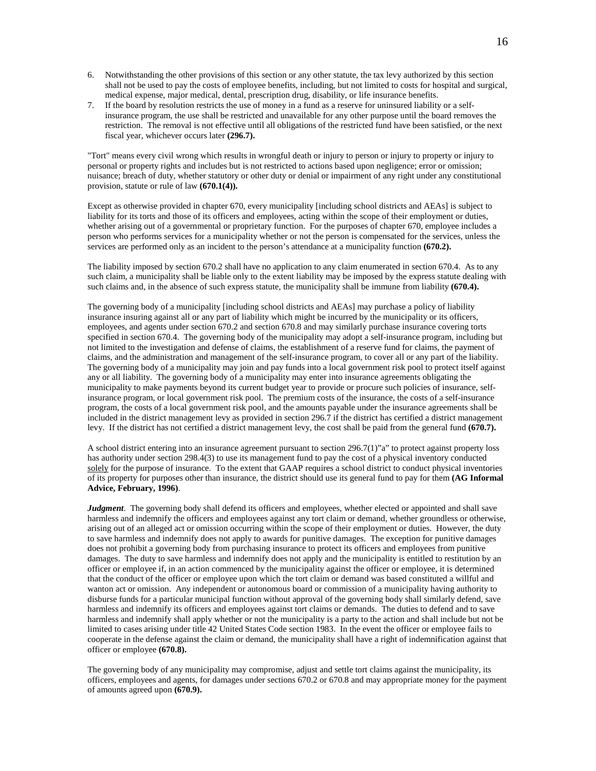6. Notwithstanding the other provisions of this section or any other statute, the tax levy authorized by this section shall not be used to pay the costs of employee benefits, including, but not limited to costs for hospital and surgical, medical expense, major medical, dental, prescription drug, disability, or life insurance benefits.
7. If the board by resolution restricts the use of money in a fund as a reserve for uninsured liability or a self-insurance program, the use shall be restricted and unavailable for any other purpose until the board removes the restriction. The removal is not effective until all obligations of the restricted fund have been satisfied, or the next fiscal year, whichever occurs later **(296.7).**

"Tort" means every civil wrong which results in wrongful death or injury to person or injury to property or injury to personal or property rights and includes but is not restricted to actions based upon negligence; error or omission; nuisance; breach of duty, whether statutory or other duty or denial or impairment of any right under any constitutional provision, statute or rule of law **(670.1(4)).**

Except as otherwise provided in chapter 670, every municipality [including school districts and AEAs] is subject to liability for its torts and those of its officers and employees, acting within the scope of their employment or duties, whether arising out of a governmental or proprietary function. For the purposes of chapter 670, employee includes a person who performs services for a municipality whether or not the person is compensated for the services, unless the services are performed only as an incident to the person's attendance at a municipality function **(670.2).**

The liability imposed by section 670.2 shall have no application to any claim enumerated in section 670.4. As to any such claim, a municipality shall be liable only to the extent liability may be imposed by the express statute dealing with such claims and, in the absence of such express statute, the municipality shall be immune from liability **(670.4).**

The governing body of a municipality [including school districts and AEAs] may purchase a policy of liability insurance insuring against all or any part of liability which might be incurred by the municipality or its officers, employees, and agents under section 670.2 and section 670.8 and may similarly purchase insurance covering torts specified in section 670.4. The governing body of the municipality may adopt a self-insurance program, including but not limited to the investigation and defense of claims, the establishment of a reserve fund for claims, the payment of claims, and the administration and management of the self-insurance program, to cover all or any part of the liability. The governing body of a municipality may join and pay funds into a local government risk pool to protect itself against any or all liability. The governing body of a municipality may enter into insurance agreements obligating the municipality to make payments beyond its current budget year to provide or procure such policies of insurance, self-insurance program, or local government risk pool. The premium costs of the insurance, the costs of a self-insurance program, the costs of a local government risk pool, and the amounts payable under the insurance agreements shall be included in the district management levy as provided in section 296.7 if the district has certified a district management levy. If the district has not certified a district management levy, the cost shall be paid from the general fund **(670.7).**

A school district entering into an insurance agreement pursuant to section 296.7(1)"a" to protect against property loss has authority under section 298.4(3) to use its management fund to pay the cost of a physical inventory conducted solely for the purpose of insurance. To the extent that GAAP requires a school district to conduct physical inventories of its property for purposes other than insurance, the district should use its general fund to pay for them **(AG Informal Advice, February, 1996)**.

***Judgment***. The governing body shall defend its officers and employees, whether elected or appointed and shall save harmless and indemnify the officers and employees against any tort claim or demand, whether groundless or otherwise, arising out of an alleged act or omission occurring within the scope of their employment or duties. However, the duty to save harmless and indemnify does not apply to awards for punitive damages. The exception for punitive damages does not prohibit a governing body from purchasing insurance to protect its officers and employees from punitive damages. The duty to save harmless and indemnify does not apply and the municipality is entitled to restitution by an officer or employee if, in an action commenced by the municipality against the officer or employee, it is determined that the conduct of the officer or employee upon which the tort claim or demand was based constituted a willful and wanton act or omission. Any independent or autonomous board or commission of a municipality having authority to disburse funds for a particular municipal function without approval of the governing body shall similarly defend, save harmless and indemnify its officers and employees against tort claims or demands. The duties to defend and to save harmless and indemnify shall apply whether or not the municipality is a party to the action and shall include but not be limited to cases arising under title 42 United States Code section 1983. In the event the officer or employee fails to cooperate in the defense against the claim or demand, the municipality shall have a right of indemnification against that officer or employee **(670.8).**

The governing body of any municipality may compromise, adjust and settle tort claims against the municipality, its officers, employees and agents, for damages under sections 670.2 or 670.8 and may appropriate money for the payment of amounts agreed upon **(670.9).**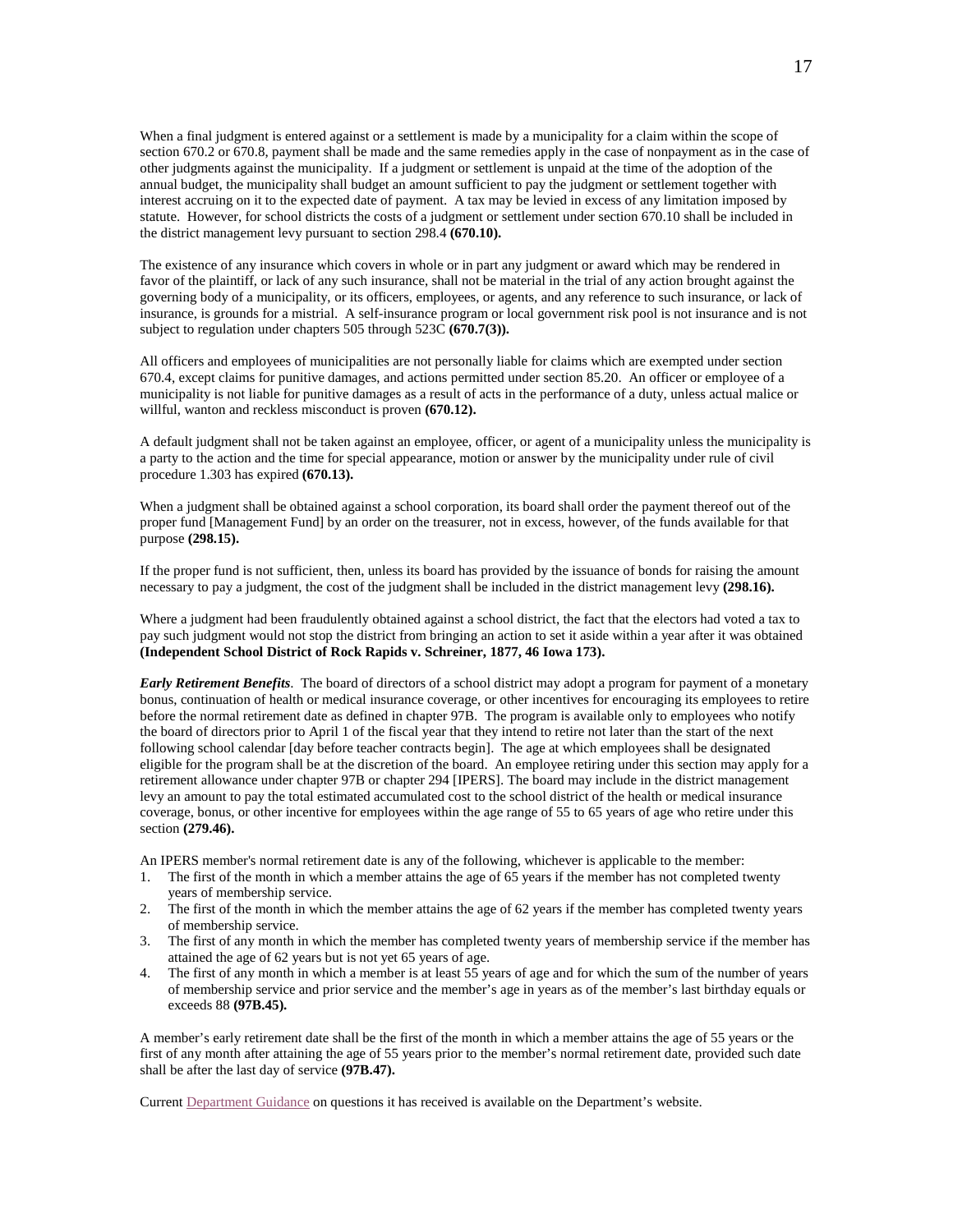When a final judgment is entered against or a settlement is made by a municipality for a claim within the scope of section 670.2 or 670.8, payment shall be made and the same remedies apply in the case of nonpayment as in the case of other judgments against the municipality. If a judgment or settlement is unpaid at the time of the adoption of the annual budget, the municipality shall budget an amount sufficient to pay the judgment or settlement together with interest accruing on it to the expected date of payment. A tax may be levied in excess of any limitation imposed by statute. However, for school districts the costs of a judgment or settlement under section 670.10 shall be included in the district management levy pursuant to section 298.4 **(670.10).**

The existence of any insurance which covers in whole or in part any judgment or award which may be rendered in favor of the plaintiff, or lack of any such insurance, shall not be material in the trial of any action brought against the governing body of a municipality, or its officers, employees, or agents, and any reference to such insurance, or lack of insurance, is grounds for a mistrial. A self-insurance program or local government risk pool is not insurance and is not subject to regulation under chapters 505 through 523C **(670.7(3)).**

All officers and employees of municipalities are not personally liable for claims which are exempted under section 670.4, except claims for punitive damages, and actions permitted under section 85.20. An officer or employee of a municipality is not liable for punitive damages as a result of acts in the performance of a duty, unless actual malice or willful, wanton and reckless misconduct is proven **(670.12).**

A default judgment shall not be taken against an employee, officer, or agent of a municipality unless the municipality is a party to the action and the time for special appearance, motion or answer by the municipality under rule of civil procedure 1.303 has expired **(670.13).**

When a judgment shall be obtained against a school corporation, its board shall order the payment thereof out of the proper fund [Management Fund] by an order on the treasurer, not in excess, however, of the funds available for that purpose **(298.15).**

If the proper fund is not sufficient, then, unless its board has provided by the issuance of bonds for raising the amount necessary to pay a judgment, the cost of the judgment shall be included in the district management levy **(298.16).**

Where a judgment had been fraudulently obtained against a school district, the fact that the electors had voted a tax to pay such judgment would not stop the district from bringing an action to set it aside within a year after it was obtained **(Independent School District of Rock Rapids v. Schreiner, 1877, 46 Iowa 173).**

***Early Retirement Benefits***. The board of directors of a school district may adopt a program for payment of a monetary bonus, continuation of health or medical insurance coverage, or other incentives for encouraging its employees to retire before the normal retirement date as defined in chapter 97B. The program is available only to employees who notify the board of directors prior to April 1 of the fiscal year that they intend to retire not later than the start of the next following school calendar [day before teacher contracts begin]. The age at which employees shall be designated eligible for the program shall be at the discretion of the board. An employee retiring under this section may apply for a retirement allowance under chapter 97B or chapter 294 [IPERS]. The board may include in the district management levy an amount to pay the total estimated accumulated cost to the school district of the health or medical insurance coverage, bonus, or other incentive for employees within the age range of 55 to 65 years of age who retire under this section **(279.46).**

An IPERS member's normal retirement date is any of the following, whichever is applicable to the member:

1. The first of the month in which a member attains the age of 65 years if the member has not completed twenty years of membership service.
2. The first of the month in which the member attains the age of 62 years if the member has completed twenty years of membership service.
3. The first of any month in which the member has completed twenty years of membership service if the member has attained the age of 62 years but is not yet 65 years of age.
4. The first of any month in which a member is at least 55 years of age and for which the sum of the number of years of membership service and prior service and the member's age in years as of the member's last birthday equals or exceeds 88 **(97B.45).**

A member's early retirement date shall be the first of the month in which a member attains the age of 55 years or the first of any month after attaining the age of 55 years prior to the member's normal retirement date, provided such date shall be after the last day of service **(97B.47).**

Current Department Guidance on questions it has received is available on the Department's website.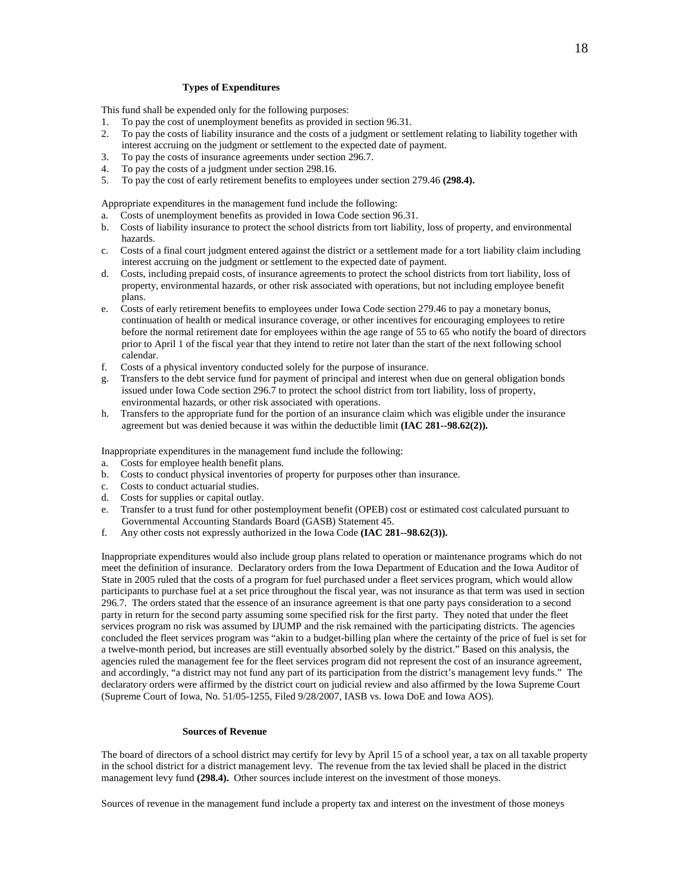### Types of Expenditures

This fund shall be expended only for the following purposes:

1. To pay the cost of unemployment benefits as provided in section 96.31.
2. To pay the costs of liability insurance and the costs of a judgment or settlement relating to liability together with interest accruing on the judgment or settlement to the expected date of payment.
3. To pay the costs of insurance agreements under section 296.7.
4. To pay the costs of a judgment under section 298.16.
5. To pay the cost of early retirement benefits to employees under section 279.46 **(298.4).**

Appropriate expenditures in the management fund include the following:

a. Costs of unemployment benefits as provided in Iowa Code section 96.31.
b. Costs of liability insurance to protect the school districts from tort liability, loss of property, and environmental hazards.
c. Costs of a final court judgment entered against the district or a settlement made for a tort liability claim including interest accruing on the judgment or settlement to the expected date of payment.
d. Costs, including prepaid costs, of insurance agreements to protect the school districts from tort liability, loss of property, environmental hazards, or other risk associated with operations, but not including employee benefit plans.
e. Costs of early retirement benefits to employees under Iowa Code section 279.46 to pay a monetary bonus, continuation of health or medical insurance coverage, or other incentives for encouraging employees to retire before the normal retirement date for employees within the age range of 55 to 65 who notify the board of directors prior to April 1 of the fiscal year that they intend to retire not later than the start of the next following school calendar.
f. Costs of a physical inventory conducted solely for the purpose of insurance.
g. Transfers to the debt service fund for payment of principal and interest when due on general obligation bonds issued under Iowa Code section 296.7 to protect the school district from tort liability, loss of property, environmental hazards, or other risk associated with operations.
h. Transfers to the appropriate fund for the portion of an insurance claim which was eligible under the insurance agreement but was denied because it was within the deductible limit **(IAC 281--98.62(2)).**

Inappropriate expenditures in the management fund include the following:

a. Costs for employee health benefit plans.
b. Costs to conduct physical inventories of property for purposes other than insurance.
c. Costs to conduct actuarial studies.
d. Costs for supplies or capital outlay.
e. Transfer to a trust fund for other postemployment benefit (OPEB) cost or estimated cost calculated pursuant to Governmental Accounting Standards Board (GASB) Statement 45.
f. Any other costs not expressly authorized in the Iowa Code **(IAC 281--98.62(3)).**

Inappropriate expenditures would also include group plans related to operation or maintenance programs which do not meet the definition of insurance. Declaratory orders from the Iowa Department of Education and the Iowa Auditor of State in 2005 ruled that the costs of a program for fuel purchased under a fleet services program, which would allow participants to purchase fuel at a set price throughout the fiscal year, was not insurance as that term was used in section 296.7. The orders stated that the essence of an insurance agreement is that one party pays consideration to a second party in return for the second party assuming some specified risk for the first party. They noted that under the fleet services program no risk was assumed by IJUMP and the risk remained with the participating districts. The agencies concluded the fleet services program was "akin to a budget-billing plan where the certainty of the price of fuel is set for a twelve-month period, but increases are still eventually absorbed solely by the district." Based on this analysis, the agencies ruled the management fee for the fleet services program did not represent the cost of an insurance agreement, and accordingly, "a district may not fund any part of its participation from the district's management levy funds." The declaratory orders were affirmed by the district court on judicial review and also affirmed by the Iowa Supreme Court (Supreme Court of Iowa, No. 51/05-1255, Filed 9/28/2007, IASB vs. Iowa DoE and Iowa AOS).

### Sources of Revenue

The board of directors of a school district may certify for levy by April 15 of a school year, a tax on all taxable property in the school district for a district management levy. The revenue from the tax levied shall be placed in the district management levy fund **(298.4).** Other sources include interest on the investment of those moneys.

Sources of revenue in the management fund include a property tax and interest on the investment of those moneys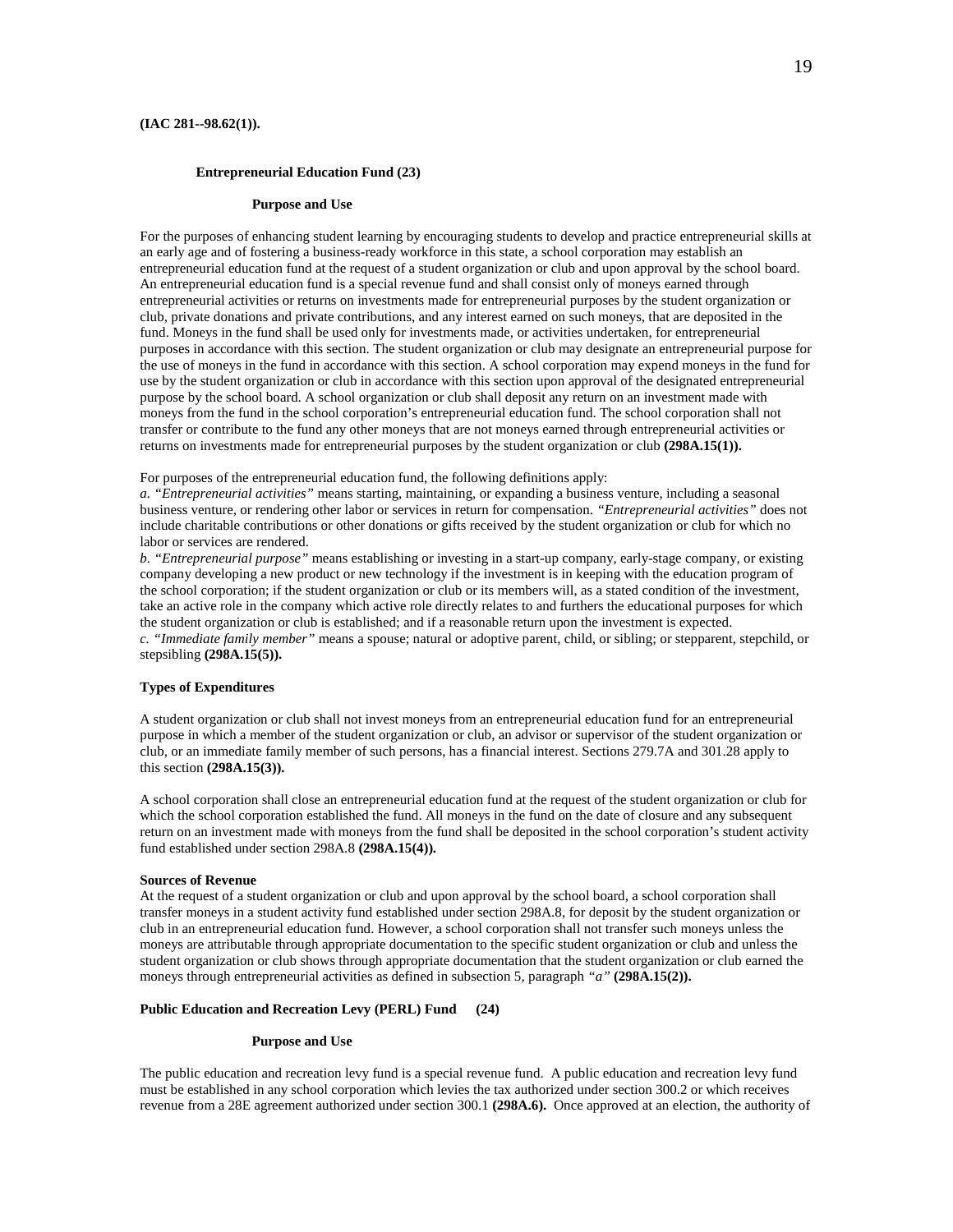**(IAC 281--98.62(1)).**

### Entrepreneurial Education Fund (23)

#### Purpose and Use

For the purposes of enhancing student learning by encouraging students to develop and practice entrepreneurial skills at an early age and of fostering a business-ready workforce in this state, a school corporation may establish an entrepreneurial education fund at the request of a student organization or club and upon approval by the school board. An entrepreneurial education fund is a special revenue fund and shall consist only of moneys earned through entrepreneurial activities or returns on investments made for entrepreneurial purposes by the student organization or club, private donations and private contributions, and any interest earned on such moneys, that are deposited in the fund. Moneys in the fund shall be used only for investments made, or activities undertaken, for entrepreneurial purposes in accordance with this section. The student organization or club may designate an entrepreneurial purpose for the use of moneys in the fund in accordance with this section. A school corporation may expend moneys in the fund for use by the student organization or club in accordance with this section upon approval of the designated entrepreneurial purpose by the school board. A school organization or club shall deposit any return on an investment made with moneys from the fund in the school corporation's entrepreneurial education fund. The school corporation shall not transfer or contribute to the fund any other moneys that are not moneys earned through entrepreneurial activities or returns on investments made for entrepreneurial purposes by the student organization or club **(298A.15(1)).**

For purposes of the entrepreneurial education fund, the following definitions apply:
*a. "Entrepreneurial activities"* means starting, maintaining, or expanding a business venture, including a seasonal business venture, or rendering other labor or services in return for compensation. *"Entrepreneurial activities"* does not include charitable contributions or other donations or gifts received by the student organization or club for which no labor or services are rendered.
*b. "Entrepreneurial purpose"* means establishing or investing in a start-up company, early-stage company, or existing company developing a new product or new technology if the investment is in keeping with the education program of the school corporation; if the student organization or club or its members will, as a stated condition of the investment, take an active role in the company which active role directly relates to and furthers the educational purposes for which the student organization or club is established; and if a reasonable return upon the investment is expected.
*c. "Immediate family member"* means a spouse; natural or adoptive parent, child, or sibling; or stepparent, stepchild, or stepsibling **(298A.15(5)).**

#### Types of Expenditures

A student organization or club shall not invest moneys from an entrepreneurial education fund for an entrepreneurial purpose in which a member of the student organization or club, an advisor or supervisor of the student organization or club, or an immediate family member of such persons, has a financial interest. Sections 279.7A and 301.28 apply to this section **(298A.15(3)).**

A school corporation shall close an entrepreneurial education fund at the request of the student organization or club for which the school corporation established the fund. All moneys in the fund on the date of closure and any subsequent return on an investment made with moneys from the fund shall be deposited in the school corporation's student activity fund established under section 298A.8 **(298A.15(4)).**

#### Sources of Revenue

At the request of a student organization or club and upon approval by the school board, a school corporation shall transfer moneys in a student activity fund established under section 298A.8, for deposit by the student organization or club in an entrepreneurial education fund. However, a school corporation shall not transfer such moneys unless the moneys are attributable through appropriate documentation to the specific student organization or club and unless the student organization or club shows through appropriate documentation that the student organization or club earned the moneys through entrepreneurial activities as defined in subsection 5, paragraph *"a"* **(298A.15(2)).**

### Public Education and Recreation Levy (PERL) Fund (24)

#### Purpose and Use

The public education and recreation levy fund is a special revenue fund. A public education and recreation levy fund must be established in any school corporation which levies the tax authorized under section 300.2 or which receives revenue from a 28E agreement authorized under section 300.1 **(298A.6).** Once approved at an election, the authority of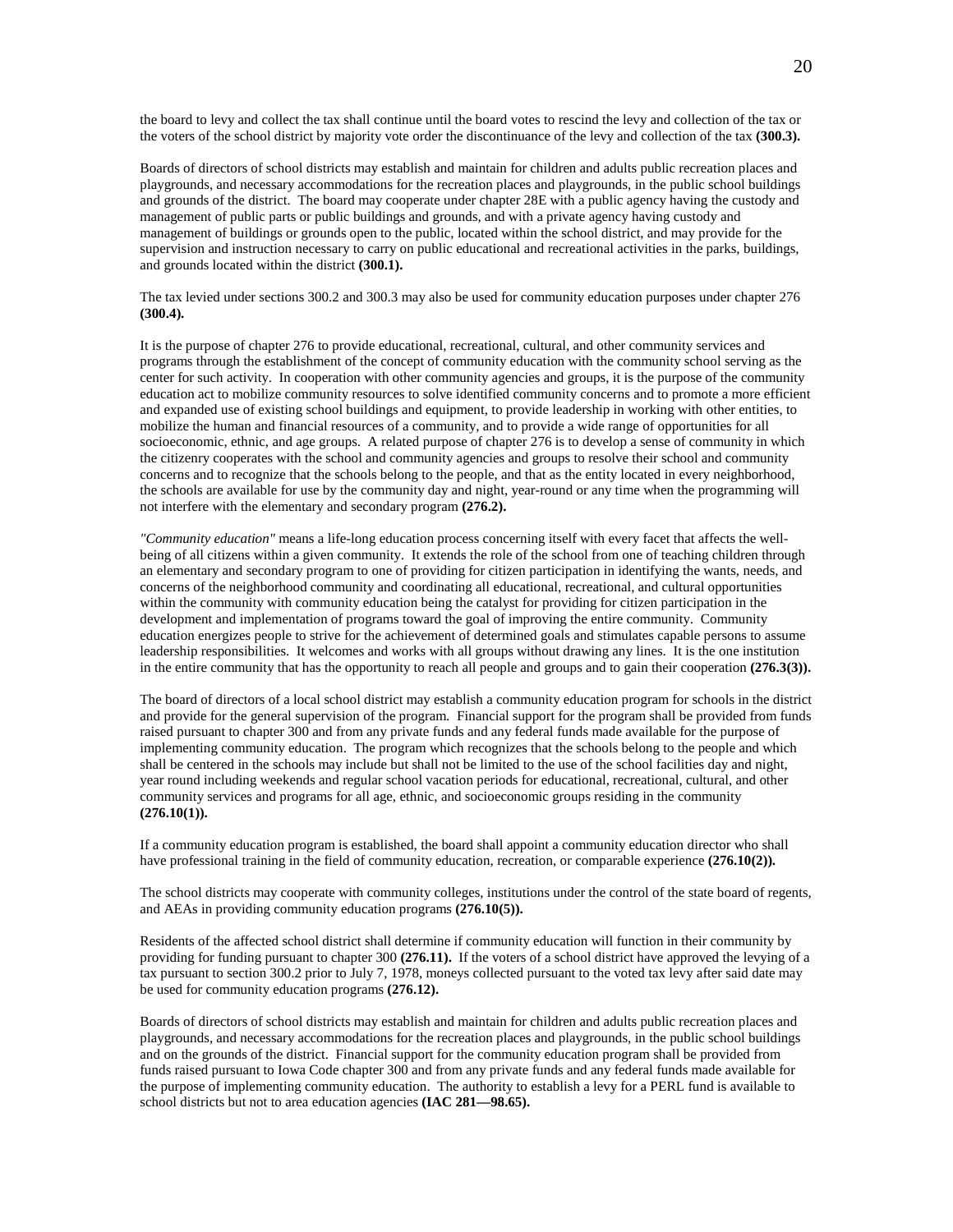the board to levy and collect the tax shall continue until the board votes to rescind the levy and collection of the tax or the voters of the school district by majority vote order the discontinuance of the levy and collection of the tax **(300.3).**

Boards of directors of school districts may establish and maintain for children and adults public recreation places and playgrounds, and necessary accommodations for the recreation places and playgrounds, in the public school buildings and grounds of the district. The board may cooperate under chapter 28E with a public agency having the custody and management of public parts or public buildings and grounds, and with a private agency having custody and management of buildings or grounds open to the public, located within the school district, and may provide for the supervision and instruction necessary to carry on public educational and recreational activities in the parks, buildings, and grounds located within the district **(300.1).**

The tax levied under sections 300.2 and 300.3 may also be used for community education purposes under chapter 276 **(300.4).**

It is the purpose of chapter 276 to provide educational, recreational, cultural, and other community services and programs through the establishment of the concept of community education with the community school serving as the center for such activity. In cooperation with other community agencies and groups, it is the purpose of the community education act to mobilize community resources to solve identified community concerns and to promote a more efficient and expanded use of existing school buildings and equipment, to provide leadership in working with other entities, to mobilize the human and financial resources of a community, and to provide a wide range of opportunities for all socioeconomic, ethnic, and age groups. A related purpose of chapter 276 is to develop a sense of community in which the citizenry cooperates with the school and community agencies and groups to resolve their school and community concerns and to recognize that the schools belong to the people, and that as the entity located in every neighborhood, the schools are available for use by the community day and night, year-round or any time when the programming will not interfere with the elementary and secondary program **(276.2).**

*"Community education"* means a life-long education process concerning itself with every facet that affects the well-being of all citizens within a given community. It extends the role of the school from one of teaching children through an elementary and secondary program to one of providing for citizen participation in identifying the wants, needs, and concerns of the neighborhood community and coordinating all educational, recreational, and cultural opportunities within the community with community education being the catalyst for providing for citizen participation in the development and implementation of programs toward the goal of improving the entire community. Community education energizes people to strive for the achievement of determined goals and stimulates capable persons to assume leadership responsibilities. It welcomes and works with all groups without drawing any lines. It is the one institution in the entire community that has the opportunity to reach all people and groups and to gain their cooperation **(276.3(3)).**

The board of directors of a local school district may establish a community education program for schools in the district and provide for the general supervision of the program. Financial support for the program shall be provided from funds raised pursuant to chapter 300 and from any private funds and any federal funds made available for the purpose of implementing community education. The program which recognizes that the schools belong to the people and which shall be centered in the schools may include but shall not be limited to the use of the school facilities day and night, year round including weekends and regular school vacation periods for educational, recreational, cultural, and other community services and programs for all age, ethnic, and socioeconomic groups residing in the community **(276.10(1)).**

If a community education program is established, the board shall appoint a community education director who shall have professional training in the field of community education, recreation, or comparable experience **(276.10(2)).**

The school districts may cooperate with community colleges, institutions under the control of the state board of regents, and AEAs in providing community education programs **(276.10(5)).**

Residents of the affected school district shall determine if community education will function in their community by providing for funding pursuant to chapter 300 **(276.11).** If the voters of a school district have approved the levying of a tax pursuant to section 300.2 prior to July 7, 1978, moneys collected pursuant to the voted tax levy after said date may be used for community education programs **(276.12).**

Boards of directors of school districts may establish and maintain for children and adults public recreation places and playgrounds, and necessary accommodations for the recreation places and playgrounds, in the public school buildings and on the grounds of the district. Financial support for the community education program shall be provided from funds raised pursuant to Iowa Code chapter 300 and from any private funds and any federal funds made available for the purpose of implementing community education. The authority to establish a levy for a PERL fund is available to school districts but not to area education agencies **(IAC 281—98.65).**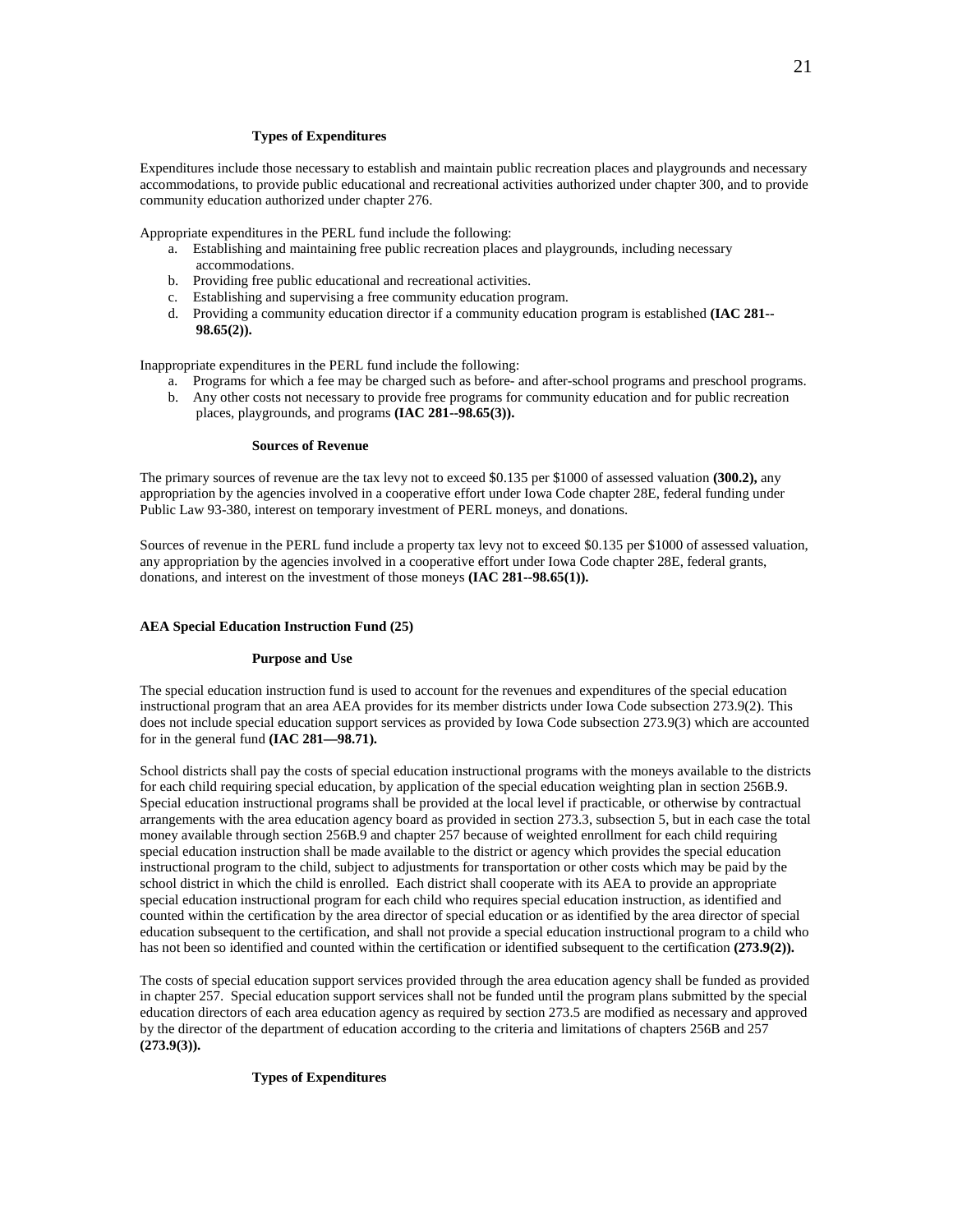### Types of Expenditures

Expenditures include those necessary to establish and maintain public recreation places and playgrounds and necessary accommodations, to provide public educational and recreational activities authorized under chapter 300, and to provide community education authorized under chapter 276.

Appropriate expenditures in the PERL fund include the following:

a. Establishing and maintaining free public recreation places and playgrounds, including necessary accommodations.
b. Providing free public educational and recreational activities.
c. Establishing and supervising a free community education program.
d. Providing a community education director if a community education program is established **(IAC 281--98.65(2)).**

Inappropriate expenditures in the PERL fund include the following:

a. Programs for which a fee may be charged such as before- and after-school programs and preschool programs.
b. Any other costs not necessary to provide free programs for community education and for public recreation places, playgrounds, and programs **(IAC 281--98.65(3)).**

### Sources of Revenue

The primary sources of revenue are the tax levy not to exceed $0.135 per $1000 of assessed valuation **(300.2),** any appropriation by the agencies involved in a cooperative effort under Iowa Code chapter 28E, federal funding under Public Law 93-380, interest on temporary investment of PERL moneys, and donations.

Sources of revenue in the PERL fund include a property tax levy not to exceed $0.135 per $1000 of assessed valuation, any appropriation by the agencies involved in a cooperative effort under Iowa Code chapter 28E, federal grants, donations, and interest on the investment of those moneys **(IAC 281--98.65(1)).**

## AEA Special Education Instruction Fund (25)

### Purpose and Use

The special education instruction fund is used to account for the revenues and expenditures of the special education instructional program that an area AEA provides for its member districts under Iowa Code subsection 273.9(2). This does not include special education support services as provided by Iowa Code subsection 273.9(3) which are accounted for in the general fund **(IAC 281—98.71).**

School districts shall pay the costs of special education instructional programs with the moneys available to the districts for each child requiring special education, by application of the special education weighting plan in section 256B.9. Special education instructional programs shall be provided at the local level if practicable, or otherwise by contractual arrangements with the area education agency board as provided in section 273.3, subsection 5, but in each case the total money available through section 256B.9 and chapter 257 because of weighted enrollment for each child requiring special education instruction shall be made available to the district or agency which provides the special education instructional program to the child, subject to adjustments for transportation or other costs which may be paid by the school district in which the child is enrolled. Each district shall cooperate with its AEA to provide an appropriate special education instructional program for each child who requires special education instruction, as identified and counted within the certification by the area director of special education or as identified by the area director of special education subsequent to the certification, and shall not provide a special education instructional program to a child who has not been so identified and counted within the certification or identified subsequent to the certification **(273.9(2)).**

The costs of special education support services provided through the area education agency shall be funded as provided in chapter 257. Special education support services shall not be funded until the program plans submitted by the special education directors of each area education agency as required by section 273.5 are modified as necessary and approved by the director of the department of education according to the criteria and limitations of chapters 256B and 257 **(273.9(3)).**

### Types of Expenditures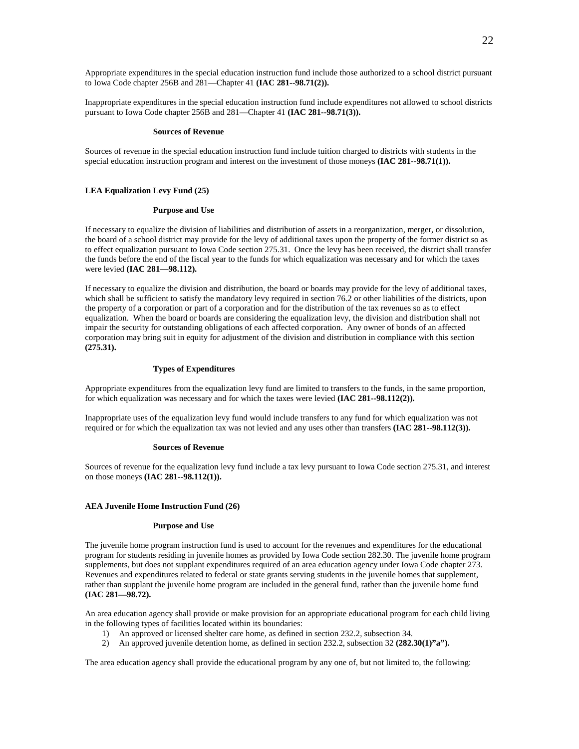Appropriate expenditures in the special education instruction fund include those authorized to a school district pursuant to Iowa Code chapter 256B and 281—Chapter 41 **(IAC 281--98.71(2)).**

Inappropriate expenditures in the special education instruction fund include expenditures not allowed to school districts pursuant to Iowa Code chapter 256B and 281—Chapter 41 **(IAC 281--98.71(3)).**

#### Sources of Revenue

Sources of revenue in the special education instruction fund include tuition charged to districts with students in the special education instruction program and interest on the investment of those moneys **(IAC 281--98.71(1)).**

### LEA Equalization Levy Fund (25)

#### Purpose and Use

If necessary to equalize the division of liabilities and distribution of assets in a reorganization, merger, or dissolution, the board of a school district may provide for the levy of additional taxes upon the property of the former district so as to effect equalization pursuant to Iowa Code section 275.31. Once the levy has been received, the district shall transfer the funds before the end of the fiscal year to the funds for which equalization was necessary and for which the taxes were levied **(IAC 281—98.112).**

If necessary to equalize the division and distribution, the board or boards may provide for the levy of additional taxes, which shall be sufficient to satisfy the mandatory levy required in section 76.2 or other liabilities of the districts, upon the property of a corporation or part of a corporation and for the distribution of the tax revenues so as to effect equalization. When the board or boards are considering the equalization levy, the division and distribution shall not impair the security for outstanding obligations of each affected corporation. Any owner of bonds of an affected corporation may bring suit in equity for adjustment of the division and distribution in compliance with this section **(275.31).**

#### Types of Expenditures

Appropriate expenditures from the equalization levy fund are limited to transfers to the funds, in the same proportion, for which equalization was necessary and for which the taxes were levied **(IAC 281--98.112(2)).**

Inappropriate uses of the equalization levy fund would include transfers to any fund for which equalization was not required or for which the equalization tax was not levied and any uses other than transfers **(IAC 281--98.112(3)).**

#### Sources of Revenue

Sources of revenue for the equalization levy fund include a tax levy pursuant to Iowa Code section 275.31, and interest on those moneys **(IAC 281--98.112(1)).**

### AEA Juvenile Home Instruction Fund (26)

#### Purpose and Use

The juvenile home program instruction fund is used to account for the revenues and expenditures for the educational program for students residing in juvenile homes as provided by Iowa Code section 282.30. The juvenile home program supplements, but does not supplant expenditures required of an area education agency under Iowa Code chapter 273. Revenues and expenditures related to federal or state grants serving students in the juvenile homes that supplement, rather than supplant the juvenile home program are included in the general fund, rather than the juvenile home fund **(IAC 281—98.72).**

An area education agency shall provide or make provision for an appropriate educational program for each child living in the following types of facilities located within its boundaries:

1) An approved or licensed shelter care home, as defined in section 232.2, subsection 34.
2) An approved juvenile detention home, as defined in section 232.2, subsection 32 **(282.30(1)"a").**

The area education agency shall provide the educational program by any one of, but not limited to, the following: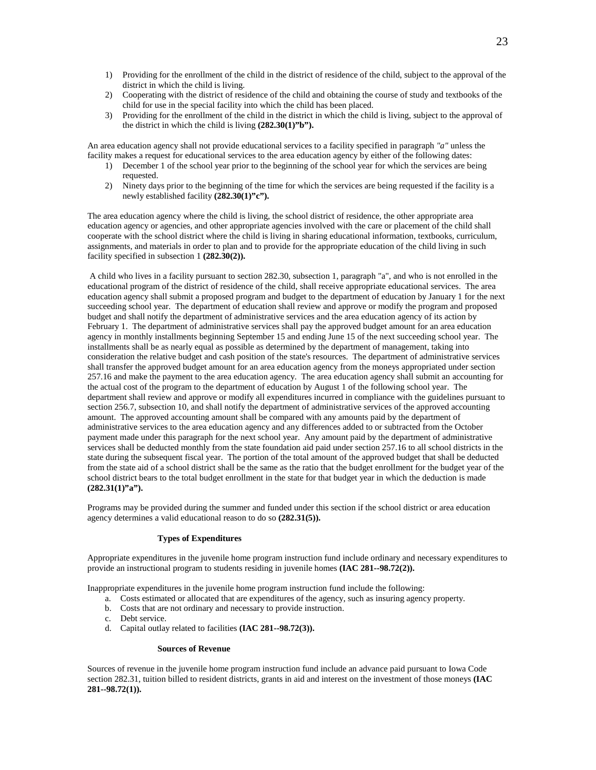1) Providing for the enrollment of the child in the district of residence of the child, subject to the approval of the district in which the child is living.
2) Cooperating with the district of residence of the child and obtaining the course of study and textbooks of the child for use in the special facility into which the child has been placed.
3) Providing for the enrollment of the child in the district in which the child is living, subject to the approval of the district in which the child is living **(282.30(1)"b").**

An area education agency shall not provide educational services to a facility specified in paragraph *"a"* unless the facility makes a request for educational services to the area education agency by either of the following dates:

1) December 1 of the school year prior to the beginning of the school year for which the services are being requested.
2) Ninety days prior to the beginning of the time for which the services are being requested if the facility is a newly established facility **(282.30(1)"c").**

The area education agency where the child is living, the school district of residence, the other appropriate area education agency or agencies, and other appropriate agencies involved with the care or placement of the child shall cooperate with the school district where the child is living in sharing educational information, textbooks, curriculum, assignments, and materials in order to plan and to provide for the appropriate education of the child living in such facility specified in subsection 1 **(282.30(2)).**

A child who lives in a facility pursuant to section 282.30, subsection 1, paragraph "a", and who is not enrolled in the educational program of the district of residence of the child, shall receive appropriate educational services. The area education agency shall submit a proposed program and budget to the department of education by January 1 for the next succeeding school year. The department of education shall review and approve or modify the program and proposed budget and shall notify the department of administrative services and the area education agency of its action by February 1. The department of administrative services shall pay the approved budget amount for an area education agency in monthly installments beginning September 15 and ending June 15 of the next succeeding school year. The installments shall be as nearly equal as possible as determined by the department of management, taking into consideration the relative budget and cash position of the state's resources. The department of administrative services shall transfer the approved budget amount for an area education agency from the moneys appropriated under section 257.16 and make the payment to the area education agency. The area education agency shall submit an accounting for the actual cost of the program to the department of education by August 1 of the following school year. The department shall review and approve or modify all expenditures incurred in compliance with the guidelines pursuant to section 256.7, subsection 10, and shall notify the department of administrative services of the approved accounting amount. The approved accounting amount shall be compared with any amounts paid by the department of administrative services to the area education agency and any differences added to or subtracted from the October payment made under this paragraph for the next school year. Any amount paid by the department of administrative services shall be deducted monthly from the state foundation aid paid under section 257.16 to all school districts in the state during the subsequent fiscal year. The portion of the total amount of the approved budget that shall be deducted from the state aid of a school district shall be the same as the ratio that the budget enrollment for the budget year of the school district bears to the total budget enrollment in the state for that budget year in which the deduction is made **(282.31(1)"a").**

Programs may be provided during the summer and funded under this section if the school district or area education agency determines a valid educational reason to do so **(282.31(5)).**

### Types of Expenditures

Appropriate expenditures in the juvenile home program instruction fund include ordinary and necessary expenditures to provide an instructional program to students residing in juvenile homes **(IAC 281--98.72(2)).**

Inappropriate expenditures in the juvenile home program instruction fund include the following:

a. Costs estimated or allocated that are expenditures of the agency, such as insuring agency property.
b. Costs that are not ordinary and necessary to provide instruction.
c. Debt service.
d. Capital outlay related to facilities **(IAC 281--98.72(3)).**

### Sources of Revenue

Sources of revenue in the juvenile home program instruction fund include an advance paid pursuant to Iowa Code section 282.31, tuition billed to resident districts, grants in aid and interest on the investment of those moneys **(IAC 281--98.72(1)).**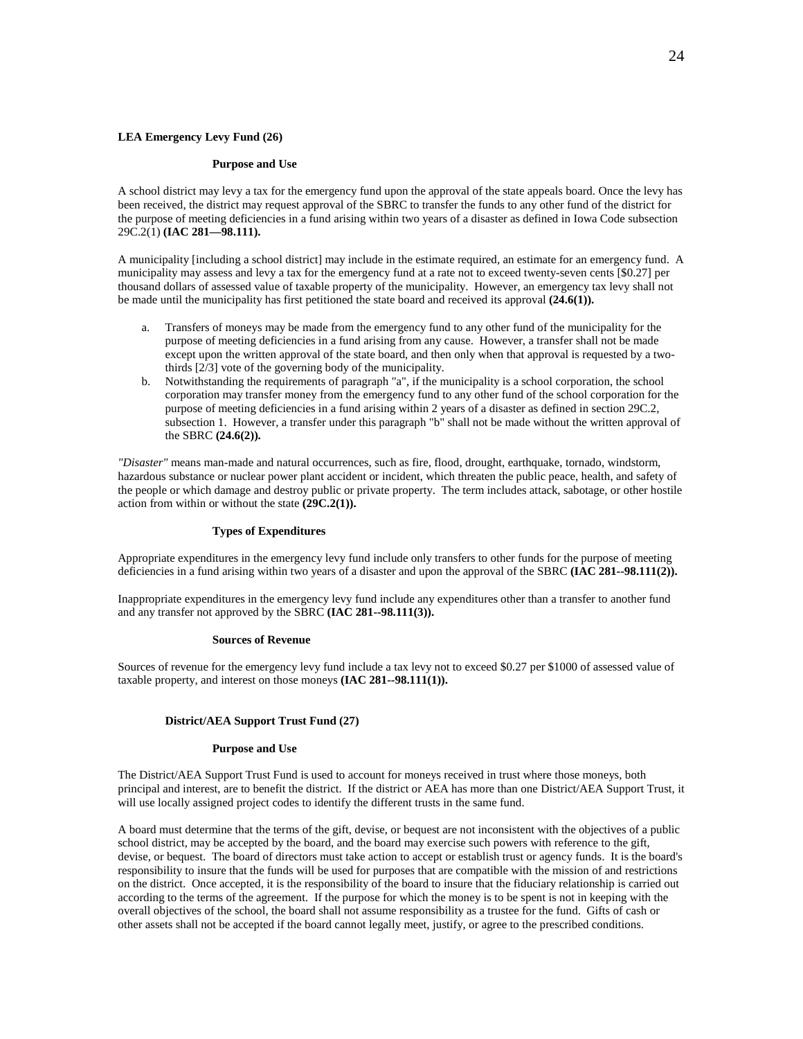**LEA Emergency Levy Fund (26)**

**Purpose and Use**

A school district may levy a tax for the emergency fund upon the approval of the state appeals board. Once the levy has been received, the district may request approval of the SBRC to transfer the funds to any other fund of the district for the purpose of meeting deficiencies in a fund arising within two years of a disaster as defined in Iowa Code subsection 29C.2(1) **(IAC 281—98.111).**

A municipality [including a school district] may include in the estimate required, an estimate for an emergency fund. A municipality may assess and levy a tax for the emergency fund at a rate not to exceed twenty-seven cents [$0.27] per thousand dollars of assessed value of taxable property of the municipality. However, an emergency tax levy shall not be made until the municipality has first petitioned the state board and received its approval **(24.6(1)).**

a. Transfers of moneys may be made from the emergency fund to any other fund of the municipality for the purpose of meeting deficiencies in a fund arising from any cause. However, a transfer shall not be made except upon the written approval of the state board, and then only when that approval is requested by a two-thirds [2/3] vote of the governing body of the municipality.
b. Notwithstanding the requirements of paragraph "a", if the municipality is a school corporation, the school corporation may transfer money from the emergency fund to any other fund of the school corporation for the purpose of meeting deficiencies in a fund arising within 2 years of a disaster as defined in section 29C.2, subsection 1. However, a transfer under this paragraph "b" shall not be made without the written approval of the SBRC **(24.6(2)).**

*"Disaster"* means man-made and natural occurrences, such as fire, flood, drought, earthquake, tornado, windstorm, hazardous substance or nuclear power plant accident or incident, which threaten the public peace, health, and safety of the people or which damage and destroy public or private property. The term includes attack, sabotage, or other hostile action from within or without the state **(29C.2(1)).**

**Types of Expenditures**

Appropriate expenditures in the emergency levy fund include only transfers to other funds for the purpose of meeting deficiencies in a fund arising within two years of a disaster and upon the approval of the SBRC **(IAC 281--98.111(2)).**

Inappropriate expenditures in the emergency levy fund include any expenditures other than a transfer to another fund and any transfer not approved by the SBRC **(IAC 281--98.111(3)).**

**Sources of Revenue**

Sources of revenue for the emergency levy fund include a tax levy not to exceed $0.27 per $1000 of assessed value of taxable property, and interest on those moneys **(IAC 281--98.111(1)).**

**District/AEA Support Trust Fund (27)**

**Purpose and Use**

The District/AEA Support Trust Fund is used to account for moneys received in trust where those moneys, both principal and interest, are to benefit the district. If the district or AEA has more than one District/AEA Support Trust, it will use locally assigned project codes to identify the different trusts in the same fund.

A board must determine that the terms of the gift, devise, or bequest are not inconsistent with the objectives of a public school district, may be accepted by the board, and the board may exercise such powers with reference to the gift, devise, or bequest. The board of directors must take action to accept or establish trust or agency funds. It is the board's responsibility to insure that the funds will be used for purposes that are compatible with the mission of and restrictions on the district. Once accepted, it is the responsibility of the board to insure that the fiduciary relationship is carried out according to the terms of the agreement. If the purpose for which the money is to be spent is not in keeping with the overall objectives of the school, the board shall not assume responsibility as a trustee for the fund. Gifts of cash or other assets shall not be accepted if the board cannot legally meet, justify, or agree to the prescribed conditions.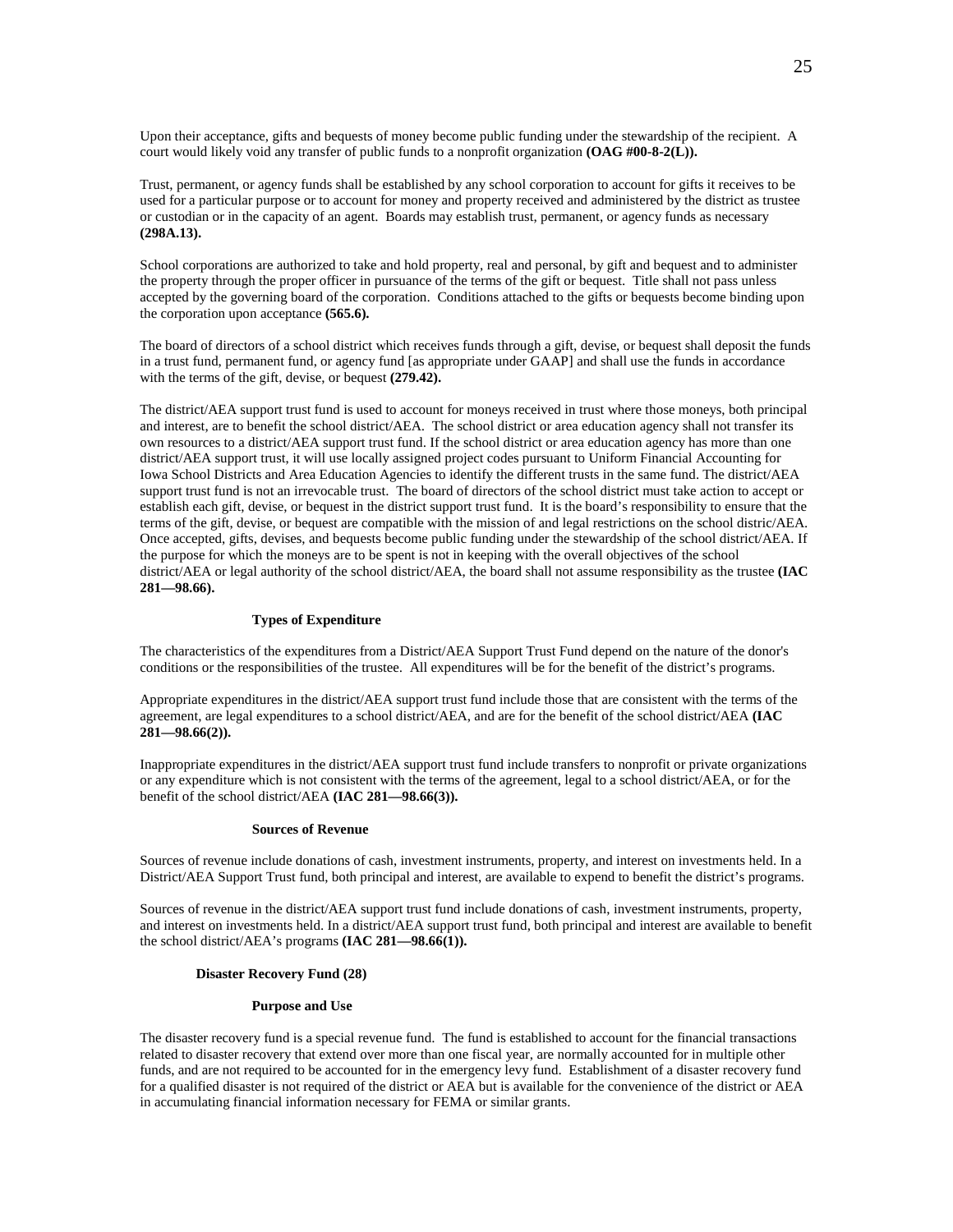Upon their acceptance, gifts and bequests of money become public funding under the stewardship of the recipient. A court would likely void any transfer of public funds to a nonprofit organization **(OAG #00-8-2(L)).**

Trust, permanent, or agency funds shall be established by any school corporation to account for gifts it receives to be used for a particular purpose or to account for money and property received and administered by the district as trustee or custodian or in the capacity of an agent. Boards may establish trust, permanent, or agency funds as necessary **(298A.13).**

School corporations are authorized to take and hold property, real and personal, by gift and bequest and to administer the property through the proper officer in pursuance of the terms of the gift or bequest. Title shall not pass unless accepted by the governing board of the corporation. Conditions attached to the gifts or bequests become binding upon the corporation upon acceptance **(565.6).**

The board of directors of a school district which receives funds through a gift, devise, or bequest shall deposit the funds in a trust fund, permanent fund, or agency fund [as appropriate under GAAP] and shall use the funds in accordance with the terms of the gift, devise, or bequest **(279.42).**

The district/AEA support trust fund is used to account for moneys received in trust where those moneys, both principal and interest, are to benefit the school district/AEA. The school district or area education agency shall not transfer its own resources to a district/AEA support trust fund. If the school district or area education agency has more than one district/AEA support trust, it will use locally assigned project codes pursuant to Uniform Financial Accounting for Iowa School Districts and Area Education Agencies to identify the different trusts in the same fund. The district/AEA support trust fund is not an irrevocable trust. The board of directors of the school district must take action to accept or establish each gift, devise, or bequest in the district support trust fund. It is the board's responsibility to ensure that the terms of the gift, devise, or bequest are compatible with the mission of and legal restrictions on the school distric/AEA. Once accepted, gifts, devises, and bequests become public funding under the stewardship of the school district/AEA. If the purpose for which the moneys are to be spent is not in keeping with the overall objectives of the school district/AEA or legal authority of the school district/AEA, the board shall not assume responsibility as the trustee **(IAC 281—98.66).**

#### Types of Expenditure

The characteristics of the expenditures from a District/AEA Support Trust Fund depend on the nature of the donor's conditions or the responsibilities of the trustee. All expenditures will be for the benefit of the district's programs.

Appropriate expenditures in the district/AEA support trust fund include those that are consistent with the terms of the agreement, are legal expenditures to a school district/AEA, and are for the benefit of the school district/AEA **(IAC 281—98.66(2)).**

Inappropriate expenditures in the district/AEA support trust fund include transfers to nonprofit or private organizations or any expenditure which is not consistent with the terms of the agreement, legal to a school district/AEA, or for the benefit of the school district/AEA **(IAC 281—98.66(3)).**

#### Sources of Revenue

Sources of revenue include donations of cash, investment instruments, property, and interest on investments held. In a District/AEA Support Trust fund, both principal and interest, are available to expend to benefit the district's programs.

Sources of revenue in the district/AEA support trust fund include donations of cash, investment instruments, property, and interest on investments held. In a district/AEA support trust fund, both principal and interest are available to benefit the school district/AEA's programs **(IAC 281—98.66(1)).**

### Disaster Recovery Fund (28)

#### Purpose and Use

The disaster recovery fund is a special revenue fund. The fund is established to account for the financial transactions related to disaster recovery that extend over more than one fiscal year, are normally accounted for in multiple other funds, and are not required to be accounted for in the emergency levy fund. Establishment of a disaster recovery fund for a qualified disaster is not required of the district or AEA but is available for the convenience of the district or AEA in accumulating financial information necessary for FEMA or similar grants.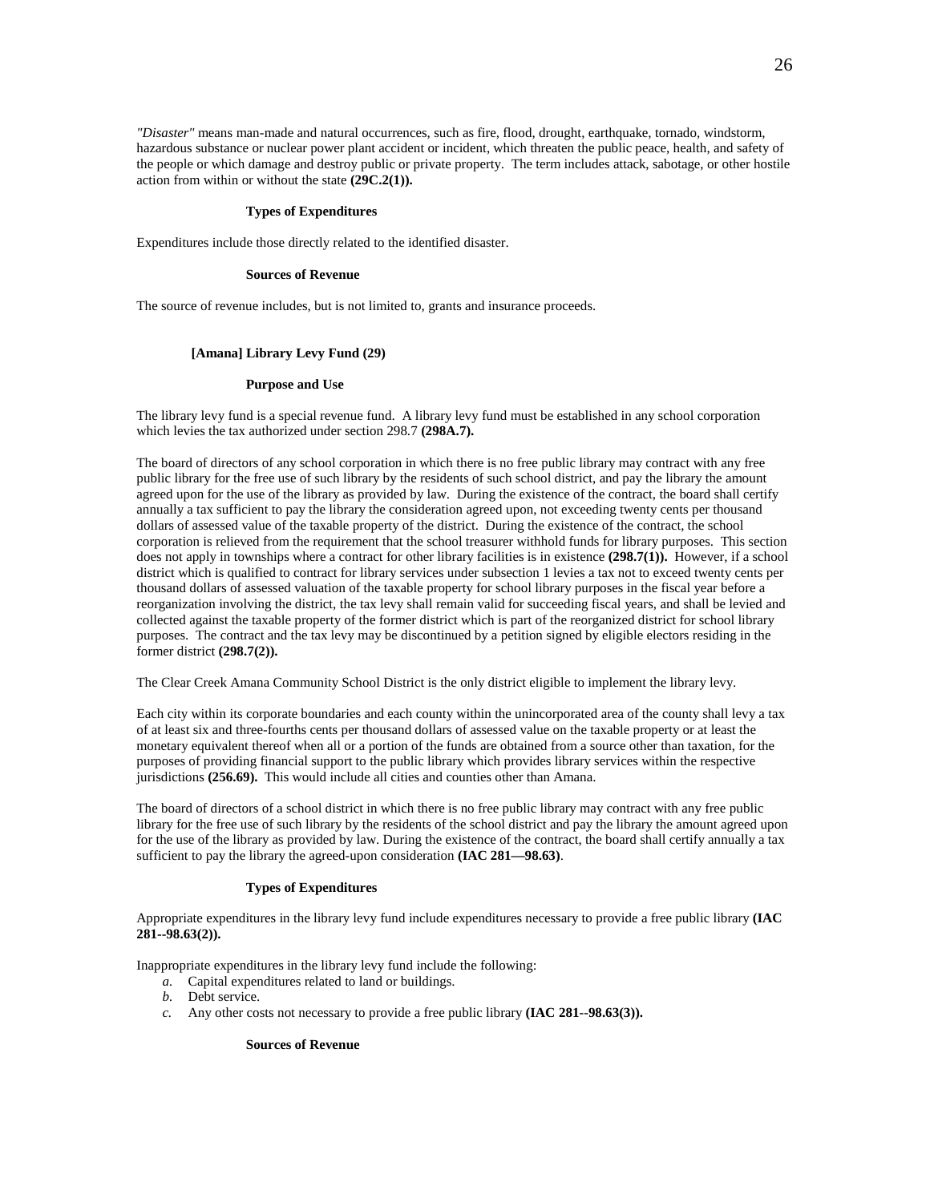*"Disaster"* means man-made and natural occurrences, such as fire, flood, drought, earthquake, tornado, windstorm, hazardous substance or nuclear power plant accident or incident, which threaten the public peace, health, and safety of the people or which damage and destroy public or private property. The term includes attack, sabotage, or other hostile action from within or without the state **(29C.2(1)).**

#### Types of Expenditures

Expenditures include those directly related to the identified disaster.

#### Sources of Revenue

The source of revenue includes, but is not limited to, grants and insurance proceeds.

### [Amana] Library Levy Fund (29)

#### Purpose and Use

The library levy fund is a special revenue fund. A library levy fund must be established in any school corporation which levies the tax authorized under section 298.7 **(298A.7).**

The board of directors of any school corporation in which there is no free public library may contract with any free public library for the free use of such library by the residents of such school district, and pay the library the amount agreed upon for the use of the library as provided by law. During the existence of the contract, the board shall certify annually a tax sufficient to pay the library the consideration agreed upon, not exceeding twenty cents per thousand dollars of assessed value of the taxable property of the district. During the existence of the contract, the school corporation is relieved from the requirement that the school treasurer withhold funds for library purposes. This section does not apply in townships where a contract for other library facilities is in existence **(298.7(1)).** However, if a school district which is qualified to contract for library services under subsection 1 levies a tax not to exceed twenty cents per thousand dollars of assessed valuation of the taxable property for school library purposes in the fiscal year before a reorganization involving the district, the tax levy shall remain valid for succeeding fiscal years, and shall be levied and collected against the taxable property of the former district which is part of the reorganized district for school library purposes. The contract and the tax levy may be discontinued by a petition signed by eligible electors residing in the former district **(298.7(2)).**

The Clear Creek Amana Community School District is the only district eligible to implement the library levy.

Each city within its corporate boundaries and each county within the unincorporated area of the county shall levy a tax of at least six and three-fourths cents per thousand dollars of assessed value on the taxable property or at least the monetary equivalent thereof when all or a portion of the funds are obtained from a source other than taxation, for the purposes of providing financial support to the public library which provides library services within the respective jurisdictions **(256.69).** This would include all cities and counties other than Amana.

The board of directors of a school district in which there is no free public library may contract with any free public library for the free use of such library by the residents of the school district and pay the library the amount agreed upon for the use of the library as provided by law. During the existence of the contract, the board shall certify annually a tax sufficient to pay the library the agreed-upon consideration **(IAC 281—98.63)**.

#### Types of Expenditures

Appropriate expenditures in the library levy fund include expenditures necessary to provide a free public library **(IAC 281--98.63(2)).**

Inappropriate expenditures in the library levy fund include the following:

*a.* Capital expenditures related to land or buildings.
*b.* Debt service.
*c.* Any other costs not necessary to provide a free public library **(IAC 281--98.63(3)).**

#### Sources of Revenue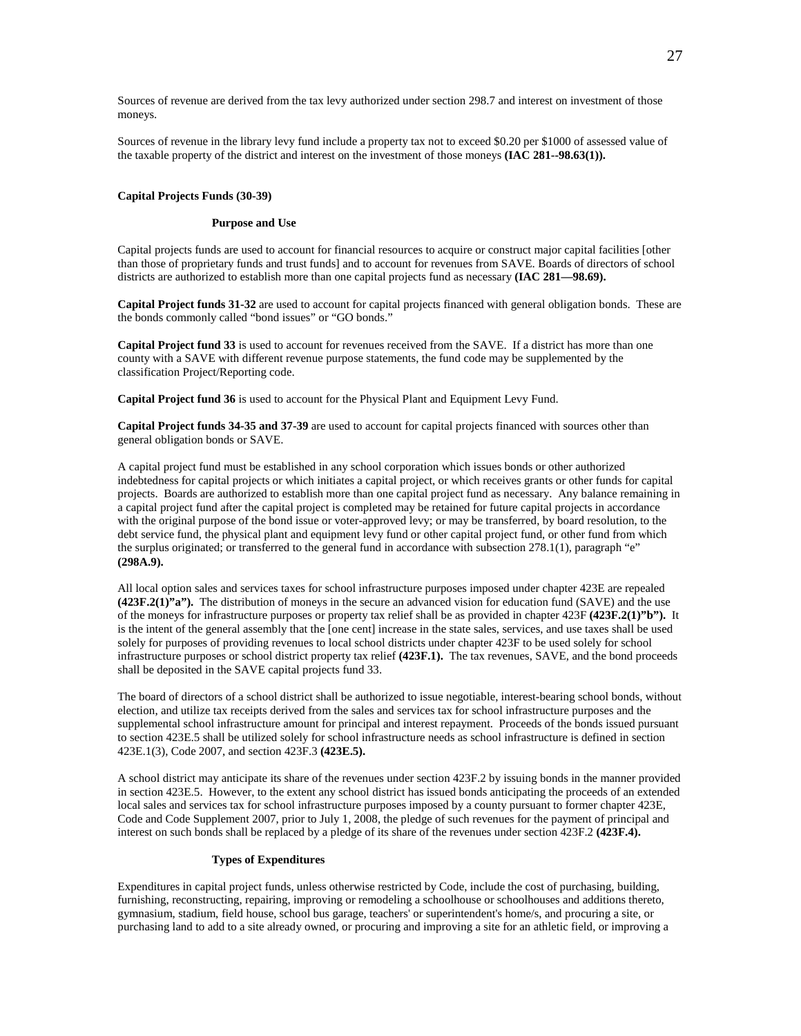Sources of revenue are derived from the tax levy authorized under section 298.7 and interest on investment of those moneys.

Sources of revenue in the library levy fund include a property tax not to exceed $0.20 per $1000 of assessed value of the taxable property of the district and interest on the investment of those moneys **(IAC 281--98.63(1)).**

### Capital Projects Funds (30-39)

#### Purpose and Use

Capital projects funds are used to account for financial resources to acquire or construct major capital facilities [other than those of proprietary funds and trust funds] and to account for revenues from SAVE. Boards of directors of school districts are authorized to establish more than one capital projects fund as necessary **(IAC 281—98.69).**

**Capital Project funds 31-32** are used to account for capital projects financed with general obligation bonds. These are the bonds commonly called "bond issues" or "GO bonds."

**Capital Project fund 33** is used to account for revenues received from the SAVE. If a district has more than one county with a SAVE with different revenue purpose statements, the fund code may be supplemented by the classification Project/Reporting code.

**Capital Project fund 36** is used to account for the Physical Plant and Equipment Levy Fund.

**Capital Project funds 34-35 and 37-39** are used to account for capital projects financed with sources other than general obligation bonds or SAVE.

A capital project fund must be established in any school corporation which issues bonds or other authorized indebtedness for capital projects or which initiates a capital project, or which receives grants or other funds for capital projects. Boards are authorized to establish more than one capital project fund as necessary. Any balance remaining in a capital project fund after the capital project is completed may be retained for future capital projects in accordance with the original purpose of the bond issue or voter-approved levy; or may be transferred, by board resolution, to the debt service fund, the physical plant and equipment levy fund or other capital project fund, or other fund from which the surplus originated; or transferred to the general fund in accordance with subsection 278.1(1), paragraph "e" **(298A.9).**

All local option sales and services taxes for school infrastructure purposes imposed under chapter 423E are repealed **(423F.2(1)"a").** The distribution of moneys in the secure an advanced vision for education fund (SAVE) and the use of the moneys for infrastructure purposes or property tax relief shall be as provided in chapter 423F **(423F.2(1)"b").** It is the intent of the general assembly that the [one cent] increase in the state sales, services, and use taxes shall be used solely for purposes of providing revenues to local school districts under chapter 423F to be used solely for school infrastructure purposes or school district property tax relief **(423F.1).** The tax revenues, SAVE, and the bond proceeds shall be deposited in the SAVE capital projects fund 33.

The board of directors of a school district shall be authorized to issue negotiable, interest-bearing school bonds, without election, and utilize tax receipts derived from the sales and services tax for school infrastructure purposes and the supplemental school infrastructure amount for principal and interest repayment. Proceeds of the bonds issued pursuant to section 423E.5 shall be utilized solely for school infrastructure needs as school infrastructure is defined in section 423E.1(3), Code 2007, and section 423F.3 **(423E.5).**

A school district may anticipate its share of the revenues under section 423F.2 by issuing bonds in the manner provided in section 423E.5. However, to the extent any school district has issued bonds anticipating the proceeds of an extended local sales and services tax for school infrastructure purposes imposed by a county pursuant to former chapter 423E, Code and Code Supplement 2007, prior to July 1, 2008, the pledge of such revenues for the payment of principal and interest on such bonds shall be replaced by a pledge of its share of the revenues under section 423F.2 **(423F.4).**

#### Types of Expenditures

Expenditures in capital project funds, unless otherwise restricted by Code, include the cost of purchasing, building, furnishing, reconstructing, repairing, improving or remodeling a schoolhouse or schoolhouses and additions thereto, gymnasium, stadium, field house, school bus garage, teachers' or superintendent's home/s, and procuring a site, or purchasing land to add to a site already owned, or procuring and improving a site for an athletic field, or improving a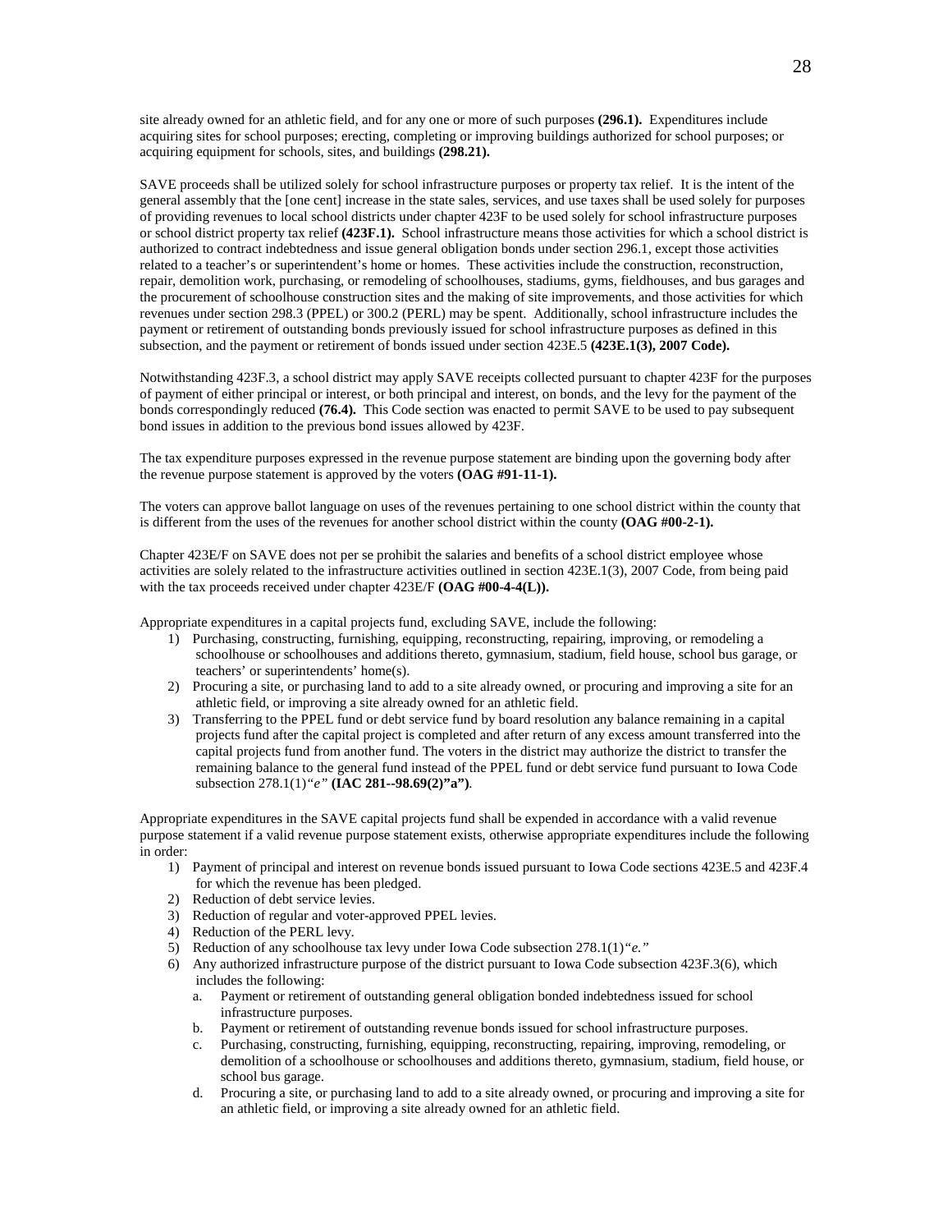site already owned for an athletic field, and for any one or more of such purposes **(296.1).** Expenditures include acquiring sites for school purposes; erecting, completing or improving buildings authorized for school purposes; or acquiring equipment for schools, sites, and buildings **(298.21).**

SAVE proceeds shall be utilized solely for school infrastructure purposes or property tax relief. It is the intent of the general assembly that the [one cent] increase in the state sales, services, and use taxes shall be used solely for purposes of providing revenues to local school districts under chapter 423F to be used solely for school infrastructure purposes or school district property tax relief **(423F.1).** School infrastructure means those activities for which a school district is authorized to contract indebtedness and issue general obligation bonds under section 296.1, except those activities related to a teacher's or superintendent's home or homes. These activities include the construction, reconstruction, repair, demolition work, purchasing, or remodeling of schoolhouses, stadiums, gyms, fieldhouses, and bus garages and the procurement of schoolhouse construction sites and the making of site improvements, and those activities for which revenues under section 298.3 (PPEL) or 300.2 (PERL) may be spent. Additionally, school infrastructure includes the payment or retirement of outstanding bonds previously issued for school infrastructure purposes as defined in this subsection, and the payment or retirement of bonds issued under section 423E.5 **(423E.1(3), 2007 Code).**

Notwithstanding 423F.3, a school district may apply SAVE receipts collected pursuant to chapter 423F for the purposes of payment of either principal or interest, or both principal and interest, on bonds, and the levy for the payment of the bonds correspondingly reduced **(76.4).** This Code section was enacted to permit SAVE to be used to pay subsequent bond issues in addition to the previous bond issues allowed by 423F.

The tax expenditure purposes expressed in the revenue purpose statement are binding upon the governing body after the revenue purpose statement is approved by the voters **(OAG #91-11-1).**

The voters can approve ballot language on uses of the revenues pertaining to one school district within the county that is different from the uses of the revenues for another school district within the county **(OAG #00-2-1).**

Chapter 423E/F on SAVE does not per se prohibit the salaries and benefits of a school district employee whose activities are solely related to the infrastructure activities outlined in section 423E.1(3), 2007 Code, from being paid with the tax proceeds received under chapter 423E/F **(OAG #00-4-4(L)).**

Appropriate expenditures in a capital projects fund, excluding SAVE, include the following:

1) Purchasing, constructing, furnishing, equipping, reconstructing, repairing, improving, or remodeling a schoolhouse or schoolhouses and additions thereto, gymnasium, stadium, field house, school bus garage, or teachers' or superintendents' home(s).
2) Procuring a site, or purchasing land to add to a site already owned, or procuring and improving a site for an athletic field, or improving a site already owned for an athletic field.
3) Transferring to the PPEL fund or debt service fund by board resolution any balance remaining in a capital projects fund after the capital project is completed and after return of any excess amount transferred into the capital projects fund from another fund. The voters in the district may authorize the district to transfer the remaining balance to the general fund instead of the PPEL fund or debt service fund pursuant to Iowa Code subsection 278.1(1)*"e"* **(IAC 281--98.69(2)"a")**.

Appropriate expenditures in the SAVE capital projects fund shall be expended in accordance with a valid revenue purpose statement if a valid revenue purpose statement exists, otherwise appropriate expenditures include the following in order:

1) Payment of principal and interest on revenue bonds issued pursuant to Iowa Code sections 423E.5 and 423F.4 for which the revenue has been pledged.
2) Reduction of debt service levies.
3) Reduction of regular and voter-approved PPEL levies.
4) Reduction of the PERL levy.
5) Reduction of any schoolhouse tax levy under Iowa Code subsection 278.1(1)*"e."*
6) Any authorized infrastructure purpose of the district pursuant to Iowa Code subsection 423F.3(6), which includes the following:
   a. Payment or retirement of outstanding general obligation bonded indebtedness issued for school infrastructure purposes.
   b. Payment or retirement of outstanding revenue bonds issued for school infrastructure purposes.
   c. Purchasing, constructing, furnishing, equipping, reconstructing, repairing, improving, remodeling, or demolition of a schoolhouse or schoolhouses and additions thereto, gymnasium, stadium, field house, or school bus garage.
   d. Procuring a site, or purchasing land to add to a site already owned, or procuring and improving a site for an athletic field, or improving a site already owned for an athletic field.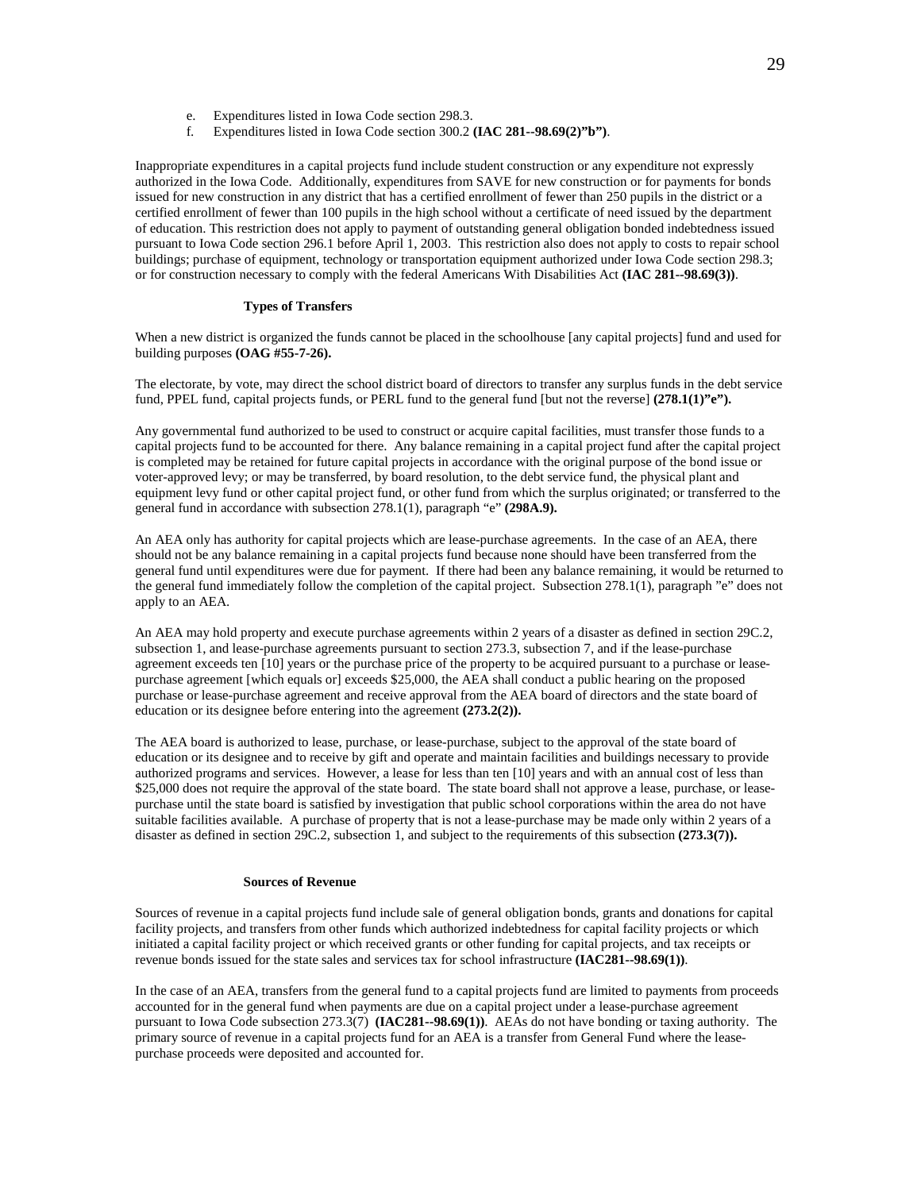e. Expenditures listed in Iowa Code section 298.3.
f. Expenditures listed in Iowa Code section 300.2 **(IAC 281--98.69(2)"b")**.

Inappropriate expenditures in a capital projects fund include student construction or any expenditure not expressly authorized in the Iowa Code. Additionally, expenditures from SAVE for new construction or for payments for bonds issued for new construction in any district that has a certified enrollment of fewer than 250 pupils in the district or a certified enrollment of fewer than 100 pupils in the high school without a certificate of need issued by the department of education. This restriction does not apply to payment of outstanding general obligation bonded indebtedness issued pursuant to Iowa Code section 296.1 before April 1, 2003. This restriction also does not apply to costs to repair school buildings; purchase of equipment, technology or transportation equipment authorized under Iowa Code section 298.3; or for construction necessary to comply with the federal Americans With Disabilities Act **(IAC 281--98.69(3))**.

### Types of Transfers

When a new district is organized the funds cannot be placed in the schoolhouse [any capital projects] fund and used for building purposes **(OAG #55-7-26).**

The electorate, by vote, may direct the school district board of directors to transfer any surplus funds in the debt service fund, PPEL fund, capital projects funds, or PERL fund to the general fund [but not the reverse] **(278.1(1)"e").**

Any governmental fund authorized to be used to construct or acquire capital facilities, must transfer those funds to a capital projects fund to be accounted for there. Any balance remaining in a capital project fund after the capital project is completed may be retained for future capital projects in accordance with the original purpose of the bond issue or voter-approved levy; or may be transferred, by board resolution, to the debt service fund, the physical plant and equipment levy fund or other capital project fund, or other fund from which the surplus originated; or transferred to the general fund in accordance with subsection 278.1(1), paragraph "e" **(298A.9).**

An AEA only has authority for capital projects which are lease-purchase agreements. In the case of an AEA, there should not be any balance remaining in a capital projects fund because none should have been transferred from the general fund until expenditures were due for payment. If there had been any balance remaining, it would be returned to the general fund immediately follow the completion of the capital project. Subsection 278.1(1), paragraph "e" does not apply to an AEA.

An AEA may hold property and execute purchase agreements within 2 years of a disaster as defined in section 29C.2, subsection 1, and lease-purchase agreements pursuant to section 273.3, subsection 7, and if the lease-purchase agreement exceeds ten [10] years or the purchase price of the property to be acquired pursuant to a purchase or lease-purchase agreement [which equals or] exceeds $25,000, the AEA shall conduct a public hearing on the proposed purchase or lease-purchase agreement and receive approval from the AEA board of directors and the state board of education or its designee before entering into the agreement **(273.2(2)).**

The AEA board is authorized to lease, purchase, or lease-purchase, subject to the approval of the state board of education or its designee and to receive by gift and operate and maintain facilities and buildings necessary to provide authorized programs and services. However, a lease for less than ten [10] years and with an annual cost of less than $25,000 does not require the approval of the state board. The state board shall not approve a lease, purchase, or lease-purchase until the state board is satisfied by investigation that public school corporations within the area do not have suitable facilities available. A purchase of property that is not a lease-purchase may be made only within 2 years of a disaster as defined in section 29C.2, subsection 1, and subject to the requirements of this subsection **(273.3(7)).**

### Sources of Revenue

Sources of revenue in a capital projects fund include sale of general obligation bonds, grants and donations for capital facility projects, and transfers from other funds which authorized indebtedness for capital facility projects or which initiated a capital facility project or which received grants or other funding for capital projects, and tax receipts or revenue bonds issued for the state sales and services tax for school infrastructure **(IAC281--98.69(1))**.

In the case of an AEA, transfers from the general fund to a capital projects fund are limited to payments from proceeds accounted for in the general fund when payments are due on a capital project under a lease-purchase agreement pursuant to Iowa Code subsection 273.3(7) **(IAC281--98.69(1))**. AEAs do not have bonding or taxing authority. The primary source of revenue in a capital projects fund for an AEA is a transfer from General Fund where the lease-purchase proceeds were deposited and accounted for.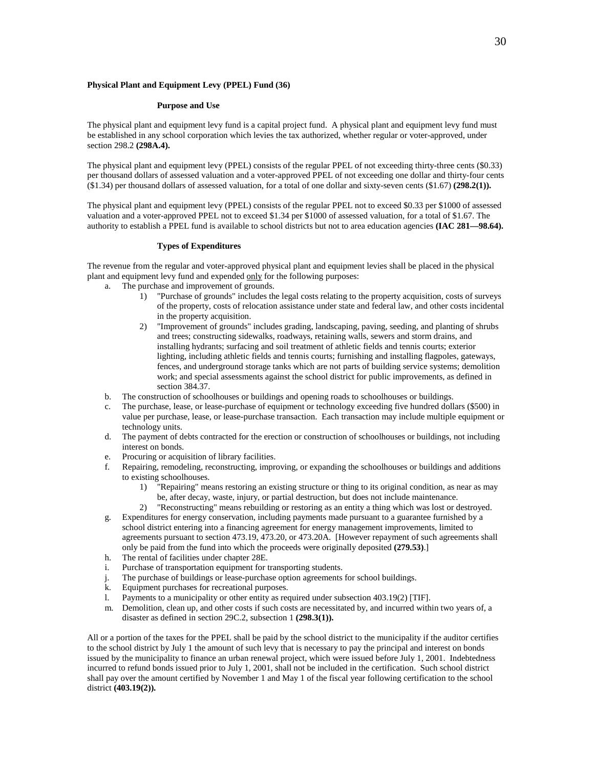**Physical Plant and Equipment Levy (PPEL) Fund (36)**

**Purpose and Use**

The physical plant and equipment levy fund is a capital project fund. A physical plant and equipment levy fund must be established in any school corporation which levies the tax authorized, whether regular or voter-approved, under section 298.2 **(298A.4).**

The physical plant and equipment levy (PPEL) consists of the regular PPEL of not exceeding thirty-three cents ($0.33) per thousand dollars of assessed valuation and a voter-approved PPEL of not exceeding one dollar and thirty-four cents ($1.34) per thousand dollars of assessed valuation, for a total of one dollar and sixty-seven cents ($1.67) **(298.2(1)).**

The physical plant and equipment levy (PPEL) consists of the regular PPEL not to exceed $0.33 per $1000 of assessed valuation and a voter-approved PPEL not to exceed $1.34 per $1000 of assessed valuation, for a total of $1.67. The authority to establish a PPEL fund is available to school districts but not to area education agencies **(IAC 281—98.64).**

**Types of Expenditures**

The revenue from the regular and voter-approved physical plant and equipment levies shall be placed in the physical plant and equipment levy fund and expended <u>only</u> for the following purposes:

a. The purchase and improvement of grounds.
   1) "Purchase of grounds" includes the legal costs relating to the property acquisition, costs of surveys of the property, costs of relocation assistance under state and federal law, and other costs incidental in the property acquisition.
   2) "Improvement of grounds" includes grading, landscaping, paving, seeding, and planting of shrubs and trees; constructing sidewalks, roadways, retaining walls, sewers and storm drains, and installing hydrants; surfacing and soil treatment of athletic fields and tennis courts; exterior lighting, including athletic fields and tennis courts; furnishing and installing flagpoles, gateways, fences, and underground storage tanks which are not parts of building service systems; demolition work; and special assessments against the school district for public improvements, as defined in section 384.37.
b. The construction of schoolhouses or buildings and opening roads to schoolhouses or buildings.
c. The purchase, lease, or lease-purchase of equipment or technology exceeding five hundred dollars ($500) in value per purchase, lease, or lease-purchase transaction. Each transaction may include multiple equipment or technology units.
d. The payment of debts contracted for the erection or construction of schoolhouses or buildings, not including interest on bonds.
e. Procuring or acquisition of library facilities.
f. Repairing, remodeling, reconstructing, improving, or expanding the schoolhouses or buildings and additions to existing schoolhouses.
   1) "Repairing" means restoring an existing structure or thing to its original condition, as near as may be, after decay, waste, injury, or partial destruction, but does not include maintenance.
   2) "Reconstructing" means rebuilding or restoring as an entity a thing which was lost or destroyed.
g. Expenditures for energy conservation, including payments made pursuant to a guarantee furnished by a school district entering into a financing agreement for energy management improvements, limited to agreements pursuant to section 473.19, 473.20, or 473.20A. [However repayment of such agreements shall only be paid from the fund into which the proceeds were originally deposited **(279.53)**.]
h. The rental of facilities under chapter 28E.
i. Purchase of transportation equipment for transporting students.
j. The purchase of buildings or lease-purchase option agreements for school buildings.
k. Equipment purchases for recreational purposes.
l. Payments to a municipality or other entity as required under subsection 403.19(2) [TIF].
m. Demolition, clean up, and other costs if such costs are necessitated by, and incurred within two years of, a disaster as defined in section 29C.2, subsection 1 **(298.3(1)).**

All or a portion of the taxes for the PPEL shall be paid by the school district to the municipality if the auditor certifies to the school district by July 1 the amount of such levy that is necessary to pay the principal and interest on bonds issued by the municipality to finance an urban renewal project, which were issued before July 1, 2001. Indebtedness incurred to refund bonds issued prior to July 1, 2001, shall not be included in the certification. Such school district shall pay over the amount certified by November 1 and May 1 of the fiscal year following certification to the school district **(403.19(2)).**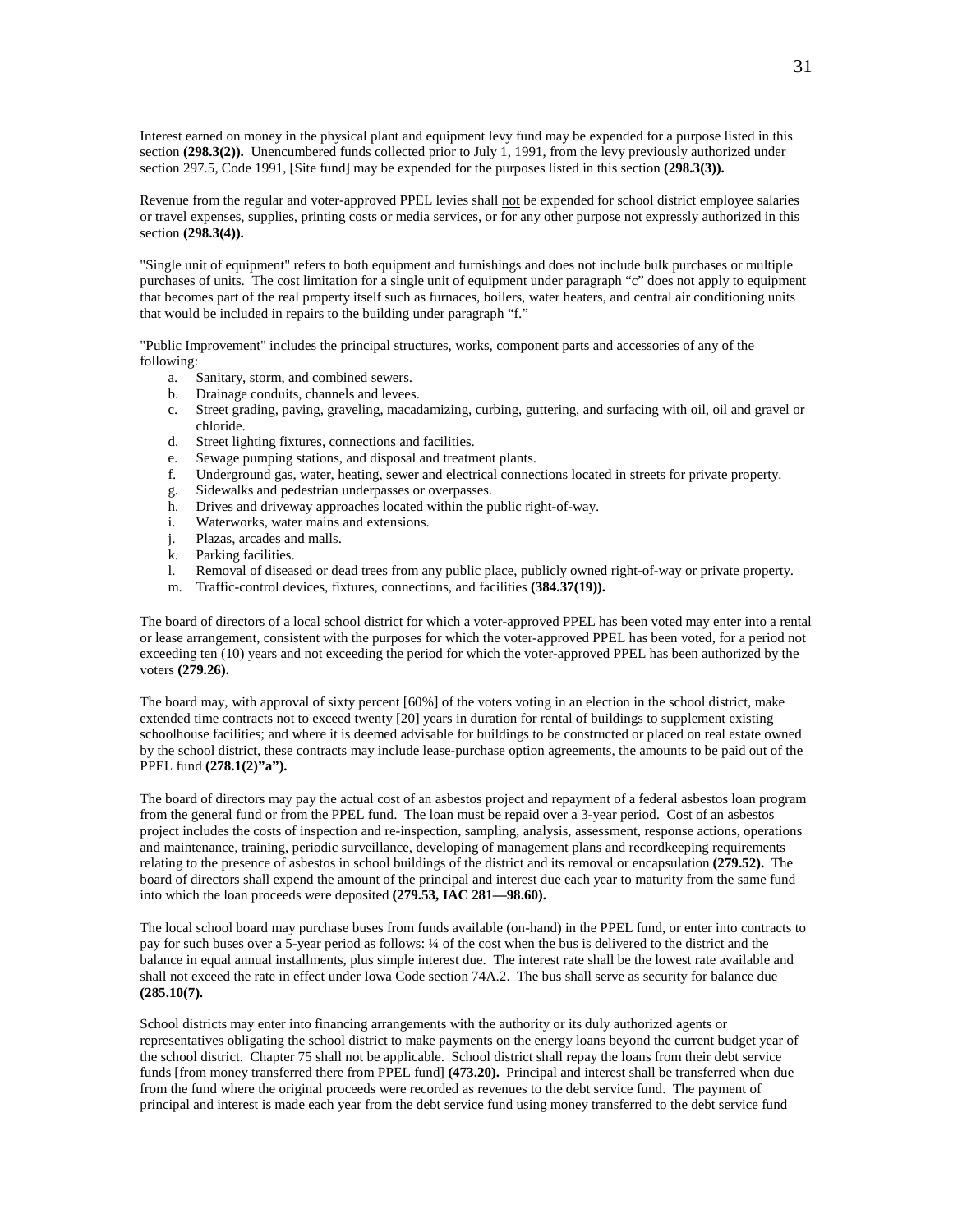Interest earned on money in the physical plant and equipment levy fund may be expended for a purpose listed in this section **(298.3(2)).** Unencumbered funds collected prior to July 1, 1991, from the levy previously authorized under section 297.5, Code 1991, [Site fund] may be expended for the purposes listed in this section **(298.3(3)).**

Revenue from the regular and voter-approved PPEL levies shall not be expended for school district employee salaries or travel expenses, supplies, printing costs or media services, or for any other purpose not expressly authorized in this section **(298.3(4)).**

"Single unit of equipment" refers to both equipment and furnishings and does not include bulk purchases or multiple purchases of units. The cost limitation for a single unit of equipment under paragraph "c" does not apply to equipment that becomes part of the real property itself such as furnaces, boilers, water heaters, and central air conditioning units that would be included in repairs to the building under paragraph "f."

"Public Improvement" includes the principal structures, works, component parts and accessories of any of the following:

a. Sanitary, storm, and combined sewers.
b. Drainage conduits, channels and levees.
c. Street grading, paving, graveling, macadamizing, curbing, guttering, and surfacing with oil, oil and gravel or chloride.
d. Street lighting fixtures, connections and facilities.
e. Sewage pumping stations, and disposal and treatment plants.
f. Underground gas, water, heating, sewer and electrical connections located in streets for private property.
g. Sidewalks and pedestrian underpasses or overpasses.
h. Drives and driveway approaches located within the public right-of-way.
i. Waterworks, water mains and extensions.
j. Plazas, arcades and malls.
k. Parking facilities.
l. Removal of diseased or dead trees from any public place, publicly owned right-of-way or private property.
m. Traffic-control devices, fixtures, connections, and facilities **(384.37(19)).**

The board of directors of a local school district for which a voter-approved PPEL has been voted may enter into a rental or lease arrangement, consistent with the purposes for which the voter-approved PPEL has been voted, for a period not exceeding ten (10) years and not exceeding the period for which the voter-approved PPEL has been authorized by the voters **(279.26).**

The board may, with approval of sixty percent [60%] of the voters voting in an election in the school district, make extended time contracts not to exceed twenty [20] years in duration for rental of buildings to supplement existing schoolhouse facilities; and where it is deemed advisable for buildings to be constructed or placed on real estate owned by the school district, these contracts may include lease-purchase option agreements, the amounts to be paid out of the PPEL fund **(278.1(2)"a").**

The board of directors may pay the actual cost of an asbestos project and repayment of a federal asbestos loan program from the general fund or from the PPEL fund. The loan must be repaid over a 3-year period. Cost of an asbestos project includes the costs of inspection and re-inspection, sampling, analysis, assessment, response actions, operations and maintenance, training, periodic surveillance, developing of management plans and recordkeeping requirements relating to the presence of asbestos in school buildings of the district and its removal or encapsulation **(279.52).** The board of directors shall expend the amount of the principal and interest due each year to maturity from the same fund into which the loan proceeds were deposited **(279.53, IAC 281—98.60).**

The local school board may purchase buses from funds available (on-hand) in the PPEL fund, or enter into contracts to pay for such buses over a 5-year period as follows: ¼ of the cost when the bus is delivered to the district and the balance in equal annual installments, plus simple interest due. The interest rate shall be the lowest rate available and shall not exceed the rate in effect under Iowa Code section 74A.2. The bus shall serve as security for balance due **(285.10(7).**

School districts may enter into financing arrangements with the authority or its duly authorized agents or representatives obligating the school district to make payments on the energy loans beyond the current budget year of the school district. Chapter 75 shall not be applicable. School district shall repay the loans from their debt service funds [from money transferred there from PPEL fund] **(473.20).** Principal and interest shall be transferred when due from the fund where the original proceeds were recorded as revenues to the debt service fund. The payment of principal and interest is made each year from the debt service fund using money transferred to the debt service fund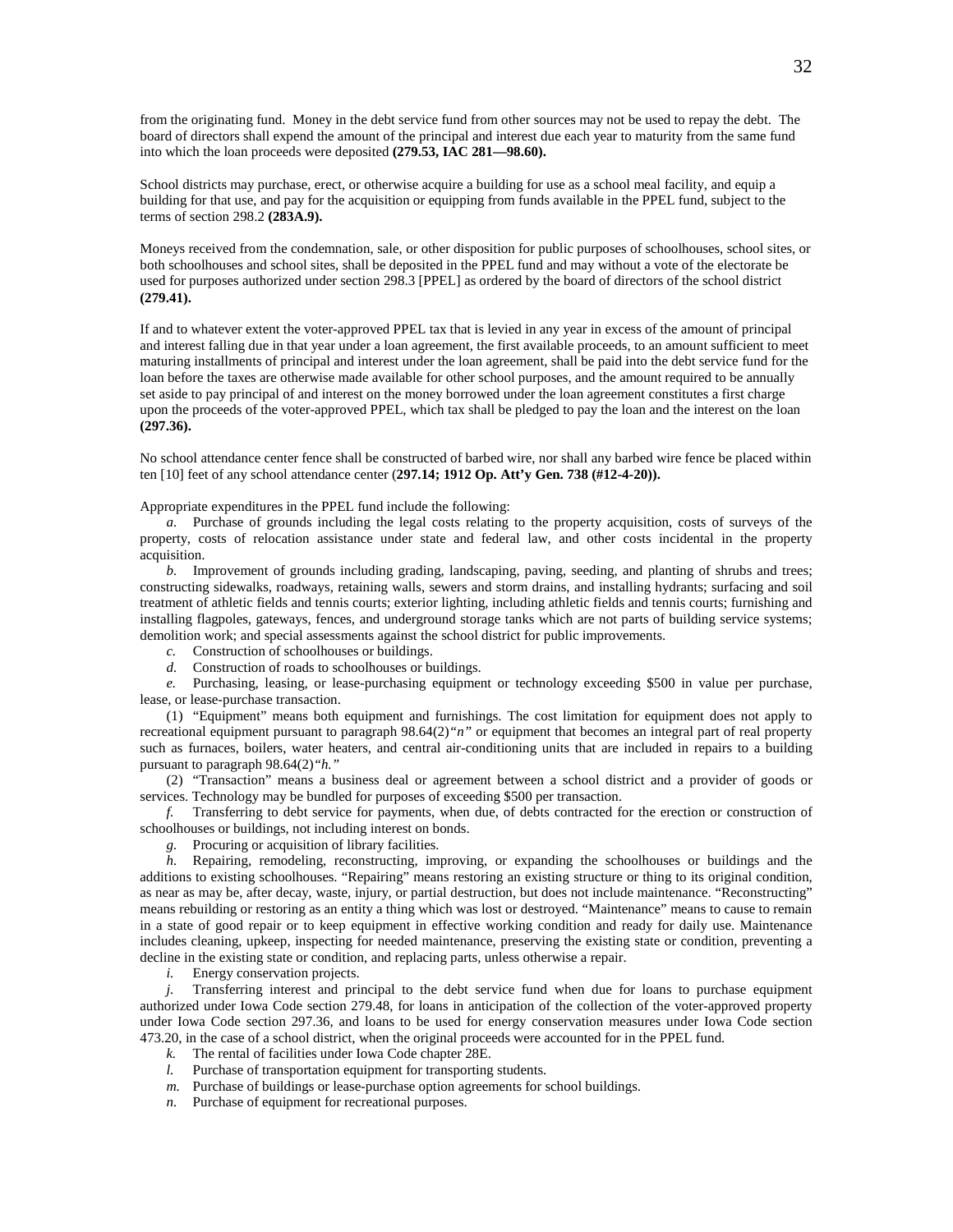from the originating fund. Money in the debt service fund from other sources may not be used to repay the debt. The board of directors shall expend the amount of the principal and interest due each year to maturity from the same fund into which the loan proceeds were deposited **(279.53, IAC 281—98.60).**

School districts may purchase, erect, or otherwise acquire a building for use as a school meal facility, and equip a building for that use, and pay for the acquisition or equipping from funds available in the PPEL fund, subject to the terms of section 298.2 **(283A.9).**

Moneys received from the condemnation, sale, or other disposition for public purposes of schoolhouses, school sites, or both schoolhouses and school sites, shall be deposited in the PPEL fund and may without a vote of the electorate be used for purposes authorized under section 298.3 [PPEL] as ordered by the board of directors of the school district **(279.41).**

If and to whatever extent the voter-approved PPEL tax that is levied in any year in excess of the amount of principal and interest falling due in that year under a loan agreement, the first available proceeds, to an amount sufficient to meet maturing installments of principal and interest under the loan agreement, shall be paid into the debt service fund for the loan before the taxes are otherwise made available for other school purposes, and the amount required to be annually set aside to pay principal of and interest on the money borrowed under the loan agreement constitutes a first charge upon the proceeds of the voter-approved PPEL, which tax shall be pledged to pay the loan and the interest on the loan **(297.36).**

No school attendance center fence shall be constructed of barbed wire, nor shall any barbed wire fence be placed within ten [10] feet of any school attendance center (**297.14; 1912 Op. Att'y Gen. 738 (#12-4-20)).**

Appropriate expenditures in the PPEL fund include the following:

*a.* Purchase of grounds including the legal costs relating to the property acquisition, costs of surveys of the property, costs of relocation assistance under state and federal law, and other costs incidental in the property acquisition.

*b.* Improvement of grounds including grading, landscaping, paving, seeding, and planting of shrubs and trees; constructing sidewalks, roadways, retaining walls, sewers and storm drains, and installing hydrants; surfacing and soil treatment of athletic fields and tennis courts; exterior lighting, including athletic fields and tennis courts; furnishing and installing flagpoles, gateways, fences, and underground storage tanks which are not parts of building service systems; demolition work; and special assessments against the school district for public improvements.

*c.* Construction of schoolhouses or buildings.

*d.* Construction of roads to schoolhouses or buildings.

*e.* Purchasing, leasing, or lease-purchasing equipment or technology exceeding $500 in value per purchase, lease, or lease-purchase transaction.

(1) "Equipment" means both equipment and furnishings. The cost limitation for equipment does not apply to recreational equipment pursuant to paragraph 98.64(2)*"n"* or equipment that becomes an integral part of real property such as furnaces, boilers, water heaters, and central air-conditioning units that are included in repairs to a building pursuant to paragraph 98.64(2)*"h."*

(2) "Transaction" means a business deal or agreement between a school district and a provider of goods or services. Technology may be bundled for purposes of exceeding $500 per transaction.

*f.* Transferring to debt service for payments, when due, of debts contracted for the erection or construction of schoolhouses or buildings, not including interest on bonds.

*g.* Procuring or acquisition of library facilities.

*h.* Repairing, remodeling, reconstructing, improving, or expanding the schoolhouses or buildings and the additions to existing schoolhouses. "Repairing" means restoring an existing structure or thing to its original condition, as near as may be, after decay, waste, injury, or partial destruction, but does not include maintenance. "Reconstructing" means rebuilding or restoring as an entity a thing which was lost or destroyed. "Maintenance" means to cause to remain in a state of good repair or to keep equipment in effective working condition and ready for daily use. Maintenance includes cleaning, upkeep, inspecting for needed maintenance, preserving the existing state or condition, preventing a decline in the existing state or condition, and replacing parts, unless otherwise a repair.

*i.* Energy conservation projects.

*j.* Transferring interest and principal to the debt service fund when due for loans to purchase equipment authorized under Iowa Code section 279.48, for loans in anticipation of the collection of the voter-approved property under Iowa Code section 297.36, and loans to be used for energy conservation measures under Iowa Code section 473.20, in the case of a school district, when the original proceeds were accounted for in the PPEL fund.

*k.* The rental of facilities under Iowa Code chapter 28E.

*l.* Purchase of transportation equipment for transporting students.

*m.* Purchase of buildings or lease-purchase option agreements for school buildings.

*n.* Purchase of equipment for recreational purposes.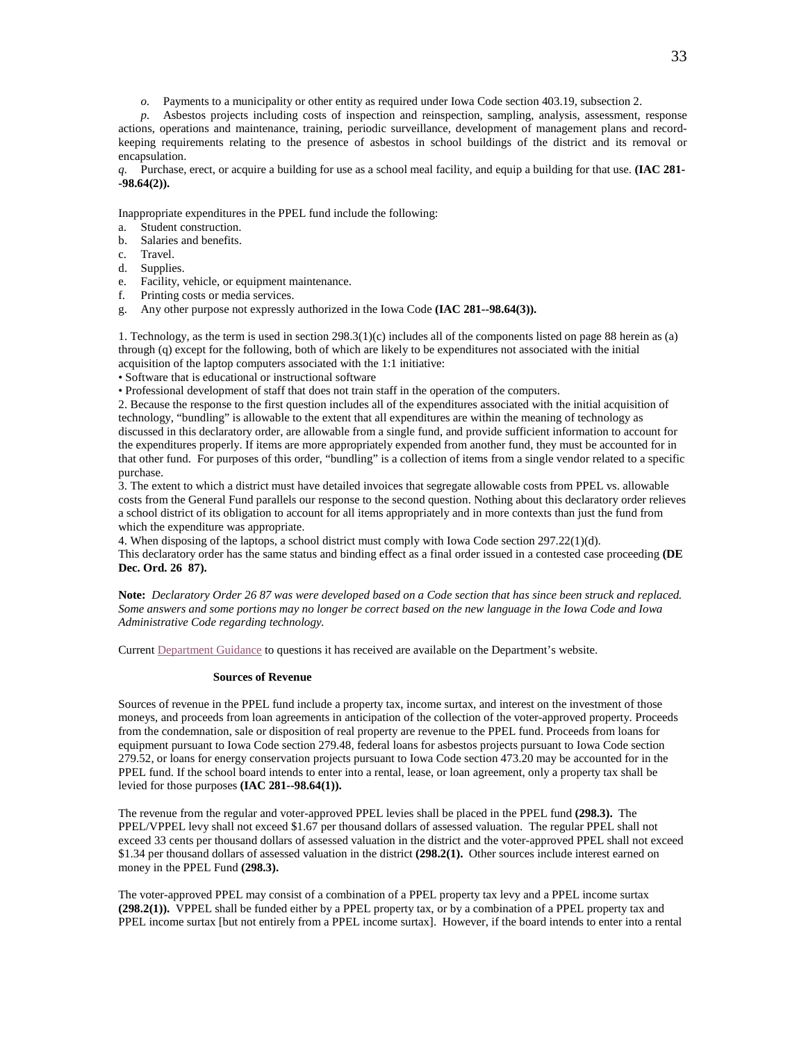*o.* Payments to a municipality or other entity as required under Iowa Code section 403.19, subsection 2.

*p.* Asbestos projects including costs of inspection and reinspection, sampling, analysis, assessment, response actions, operations and maintenance, training, periodic surveillance, development of management plans and record-keeping requirements relating to the presence of asbestos in school buildings of the district and its removal or encapsulation.

*q.* Purchase, erect, or acquire a building for use as a school meal facility, and equip a building for that use. **(IAC 281--98.64(2)).**

Inappropriate expenditures in the PPEL fund include the following:

a. Student construction.
b. Salaries and benefits.
c. Travel.
d. Supplies.
e. Facility, vehicle, or equipment maintenance.
f. Printing costs or media services.
g. Any other purpose not expressly authorized in the Iowa Code **(IAC 281--98.64(3)).**

1. Technology, as the term is used in section 298.3(1)(c) includes all of the components listed on page 88 herein as (a) through (q) except for the following, both of which are likely to be expenditures not associated with the initial acquisition of the laptop computers associated with the 1:1 initiative:
• Software that is educational or instructional software
• Professional development of staff that does not train staff in the operation of the computers.
2. Because the response to the first question includes all of the expenditures associated with the initial acquisition of technology, "bundling" is allowable to the extent that all expenditures are within the meaning of technology as discussed in this declaratory order, are allowable from a single fund, and provide sufficient information to account for the expenditures properly. If items are more appropriately expended from another fund, they must be accounted for in that other fund. For purposes of this order, "bundling" is a collection of items from a single vendor related to a specific purchase.
3. The extent to which a district must have detailed invoices that segregate allowable costs from PPEL vs. allowable costs from the General Fund parallels our response to the second question. Nothing about this declaratory order relieves a school district of its obligation to account for all items appropriately and in more contexts than just the fund from which the expenditure was appropriate.
4. When disposing of the laptops, a school district must comply with Iowa Code section 297.22(1)(d).
This declaratory order has the same status and binding effect as a final order issued in a contested case proceeding **(DE Dec. Ord. 26 87).**

**Note:** *Declaratory Order 26 87 was were developed based on a Code section that has since been struck and replaced. Some answers and some portions may no longer be correct based on the new language in the Iowa Code and Iowa Administrative Code regarding technology.*

Current Department Guidance to questions it has received are available on the Department's website.

**Sources of Revenue**

Sources of revenue in the PPEL fund include a property tax, income surtax, and interest on the investment of those moneys, and proceeds from loan agreements in anticipation of the collection of the voter-approved property. Proceeds from the condemnation, sale or disposition of real property are revenue to the PPEL fund. Proceeds from loans for equipment pursuant to Iowa Code section 279.48, federal loans for asbestos projects pursuant to Iowa Code section 279.52, or loans for energy conservation projects pursuant to Iowa Code section 473.20 may be accounted for in the PPEL fund. If the school board intends to enter into a rental, lease, or loan agreement, only a property tax shall be levied for those purposes **(IAC 281--98.64(1)).**

The revenue from the regular and voter-approved PPEL levies shall be placed in the PPEL fund **(298.3).** The PPEL/VPPEL levy shall not exceed $1.67 per thousand dollars of assessed valuation. The regular PPEL shall not exceed 33 cents per thousand dollars of assessed valuation in the district and the voter-approved PPEL shall not exceed $1.34 per thousand dollars of assessed valuation in the district **(298.2(1).** Other sources include interest earned on money in the PPEL Fund **(298.3).**

The voter-approved PPEL may consist of a combination of a PPEL property tax levy and a PPEL income surtax **(298.2(1)).** VPPEL shall be funded either by a PPEL property tax, or by a combination of a PPEL property tax and PPEL income surtax [but not entirely from a PPEL income surtax]. However, if the board intends to enter into a rental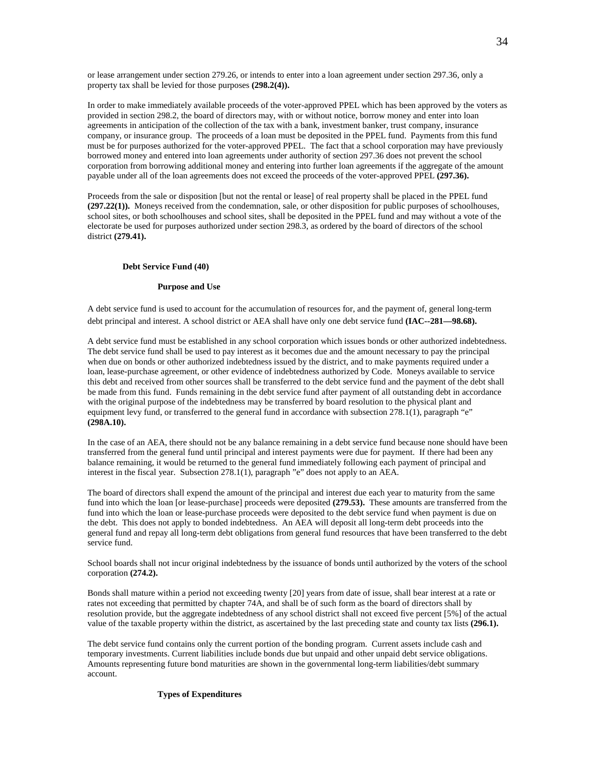or lease arrangement under section 279.26, or intends to enter into a loan agreement under section 297.36, only a property tax shall be levied for those purposes **(298.2(4)).**

In order to make immediately available proceeds of the voter-approved PPEL which has been approved by the voters as provided in section 298.2, the board of directors may, with or without notice, borrow money and enter into loan agreements in anticipation of the collection of the tax with a bank, investment banker, trust company, insurance company, or insurance group. The proceeds of a loan must be deposited in the PPEL fund. Payments from this fund must be for purposes authorized for the voter-approved PPEL. The fact that a school corporation may have previously borrowed money and entered into loan agreements under authority of section 297.36 does not prevent the school corporation from borrowing additional money and entering into further loan agreements if the aggregate of the amount payable under all of the loan agreements does not exceed the proceeds of the voter-approved PPEL **(297.36).**

Proceeds from the sale or disposition [but not the rental or lease] of real property shall be placed in the PPEL fund **(297.22(1)).** Moneys received from the condemnation, sale, or other disposition for public purposes of schoolhouses, school sites, or both schoolhouses and school sites, shall be deposited in the PPEL fund and may without a vote of the electorate be used for purposes authorized under section 298.3, as ordered by the board of directors of the school district **(279.41).**

### Debt Service Fund (40)

#### Purpose and Use

A debt service fund is used to account for the accumulation of resources for, and the payment of, general long-term debt principal and interest. A school district or AEA shall have only one debt service fund **(IAC--281—98.68).**

A debt service fund must be established in any school corporation which issues bonds or other authorized indebtedness. The debt service fund shall be used to pay interest as it becomes due and the amount necessary to pay the principal when due on bonds or other authorized indebtedness issued by the district, and to make payments required under a loan, lease-purchase agreement, or other evidence of indebtedness authorized by Code. Moneys available to service this debt and received from other sources shall be transferred to the debt service fund and the payment of the debt shall be made from this fund. Funds remaining in the debt service fund after payment of all outstanding debt in accordance with the original purpose of the indebtedness may be transferred by board resolution to the physical plant and equipment levy fund, or transferred to the general fund in accordance with subsection 278.1(1), paragraph "e" **(298A.10).**

In the case of an AEA, there should not be any balance remaining in a debt service fund because none should have been transferred from the general fund until principal and interest payments were due for payment. If there had been any balance remaining, it would be returned to the general fund immediately following each payment of principal and interest in the fiscal year. Subsection 278.1(1), paragraph "e" does not apply to an AEA.

The board of directors shall expend the amount of the principal and interest due each year to maturity from the same fund into which the loan [or lease-purchase] proceeds were deposited **(279.53).** These amounts are transferred from the fund into which the loan or lease-purchase proceeds were deposited to the debt service fund when payment is due on the debt. This does not apply to bonded indebtedness. An AEA will deposit all long-term debt proceeds into the general fund and repay all long-term debt obligations from general fund resources that have been transferred to the debt service fund.

School boards shall not incur original indebtedness by the issuance of bonds until authorized by the voters of the school corporation **(274.2).**

Bonds shall mature within a period not exceeding twenty [20] years from date of issue, shall bear interest at a rate or rates not exceeding that permitted by chapter 74A, and shall be of such form as the board of directors shall by resolution provide, but the aggregate indebtedness of any school district shall not exceed five percent [5%] of the actual value of the taxable property within the district, as ascertained by the last preceding state and county tax lists **(296.1).**

The debt service fund contains only the current portion of the bonding program. Current assets include cash and temporary investments. Current liabilities include bonds due but unpaid and other unpaid debt service obligations. Amounts representing future bond maturities are shown in the governmental long-term liabilities/debt summary account.

#### Types of Expenditures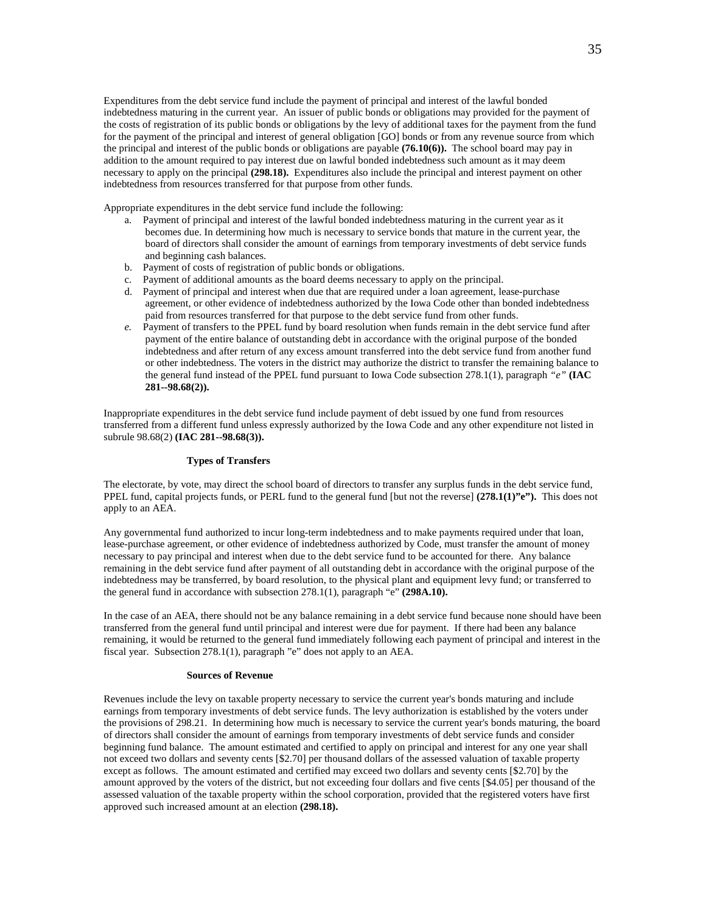Expenditures from the debt service fund include the payment of principal and interest of the lawful bonded indebtedness maturing in the current year. An issuer of public bonds or obligations may provided for the payment of the costs of registration of its public bonds or obligations by the levy of additional taxes for the payment from the fund for the payment of the principal and interest of general obligation [GO] bonds or from any revenue source from which the principal and interest of the public bonds or obligations are payable **(76.10(6)).** The school board may pay in addition to the amount required to pay interest due on lawful bonded indebtedness such amount as it may deem necessary to apply on the principal **(298.18).** Expenditures also include the principal and interest payment on other indebtedness from resources transferred for that purpose from other funds.

Appropriate expenditures in the debt service fund include the following:

a. Payment of principal and interest of the lawful bonded indebtedness maturing in the current year as it becomes due. In determining how much is necessary to service bonds that mature in the current year, the board of directors shall consider the amount of earnings from temporary investments of debt service funds and beginning cash balances.
b. Payment of costs of registration of public bonds or obligations.
c. Payment of additional amounts as the board deems necessary to apply on the principal.
d. Payment of principal and interest when due that are required under a loan agreement, lease-purchase agreement, or other evidence of indebtedness authorized by the Iowa Code other than bonded indebtedness paid from resources transferred for that purpose to the debt service fund from other funds.
*e.* Payment of transfers to the PPEL fund by board resolution when funds remain in the debt service fund after payment of the entire balance of outstanding debt in accordance with the original purpose of the bonded indebtedness and after return of any excess amount transferred into the debt service fund from another fund or other indebtedness. The voters in the district may authorize the district to transfer the remaining balance to the general fund instead of the PPEL fund pursuant to Iowa Code subsection 278.1(1), paragraph *"e"* **(IAC 281--98.68(2)).**

Inappropriate expenditures in the debt service fund include payment of debt issued by one fund from resources transferred from a different fund unless expressly authorized by the Iowa Code and any other expenditure not listed in subrule 98.68(2) **(IAC 281--98.68(3)).**

### Types of Transfers

The electorate, by vote, may direct the school board of directors to transfer any surplus funds in the debt service fund, PPEL fund, capital projects funds, or PERL fund to the general fund [but not the reverse] **(278.1(1)"e").** This does not apply to an AEA.

Any governmental fund authorized to incur long-term indebtedness and to make payments required under that loan, lease-purchase agreement, or other evidence of indebtedness authorized by Code, must transfer the amount of money necessary to pay principal and interest when due to the debt service fund to be accounted for there. Any balance remaining in the debt service fund after payment of all outstanding debt in accordance with the original purpose of the indebtedness may be transferred, by board resolution, to the physical plant and equipment levy fund; or transferred to the general fund in accordance with subsection 278.1(1), paragraph "e" **(298A.10).**

In the case of an AEA, there should not be any balance remaining in a debt service fund because none should have been transferred from the general fund until principal and interest were due for payment. If there had been any balance remaining, it would be returned to the general fund immediately following each payment of principal and interest in the fiscal year. Subsection 278.1(1), paragraph "e" does not apply to an AEA.

### Sources of Revenue

Revenues include the levy on taxable property necessary to service the current year's bonds maturing and include earnings from temporary investments of debt service funds. The levy authorization is established by the voters under the provisions of 298.21. In determining how much is necessary to service the current year's bonds maturing, the board of directors shall consider the amount of earnings from temporary investments of debt service funds and consider beginning fund balance. The amount estimated and certified to apply on principal and interest for any one year shall not exceed two dollars and seventy cents [$2.70] per thousand dollars of the assessed valuation of taxable property except as follows. The amount estimated and certified may exceed two dollars and seventy cents [$2.70] by the amount approved by the voters of the district, but not exceeding four dollars and five cents [$4.05] per thousand of the assessed valuation of the taxable property within the school corporation, provided that the registered voters have first approved such increased amount at an election **(298.18).**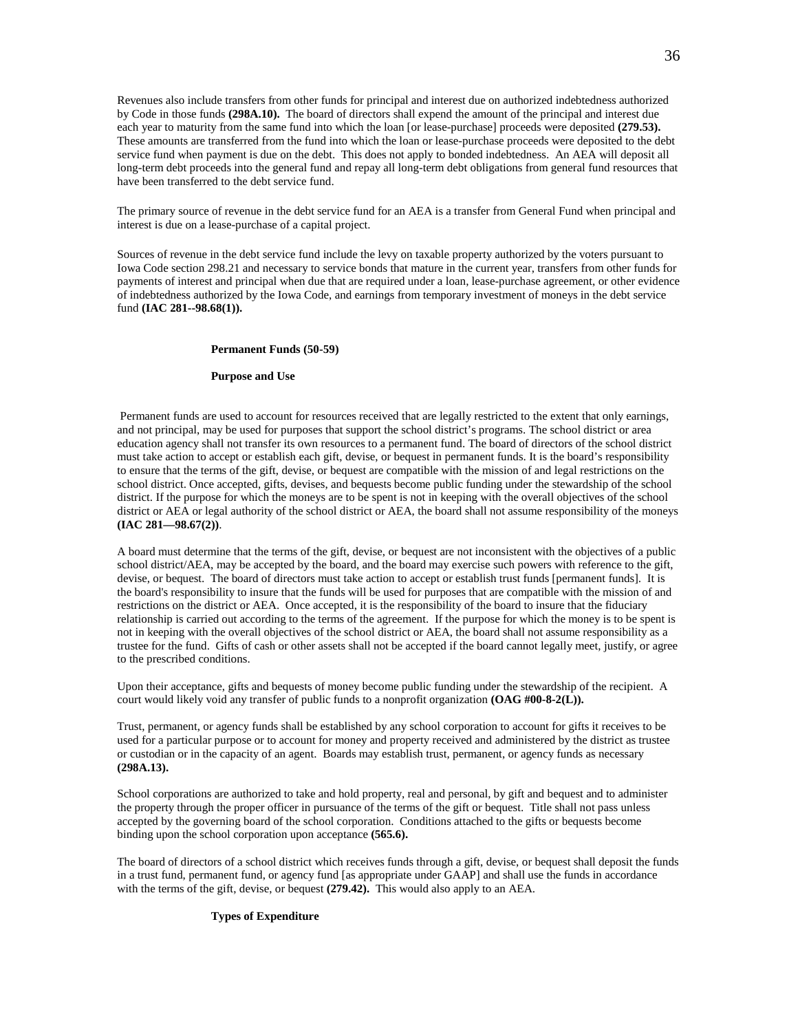Revenues also include transfers from other funds for principal and interest due on authorized indebtedness authorized by Code in those funds **(298A.10).** The board of directors shall expend the amount of the principal and interest due each year to maturity from the same fund into which the loan [or lease-purchase] proceeds were deposited **(279.53).** These amounts are transferred from the fund into which the loan or lease-purchase proceeds were deposited to the debt service fund when payment is due on the debt. This does not apply to bonded indebtedness. An AEA will deposit all long-term debt proceeds into the general fund and repay all long-term debt obligations from general fund resources that have been transferred to the debt service fund.

The primary source of revenue in the debt service fund for an AEA is a transfer from General Fund when principal and interest is due on a lease-purchase of a capital project.

Sources of revenue in the debt service fund include the levy on taxable property authorized by the voters pursuant to Iowa Code section 298.21 and necessary to service bonds that mature in the current year, transfers from other funds for payments of interest and principal when due that are required under a loan, lease-purchase agreement, or other evidence of indebtedness authorized by the Iowa Code, and earnings from temporary investment of moneys in the debt service fund **(IAC 281--98.68(1)).**

### Permanent Funds (50-59)

#### Purpose and Use

Permanent funds are used to account for resources received that are legally restricted to the extent that only earnings, and not principal, may be used for purposes that support the school district's programs. The school district or area education agency shall not transfer its own resources to a permanent fund. The board of directors of the school district must take action to accept or establish each gift, devise, or bequest in permanent funds. It is the board's responsibility to ensure that the terms of the gift, devise, or bequest are compatible with the mission of and legal restrictions on the school district. Once accepted, gifts, devises, and bequests become public funding under the stewardship of the school district. If the purpose for which the moneys are to be spent is not in keeping with the overall objectives of the school district or AEA or legal authority of the school district or AEA, the board shall not assume responsibility of the moneys **(IAC 281—98.67(2))**.

A board must determine that the terms of the gift, devise, or bequest are not inconsistent with the objectives of a public school district/AEA, may be accepted by the board, and the board may exercise such powers with reference to the gift, devise, or bequest. The board of directors must take action to accept or establish trust funds [permanent funds]. It is the board's responsibility to insure that the funds will be used for purposes that are compatible with the mission of and restrictions on the district or AEA. Once accepted, it is the responsibility of the board to insure that the fiduciary relationship is carried out according to the terms of the agreement. If the purpose for which the money is to be spent is not in keeping with the overall objectives of the school district or AEA, the board shall not assume responsibility as a trustee for the fund. Gifts of cash or other assets shall not be accepted if the board cannot legally meet, justify, or agree to the prescribed conditions.

Upon their acceptance, gifts and bequests of money become public funding under the stewardship of the recipient. A court would likely void any transfer of public funds to a nonprofit organization **(OAG #00-8-2(L)).**

Trust, permanent, or agency funds shall be established by any school corporation to account for gifts it receives to be used for a particular purpose or to account for money and property received and administered by the district as trustee or custodian or in the capacity of an agent. Boards may establish trust, permanent, or agency funds as necessary **(298A.13).**

School corporations are authorized to take and hold property, real and personal, by gift and bequest and to administer the property through the proper officer in pursuance of the terms of the gift or bequest. Title shall not pass unless accepted by the governing board of the school corporation. Conditions attached to the gifts or bequests become binding upon the school corporation upon acceptance **(565.6).**

The board of directors of a school district which receives funds through a gift, devise, or bequest shall deposit the funds in a trust fund, permanent fund, or agency fund [as appropriate under GAAP] and shall use the funds in accordance with the terms of the gift, devise, or bequest **(279.42).** This would also apply to an AEA.

#### Types of Expenditure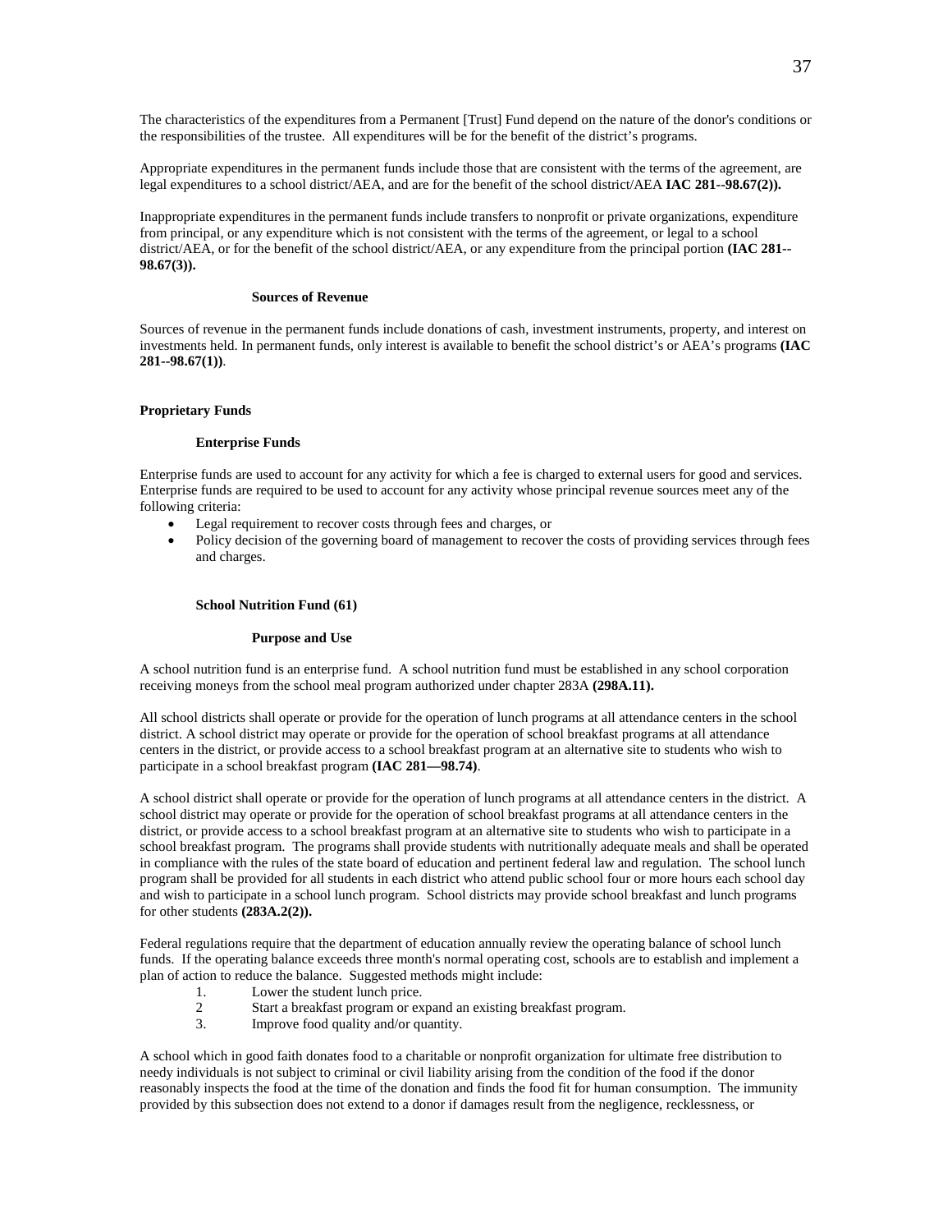The characteristics of the expenditures from a Permanent [Trust] Fund depend on the nature of the donor's conditions or the responsibilities of the trustee. All expenditures will be for the benefit of the district's programs.

Appropriate expenditures in the permanent funds include those that are consistent with the terms of the agreement, are legal expenditures to a school district/AEA, and are for the benefit of the school district/AEA **IAC 281--98.67(2)).**

Inappropriate expenditures in the permanent funds include transfers to nonprofit or private organizations, expenditure from principal, or any expenditure which is not consistent with the terms of the agreement, or legal to a school district/AEA, or for the benefit of the school district/AEA, or any expenditure from the principal portion **(IAC 281--98.67(3)).**

#### Sources of Revenue

Sources of revenue in the permanent funds include donations of cash, investment instruments, property, and interest on investments held. In permanent funds, only interest is available to benefit the school district's or AEA's programs **(IAC 281--98.67(1))**.

## Proprietary Funds

### Enterprise Funds

Enterprise funds are used to account for any activity for which a fee is charged to external users for good and services. Enterprise funds are required to be used to account for any activity whose principal revenue sources meet any of the following criteria:

- Legal requirement to recover costs through fees and charges, or
- Policy decision of the governing board of management to recover the costs of providing services through fees and charges.

### School Nutrition Fund (61)

#### Purpose and Use

A school nutrition fund is an enterprise fund. A school nutrition fund must be established in any school corporation receiving moneys from the school meal program authorized under chapter 283A **(298A.11).**

All school districts shall operate or provide for the operation of lunch programs at all attendance centers in the school district. A school district may operate or provide for the operation of school breakfast programs at all attendance centers in the district, or provide access to a school breakfast program at an alternative site to students who wish to participate in a school breakfast program **(IAC 281—98.74)**.

A school district shall operate or provide for the operation of lunch programs at all attendance centers in the district. A school district may operate or provide for the operation of school breakfast programs at all attendance centers in the district, or provide access to a school breakfast program at an alternative site to students who wish to participate in a school breakfast program. The programs shall provide students with nutritionally adequate meals and shall be operated in compliance with the rules of the state board of education and pertinent federal law and regulation. The school lunch program shall be provided for all students in each district who attend public school four or more hours each school day and wish to participate in a school lunch program. School districts may provide school breakfast and lunch programs for other students **(283A.2(2)).**

Federal regulations require that the department of education annually review the operating balance of school lunch funds. If the operating balance exceeds three month's normal operating cost, schools are to establish and implement a plan of action to reduce the balance. Suggested methods might include:

1. Lower the student lunch price.
2. Start a breakfast program or expand an existing breakfast program.
3. Improve food quality and/or quantity.

A school which in good faith donates food to a charitable or nonprofit organization for ultimate free distribution to needy individuals is not subject to criminal or civil liability arising from the condition of the food if the donor reasonably inspects the food at the time of the donation and finds the food fit for human consumption. The immunity provided by this subsection does not extend to a donor if damages result from the negligence, recklessness, or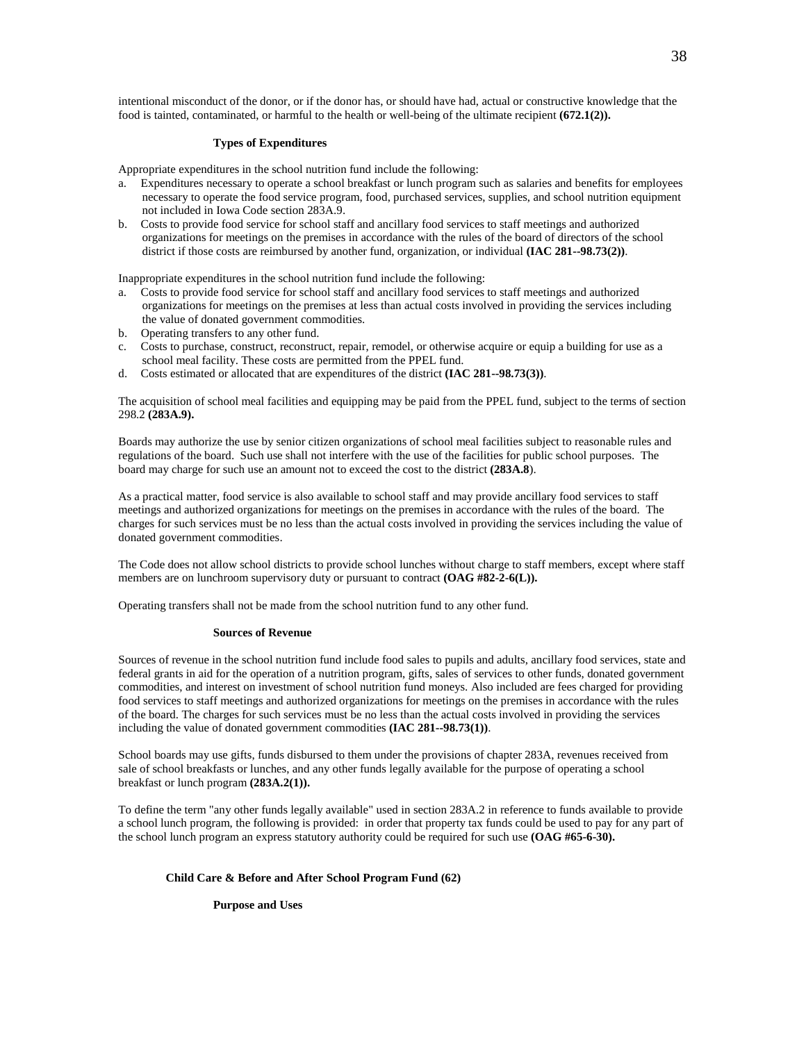intentional misconduct of the donor, or if the donor has, or should have had, actual or constructive knowledge that the food is tainted, contaminated, or harmful to the health or well-being of the ultimate recipient **(672.1(2)).**

#### Types of Expenditures

Appropriate expenditures in the school nutrition fund include the following:

a. Expenditures necessary to operate a school breakfast or lunch program such as salaries and benefits for employees necessary to operate the food service program, food, purchased services, supplies, and school nutrition equipment not included in Iowa Code section 283A.9.
b. Costs to provide food service for school staff and ancillary food services to staff meetings and authorized organizations for meetings on the premises in accordance with the rules of the board of directors of the school district if those costs are reimbursed by another fund, organization, or individual **(IAC 281--98.73(2))**.

Inappropriate expenditures in the school nutrition fund include the following:

a. Costs to provide food service for school staff and ancillary food services to staff meetings and authorized organizations for meetings on the premises at less than actual costs involved in providing the services including the value of donated government commodities.
b. Operating transfers to any other fund.
c. Costs to purchase, construct, reconstruct, repair, remodel, or otherwise acquire or equip a building for use as a school meal facility. These costs are permitted from the PPEL fund.
d. Costs estimated or allocated that are expenditures of the district **(IAC 281--98.73(3))**.

The acquisition of school meal facilities and equipping may be paid from the PPEL fund, subject to the terms of section 298.2 **(283A.9).**

Boards may authorize the use by senior citizen organizations of school meal facilities subject to reasonable rules and regulations of the board. Such use shall not interfere with the use of the facilities for public school purposes. The board may charge for such use an amount not to exceed the cost to the district **(283A.8**).

As a practical matter, food service is also available to school staff and may provide ancillary food services to staff meetings and authorized organizations for meetings on the premises in accordance with the rules of the board. The charges for such services must be no less than the actual costs involved in providing the services including the value of donated government commodities.

The Code does not allow school districts to provide school lunches without charge to staff members, except where staff members are on lunchroom supervisory duty or pursuant to contract **(OAG #82-2-6(L)).**

Operating transfers shall not be made from the school nutrition fund to any other fund.

#### Sources of Revenue

Sources of revenue in the school nutrition fund include food sales to pupils and adults, ancillary food services, state and federal grants in aid for the operation of a nutrition program, gifts, sales of services to other funds, donated government commodities, and interest on investment of school nutrition fund moneys. Also included are fees charged for providing food services to staff meetings and authorized organizations for meetings on the premises in accordance with the rules of the board. The charges for such services must be no less than the actual costs involved in providing the services including the value of donated government commodities **(IAC 281--98.73(1))**.

School boards may use gifts, funds disbursed to them under the provisions of chapter 283A, revenues received from sale of school breakfasts or lunches, and any other funds legally available for the purpose of operating a school breakfast or lunch program **(283A.2(1)).**

To define the term "any other funds legally available" used in section 283A.2 in reference to funds available to provide a school lunch program, the following is provided: in order that property tax funds could be used to pay for any part of the school lunch program an express statutory authority could be required for such use **(OAG #65-6-30).**

### Child Care & Before and After School Program Fund (62)

#### Purpose and Uses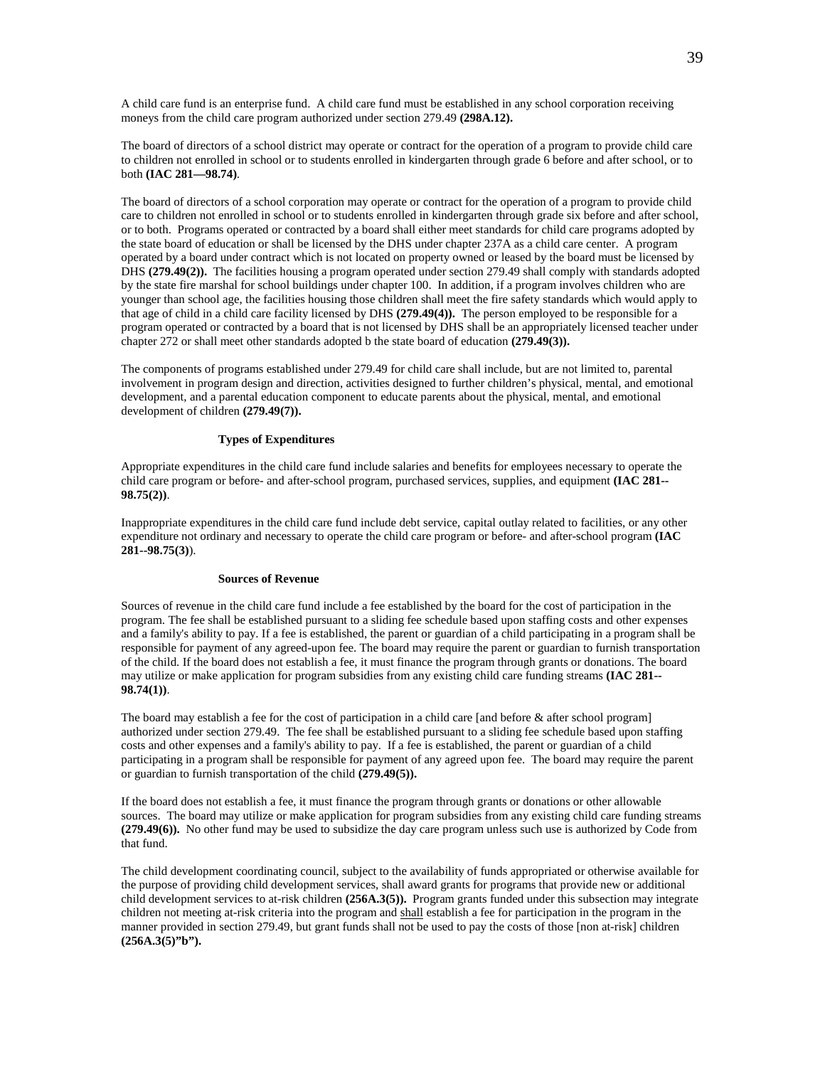A child care fund is an enterprise fund. A child care fund must be established in any school corporation receiving moneys from the child care program authorized under section 279.49 **(298A.12).**

The board of directors of a school district may operate or contract for the operation of a program to provide child care to children not enrolled in school or to students enrolled in kindergarten through grade 6 before and after school, or to both **(IAC 281—98.74)**.

The board of directors of a school corporation may operate or contract for the operation of a program to provide child care to children not enrolled in school or to students enrolled in kindergarten through grade six before and after school, or to both. Programs operated or contracted by a board shall either meet standards for child care programs adopted by the state board of education or shall be licensed by the DHS under chapter 237A as a child care center. A program operated by a board under contract which is not located on property owned or leased by the board must be licensed by DHS **(279.49(2)).** The facilities housing a program operated under section 279.49 shall comply with standards adopted by the state fire marshal for school buildings under chapter 100. In addition, if a program involves children who are younger than school age, the facilities housing those children shall meet the fire safety standards which would apply to that age of child in a child care facility licensed by DHS **(279.49(4)).** The person employed to be responsible for a program operated or contracted by a board that is not licensed by DHS shall be an appropriately licensed teacher under chapter 272 or shall meet other standards adopted b the state board of education **(279.49(3)).**

The components of programs established under 279.49 for child care shall include, but are not limited to, parental involvement in program design and direction, activities designed to further children's physical, mental, and emotional development, and a parental education component to educate parents about the physical, mental, and emotional development of children **(279.49(7)).**

### Types of Expenditures

Appropriate expenditures in the child care fund include salaries and benefits for employees necessary to operate the child care program or before- and after-school program, purchased services, supplies, and equipment **(IAC 281--98.75(2))**.

Inappropriate expenditures in the child care fund include debt service, capital outlay related to facilities, or any other expenditure not ordinary and necessary to operate the child care program or before- and after-school program **(IAC 281--98.75(3)**).

### Sources of Revenue

Sources of revenue in the child care fund include a fee established by the board for the cost of participation in the program. The fee shall be established pursuant to a sliding fee schedule based upon staffing costs and other expenses and a family's ability to pay. If a fee is established, the parent or guardian of a child participating in a program shall be responsible for payment of any agreed-upon fee. The board may require the parent or guardian to furnish transportation of the child. If the board does not establish a fee, it must finance the program through grants or donations. The board may utilize or make application for program subsidies from any existing child care funding streams **(IAC 281--98.74(1))**.

The board may establish a fee for the cost of participation in a child care [and before & after school program] authorized under section 279.49. The fee shall be established pursuant to a sliding fee schedule based upon staffing costs and other expenses and a family's ability to pay. If a fee is established, the parent or guardian of a child participating in a program shall be responsible for payment of any agreed upon fee. The board may require the parent or guardian to furnish transportation of the child **(279.49(5)).**

If the board does not establish a fee, it must finance the program through grants or donations or other allowable sources. The board may utilize or make application for program subsidies from any existing child care funding streams **(279.49(6)).** No other fund may be used to subsidize the day care program unless such use is authorized by Code from that fund.

The child development coordinating council, subject to the availability of funds appropriated or otherwise available for the purpose of providing child development services, shall award grants for programs that provide new or additional child development services to at-risk children **(256A.3(5)).** Program grants funded under this subsection may integrate children not meeting at-risk criteria into the program and <u>shall</u> establish a fee for participation in the program in the manner provided in section 279.49, but grant funds shall not be used to pay the costs of those [non at-risk] children **(256A.3(5)"b").**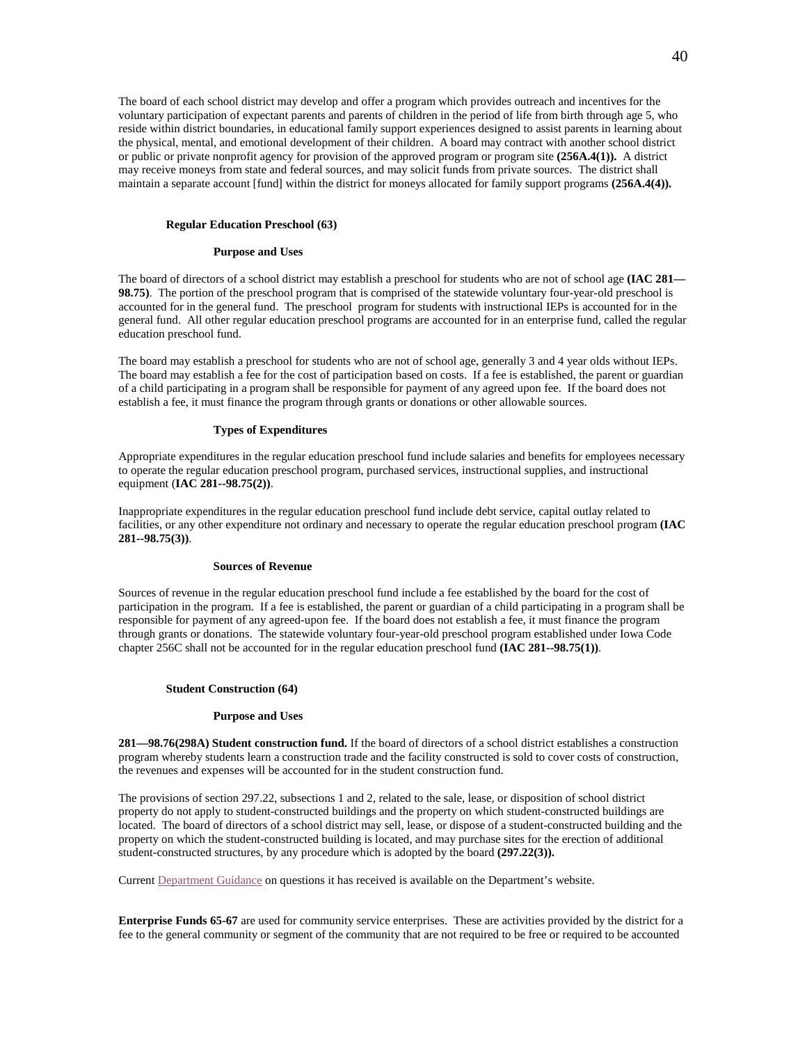The board of each school district may develop and offer a program which provides outreach and incentives for the voluntary participation of expectant parents and parents of children in the period of life from birth through age 5, who reside within district boundaries, in educational family support experiences designed to assist parents in learning about the physical, mental, and emotional development of their children. A board may contract with another school district or public or private nonprofit agency for provision of the approved program or program site **(256A.4(1)).** A district may receive moneys from state and federal sources, and may solicit funds from private sources. The district shall maintain a separate account [fund] within the district for moneys allocated for family support programs **(256A.4(4)).**

### Regular Education Preschool (63)

#### Purpose and Uses

The board of directors of a school district may establish a preschool for students who are not of school age **(IAC 281—98.75)**. The portion of the preschool program that is comprised of the statewide voluntary four-year-old preschool is accounted for in the general fund. The preschool program for students with instructional IEPs is accounted for in the general fund. All other regular education preschool programs are accounted for in an enterprise fund, called the regular education preschool fund.

The board may establish a preschool for students who are not of school age, generally 3 and 4 year olds without IEPs. The board may establish a fee for the cost of participation based on costs. If a fee is established, the parent or guardian of a child participating in a program shall be responsible for payment of any agreed upon fee. If the board does not establish a fee, it must finance the program through grants or donations or other allowable sources.

#### Types of Expenditures

Appropriate expenditures in the regular education preschool fund include salaries and benefits for employees necessary to operate the regular education preschool program, purchased services, instructional supplies, and instructional equipment (**IAC 281--98.75(2))**.

Inappropriate expenditures in the regular education preschool fund include debt service, capital outlay related to facilities, or any other expenditure not ordinary and necessary to operate the regular education preschool program **(IAC 281--98.75(3))**.

#### Sources of Revenue

Sources of revenue in the regular education preschool fund include a fee established by the board for the cost of participation in the program. If a fee is established, the parent or guardian of a child participating in a program shall be responsible for payment of any agreed-upon fee. If the board does not establish a fee, it must finance the program through grants or donations. The statewide voluntary four-year-old preschool program established under Iowa Code chapter 256C shall not be accounted for in the regular education preschool fund **(IAC 281--98.75(1))**.

### Student Construction (64)

#### Purpose and Uses

**281—98.76(298A) Student construction fund.** If the board of directors of a school district establishes a construction program whereby students learn a construction trade and the facility constructed is sold to cover costs of construction, the revenues and expenses will be accounted for in the student construction fund.

The provisions of section 297.22, subsections 1 and 2, related to the sale, lease, or disposition of school district property do not apply to student-constructed buildings and the property on which student-constructed buildings are located. The board of directors of a school district may sell, lease, or dispose of a student-constructed building and the property on which the student-constructed building is located, and may purchase sites for the erection of additional student-constructed structures, by any procedure which is adopted by the board **(297.22(3)).**

Current Department Guidance on questions it has received is available on the Department's website.

**Enterprise Funds 65-67** are used for community service enterprises. These are activities provided by the district for a fee to the general community or segment of the community that are not required to be free or required to be accounted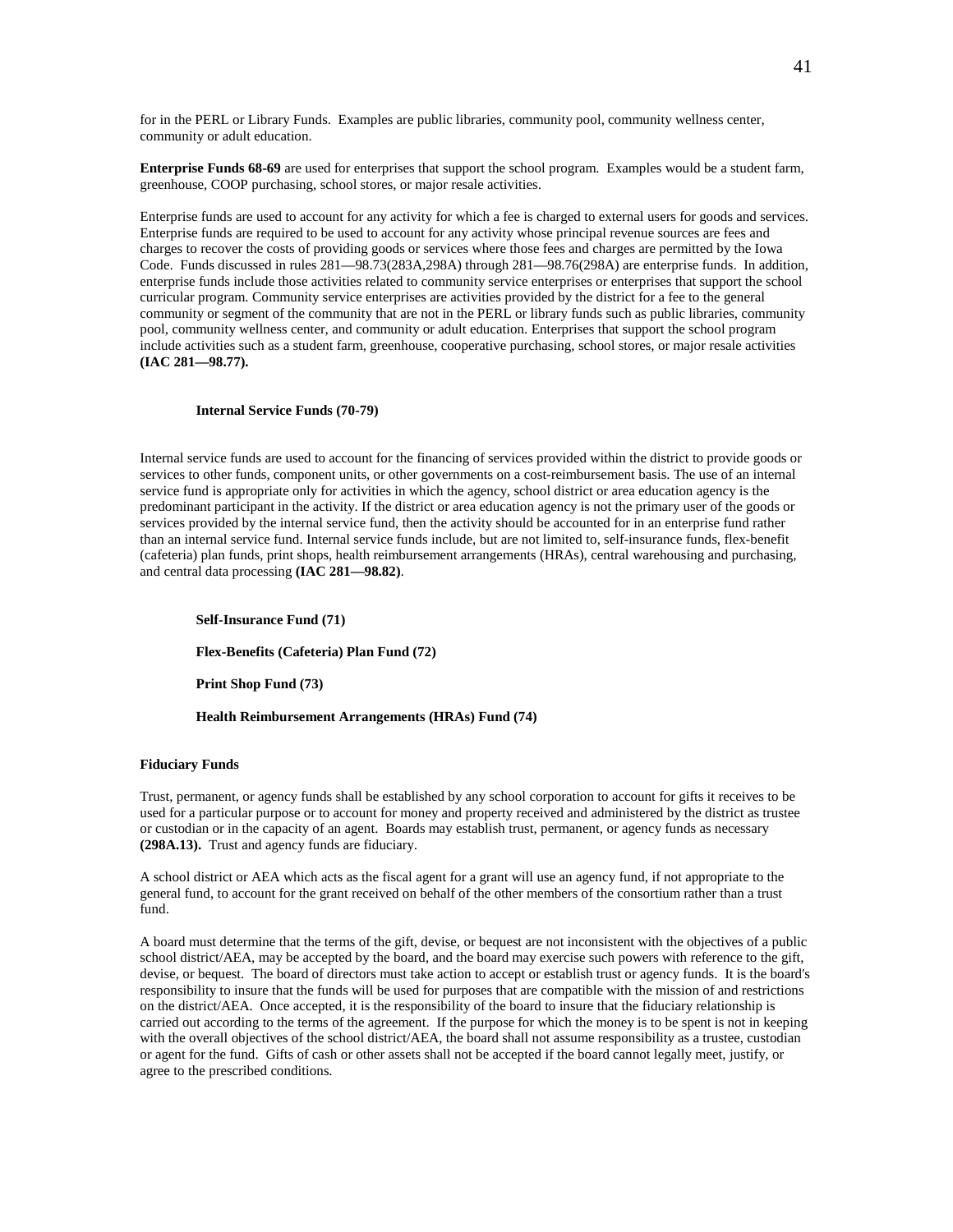for in the PERL or Library Funds. Examples are public libraries, community pool, community wellness center, community or adult education.

**Enterprise Funds 68-69** are used for enterprises that support the school program. Examples would be a student farm, greenhouse, COOP purchasing, school stores, or major resale activities.

Enterprise funds are used to account for any activity for which a fee is charged to external users for goods and services. Enterprise funds are required to be used to account for any activity whose principal revenue sources are fees and charges to recover the costs of providing goods or services where those fees and charges are permitted by the Iowa Code. Funds discussed in rules 281—98.73(283A,298A) through 281—98.76(298A) are enterprise funds. In addition, enterprise funds include those activities related to community service enterprises or enterprises that support the school curricular program. Community service enterprises are activities provided by the district for a fee to the general community or segment of the community that are not in the PERL or library funds such as public libraries, community pool, community wellness center, and community or adult education. Enterprises that support the school program include activities such as a student farm, greenhouse, cooperative purchasing, school stores, or major resale activities **(IAC 281—98.77).**

**Internal Service Funds (70-79)**

Internal service funds are used to account for the financing of services provided within the district to provide goods or services to other funds, component units, or other governments on a cost-reimbursement basis. The use of an internal service fund is appropriate only for activities in which the agency, school district or area education agency is the predominant participant in the activity. If the district or area education agency is not the primary user of the goods or services provided by the internal service fund, then the activity should be accounted for in an enterprise fund rather than an internal service fund. Internal service funds include, but are not limited to, self-insurance funds, flex-benefit (cafeteria) plan funds, print shops, health reimbursement arrangements (HRAs), central warehousing and purchasing, and central data processing **(IAC 281—98.82)**.

**Self-Insurance Fund (71)**

**Flex-Benefits (Cafeteria) Plan Fund (72)**

**Print Shop Fund (73)**

**Health Reimbursement Arrangements (HRAs) Fund (74)**

**Fiduciary Funds**

Trust, permanent, or agency funds shall be established by any school corporation to account for gifts it receives to be used for a particular purpose or to account for money and property received and administered by the district as trustee or custodian or in the capacity of an agent. Boards may establish trust, permanent, or agency funds as necessary **(298A.13).** Trust and agency funds are fiduciary.

A school district or AEA which acts as the fiscal agent for a grant will use an agency fund, if not appropriate to the general fund, to account for the grant received on behalf of the other members of the consortium rather than a trust fund.

A board must determine that the terms of the gift, devise, or bequest are not inconsistent with the objectives of a public school district/AEA, may be accepted by the board, and the board may exercise such powers with reference to the gift, devise, or bequest. The board of directors must take action to accept or establish trust or agency funds. It is the board's responsibility to insure that the funds will be used for purposes that are compatible with the mission of and restrictions on the district/AEA. Once accepted, it is the responsibility of the board to insure that the fiduciary relationship is carried out according to the terms of the agreement. If the purpose for which the money is to be spent is not in keeping with the overall objectives of the school district/AEA, the board shall not assume responsibility as a trustee, custodian or agent for the fund. Gifts of cash or other assets shall not be accepted if the board cannot legally meet, justify, or agree to the prescribed conditions.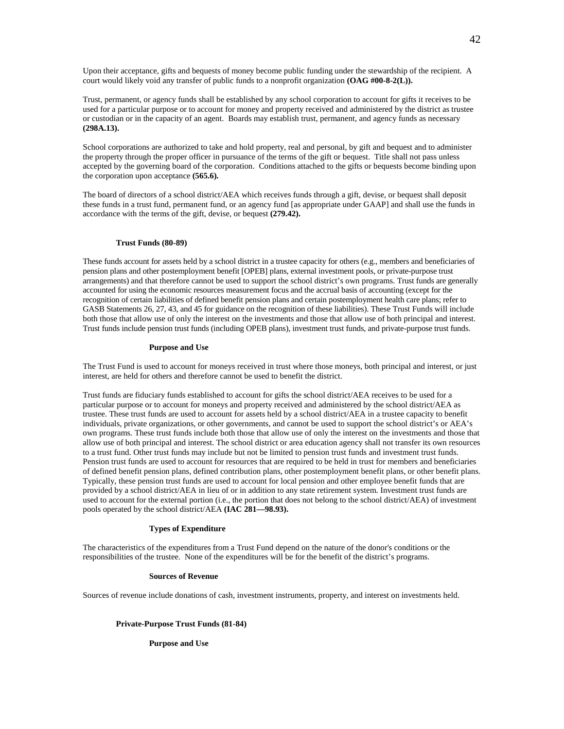Upon their acceptance, gifts and bequests of money become public funding under the stewardship of the recipient. A court would likely void any transfer of public funds to a nonprofit organization **(OAG #00-8-2(L)).**

Trust, permanent, or agency funds shall be established by any school corporation to account for gifts it receives to be used for a particular purpose or to account for money and property received and administered by the district as trustee or custodian or in the capacity of an agent. Boards may establish trust, permanent, and agency funds as necessary **(298A.13).**

School corporations are authorized to take and hold property, real and personal, by gift and bequest and to administer the property through the proper officer in pursuance of the terms of the gift or bequest. Title shall not pass unless accepted by the governing board of the corporation. Conditions attached to the gifts or bequests become binding upon the corporation upon acceptance **(565.6).**

The board of directors of a school district/AEA which receives funds through a gift, devise, or bequest shall deposit these funds in a trust fund, permanent fund, or an agency fund [as appropriate under GAAP] and shall use the funds in accordance with the terms of the gift, devise, or bequest **(279.42).**

### Trust Funds (80-89)

These funds account for assets held by a school district in a trustee capacity for others (e.g., members and beneficiaries of pension plans and other postemployment benefit [OPEB] plans, external investment pools, or private-purpose trust arrangements) and that therefore cannot be used to support the school district's own programs. Trust funds are generally accounted for using the economic resources measurement focus and the accrual basis of accounting (except for the recognition of certain liabilities of defined benefit pension plans and certain postemployment health care plans; refer to GASB Statements 26, 27, 43, and 45 for guidance on the recognition of these liabilities). These Trust Funds will include both those that allow use of only the interest on the investments and those that allow use of both principal and interest. Trust funds include pension trust funds (including OPEB plans), investment trust funds, and private-purpose trust funds.

#### Purpose and Use

The Trust Fund is used to account for moneys received in trust where those moneys, both principal and interest, or just interest, are held for others and therefore cannot be used to benefit the district.

Trust funds are fiduciary funds established to account for gifts the school district/AEA receives to be used for a particular purpose or to account for moneys and property received and administered by the school district/AEA as trustee. These trust funds are used to account for assets held by a school district/AEA in a trustee capacity to benefit individuals, private organizations, or other governments, and cannot be used to support the school district's or AEA's own programs. These trust funds include both those that allow use of only the interest on the investments and those that allow use of both principal and interest. The school district or area education agency shall not transfer its own resources to a trust fund. Other trust funds may include but not be limited to pension trust funds and investment trust funds. Pension trust funds are used to account for resources that are required to be held in trust for members and beneficiaries of defined benefit pension plans, defined contribution plans, other postemployment benefit plans, or other benefit plans. Typically, these pension trust funds are used to account for local pension and other employee benefit funds that are provided by a school district/AEA in lieu of or in addition to any state retirement system. Investment trust funds are used to account for the external portion (i.e., the portion that does not belong to the school district/AEA) of investment pools operated by the school district/AEA **(IAC 281—98.93).**

#### Types of Expenditure

The characteristics of the expenditures from a Trust Fund depend on the nature of the donor's conditions or the responsibilities of the trustee. None of the expenditures will be for the benefit of the district's programs.

#### Sources of Revenue

Sources of revenue include donations of cash, investment instruments, property, and interest on investments held.

### Private-Purpose Trust Funds (81-84)

#### Purpose and Use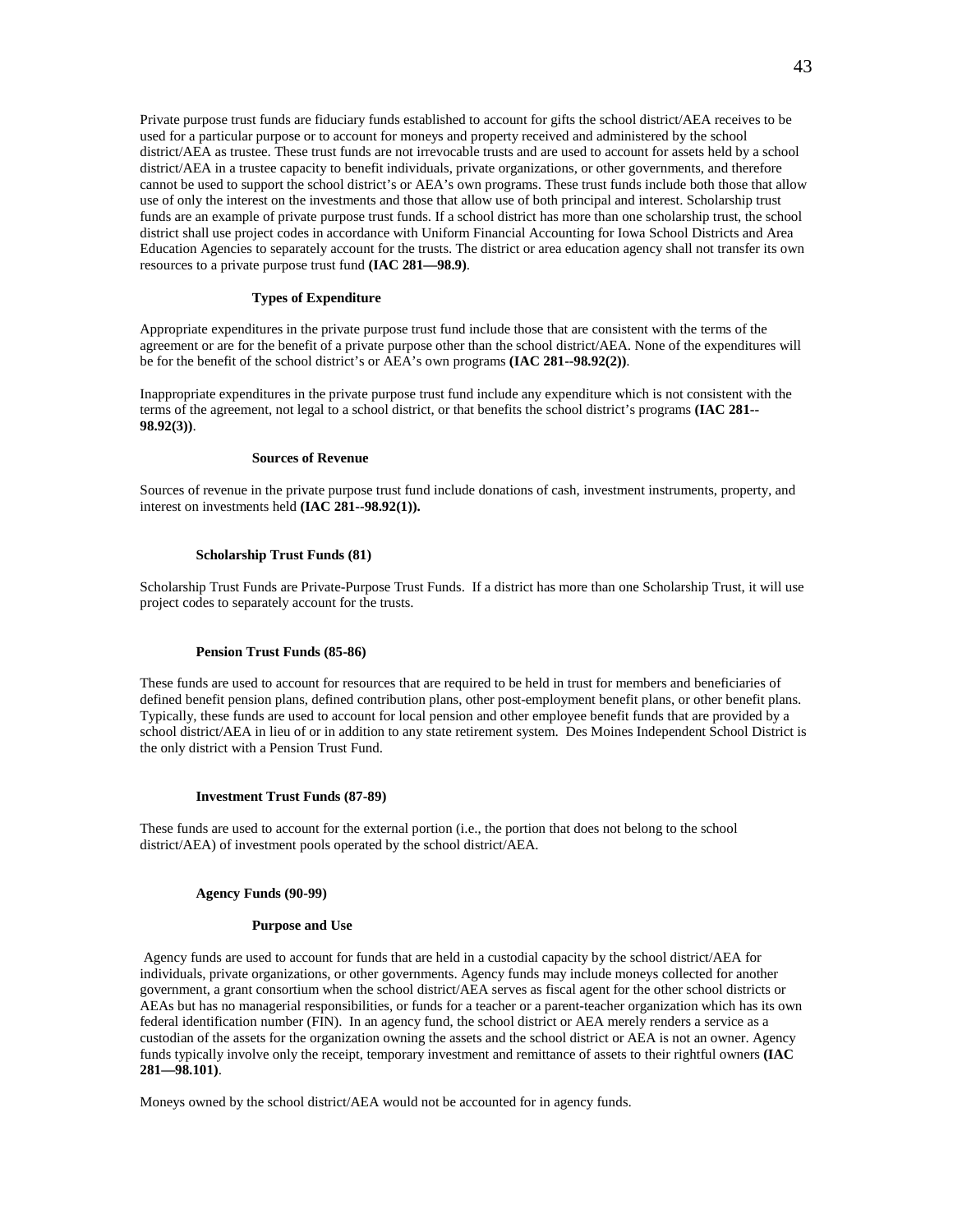Private purpose trust funds are fiduciary funds established to account for gifts the school district/AEA receives to be used for a particular purpose or to account for moneys and property received and administered by the school district/AEA as trustee. These trust funds are not irrevocable trusts and are used to account for assets held by a school district/AEA in a trustee capacity to benefit individuals, private organizations, or other governments, and therefore cannot be used to support the school district's or AEA's own programs. These trust funds include both those that allow use of only the interest on the investments and those that allow use of both principal and interest. Scholarship trust funds are an example of private purpose trust funds. If a school district has more than one scholarship trust, the school district shall use project codes in accordance with Uniform Financial Accounting for Iowa School Districts and Area Education Agencies to separately account for the trusts. The district or area education agency shall not transfer its own resources to a private purpose trust fund **(IAC 281—98.9)**.

#### Types of Expenditure

Appropriate expenditures in the private purpose trust fund include those that are consistent with the terms of the agreement or are for the benefit of a private purpose other than the school district/AEA. None of the expenditures will be for the benefit of the school district's or AEA's own programs **(IAC 281--98.92(2))**.

Inappropriate expenditures in the private purpose trust fund include any expenditure which is not consistent with the terms of the agreement, not legal to a school district, or that benefits the school district's programs **(IAC 281--98.92(3))**.

#### Sources of Revenue

Sources of revenue in the private purpose trust fund include donations of cash, investment instruments, property, and interest on investments held **(IAC 281--98.92(1)).**

### Scholarship Trust Funds (81)

Scholarship Trust Funds are Private-Purpose Trust Funds. If a district has more than one Scholarship Trust, it will use project codes to separately account for the trusts.

### Pension Trust Funds (85-86)

These funds are used to account for resources that are required to be held in trust for members and beneficiaries of defined benefit pension plans, defined contribution plans, other post-employment benefit plans, or other benefit plans. Typically, these funds are used to account for local pension and other employee benefit funds that are provided by a school district/AEA in lieu of or in addition to any state retirement system. Des Moines Independent School District is the only district with a Pension Trust Fund.

### Investment Trust Funds (87-89)

These funds are used to account for the external portion (i.e., the portion that does not belong to the school district/AEA) of investment pools operated by the school district/AEA.

### Agency Funds (90-99)

#### Purpose and Use

Agency funds are used to account for funds that are held in a custodial capacity by the school district/AEA for individuals, private organizations, or other governments. Agency funds may include moneys collected for another government, a grant consortium when the school district/AEA serves as fiscal agent for the other school districts or AEAs but has no managerial responsibilities, or funds for a teacher or a parent-teacher organization which has its own federal identification number (FIN). In an agency fund, the school district or AEA merely renders a service as a custodian of the assets for the organization owning the assets and the school district or AEA is not an owner. Agency funds typically involve only the receipt, temporary investment and remittance of assets to their rightful owners **(IAC 281—98.101)**.

Moneys owned by the school district/AEA would not be accounted for in agency funds.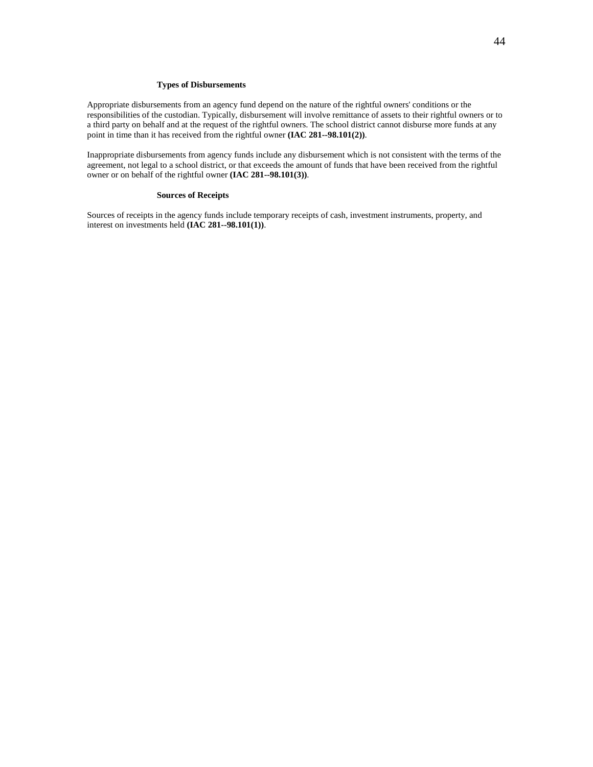### Types of Disbursements

Appropriate disbursements from an agency fund depend on the nature of the rightful owners' conditions or the responsibilities of the custodian. Typically, disbursement will involve remittance of assets to their rightful owners or to a third party on behalf and at the request of the rightful owners. The school district cannot disburse more funds at any point in time than it has received from the rightful owner **(IAC 281--98.101(2))**.

Inappropriate disbursements from agency funds include any disbursement which is not consistent with the terms of the agreement, not legal to a school district, or that exceeds the amount of funds that have been received from the rightful owner or on behalf of the rightful owner **(IAC 281--98.101(3))**.

### Sources of Receipts

Sources of receipts in the agency funds include temporary receipts of cash, investment instruments, property, and interest on investments held **(IAC 281--98.101(1))**.